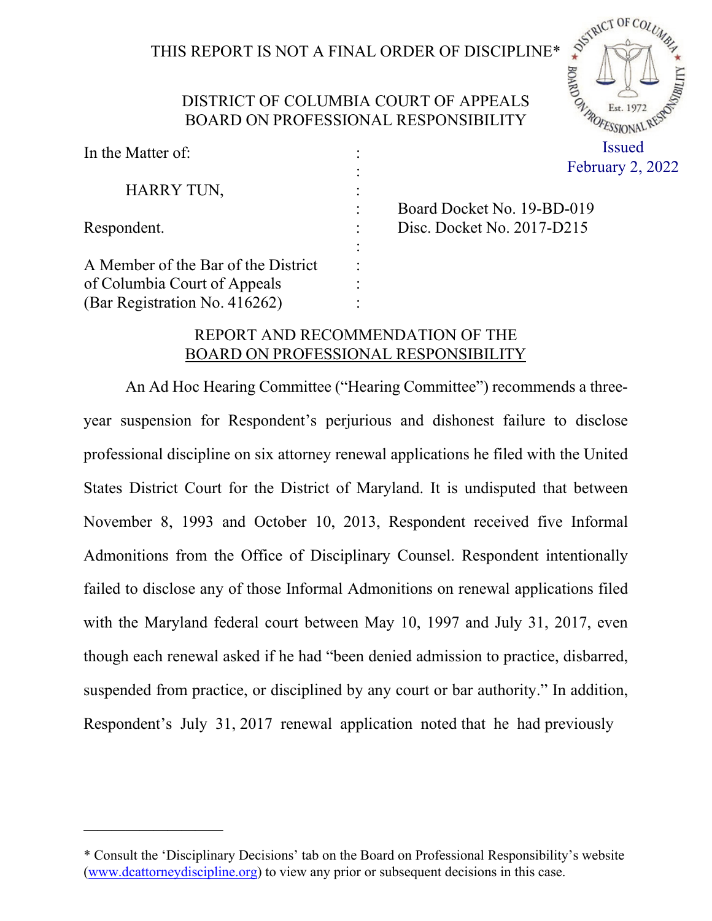THIS REPORT IS NOT A FINAL ORDER OF DISCIPLINE*

DISTRICT OF COLUMBIA COURT OF APPEALS
BOARD ON PROFESSIONAL RESPONSIBILITY

Issued
February 2, 2022

In the Matter of:

HARRY TUN,

Respondent.

A Member of the Bar of the District of Columbia Court of Appeals
(Bar Registration No. 416262)

Board Docket No. 19-BD-019
Disc. Docket No. 2017-D215

## REPORT AND RECOMMENDATION OF THE BOARD ON PROFESSIONAL RESPONSIBILITY

An Ad Hoc Hearing Committee ("Hearing Committee") recommends a three-year suspension for Respondent's perjurious and dishonest failure to disclose professional discipline on six attorney renewal applications he filed with the United States District Court for the District of Maryland. It is undisputed that between November 8, 1993 and October 10, 2013, Respondent received five Informal Admonitions from the Office of Disciplinary Counsel. Respondent intentionally failed to disclose any of those Informal Admonitions on renewal applications filed with the Maryland federal court between May 10, 1997 and July 31, 2017, even though each renewal asked if he had "been denied admission to practice, disbarred, suspended from practice, or disciplined by any court or bar authority." In addition, Respondent's July 31, 2017 renewal application noted that he had previously

---

* Consult the 'Disciplinary Decisions' tab on the Board on Professional Responsibility's website (www.dcattorneydiscipline.org) to view any prior or subsequent decisions in this case.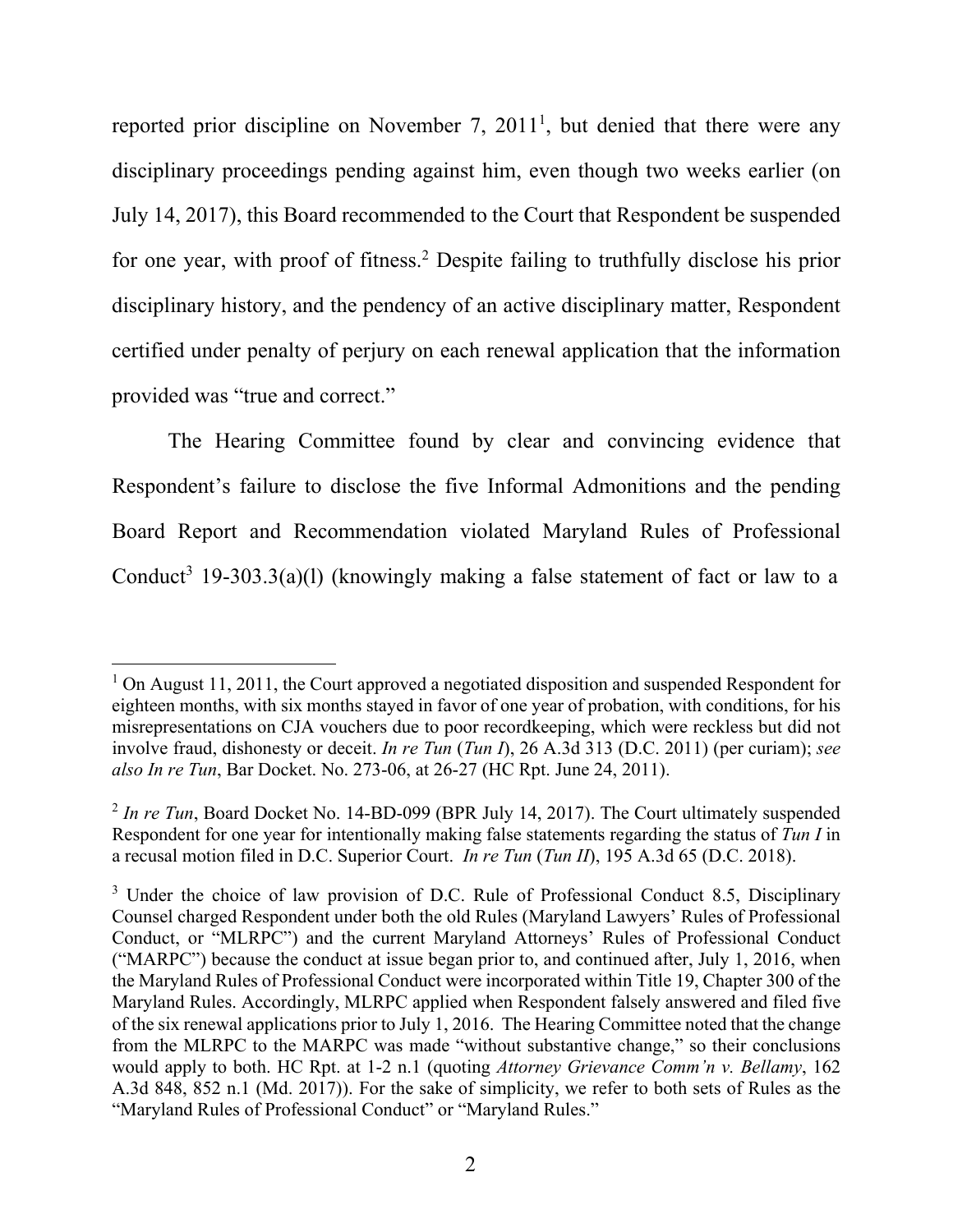reported prior discipline on November 7, 2011[1], but denied that there were any disciplinary proceedings pending against him, even though two weeks earlier (on July 14, 2017), this Board recommended to the Court that Respondent be suspended for one year, with proof of fitness.[2] Despite failing to truthfully disclose his prior disciplinary history, and the pendency of an active disciplinary matter, Respondent certified under penalty of perjury on each renewal application that the information provided was "true and correct."

The Hearing Committee found by clear and convincing evidence that Respondent's failure to disclose the five Informal Admonitions and the pending Board Report and Recommendation violated Maryland Rules of Professional Conduct[3] 19-303.3(a)(l) (knowingly making a false statement of fact or law to a

---

[1] On August 11, 2011, the Court approved a negotiated disposition and suspended Respondent for eighteen months, with six months stayed in favor of one year of probation, with conditions, for his misrepresentations on CJA vouchers due to poor recordkeeping, which were reckless but did not involve fraud, dishonesty or deceit. *In re Tun* (*Tun I*), 26 A.3d 313 (D.C. 2011) (per curiam); *see also In re Tun*, Bar Docket. No. 273-06, at 26-27 (HC Rpt. June 24, 2011).

[2] *In re Tun*, Board Docket No. 14-BD-099 (BPR July 14, 2017). The Court ultimately suspended Respondent for one year for intentionally making false statements regarding the status of *Tun I* in a recusal motion filed in D.C. Superior Court. *In re Tun* (*Tun II*), 195 A.3d 65 (D.C. 2018).

[3] Under the choice of law provision of D.C. Rule of Professional Conduct 8.5, Disciplinary Counsel charged Respondent under both the old Rules (Maryland Lawyers' Rules of Professional Conduct, or "MLRPC") and the current Maryland Attorneys' Rules of Professional Conduct ("MARPC") because the conduct at issue began prior to, and continued after, July 1, 2016, when the Maryland Rules of Professional Conduct were incorporated within Title 19, Chapter 300 of the Maryland Rules. Accordingly, MLRPC applied when Respondent falsely answered and filed five of the six renewal applications prior to July 1, 2016. The Hearing Committee noted that the change from the MLRPC to the MARPC was made "without substantive change," so their conclusions would apply to both. HC Rpt. at 1-2 n.1 (quoting *Attorney Grievance Comm'n v. Bellamy*, 162 A.3d 848, 852 n.1 (Md. 2017)). For the sake of simplicity, we refer to both sets of Rules as the "Maryland Rules of Professional Conduct" or "Maryland Rules."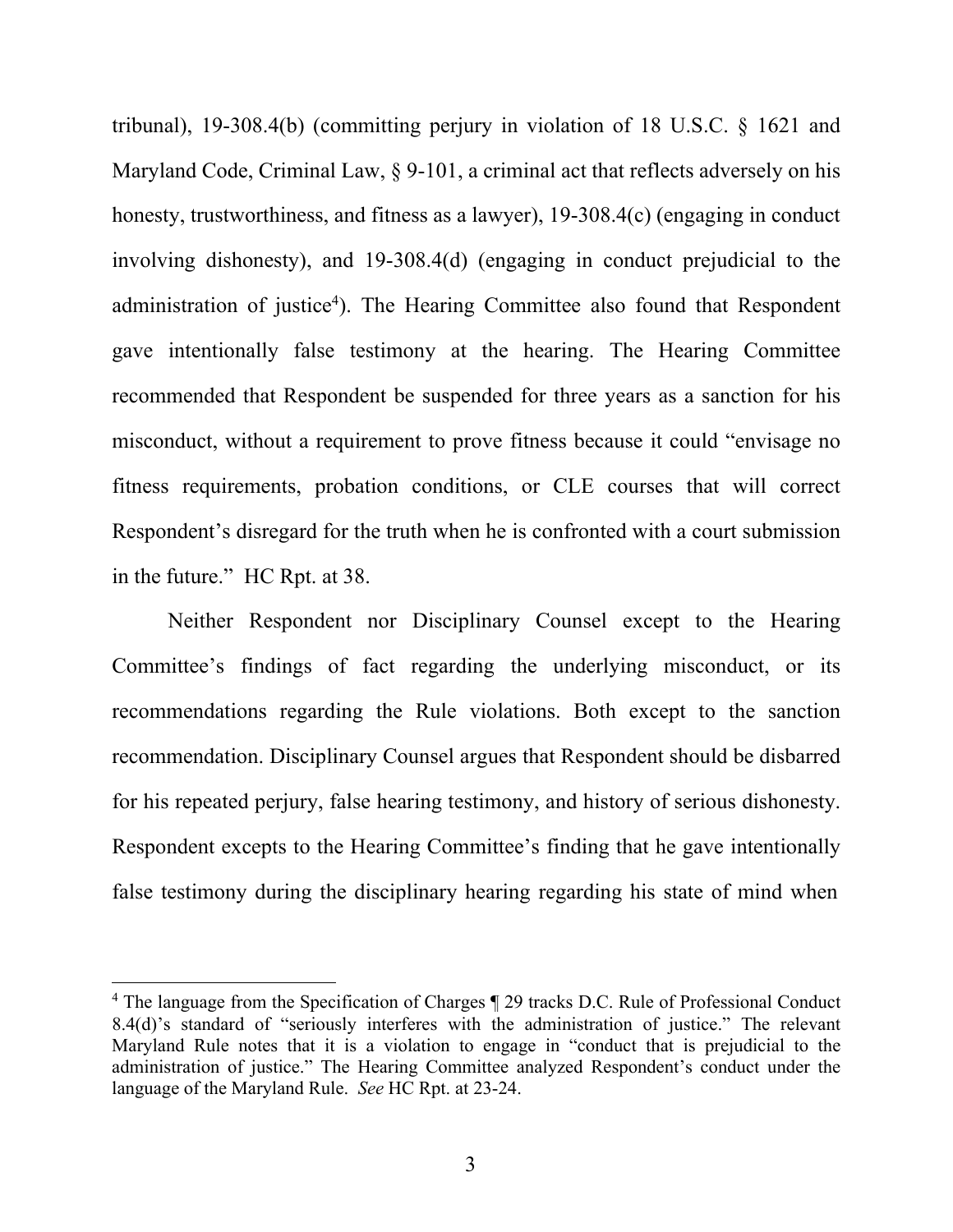tribunal), 19-308.4(b) (committing perjury in violation of 18 U.S.C. § 1621 and Maryland Code, Criminal Law, § 9-101, a criminal act that reflects adversely on his honesty, trustworthiness, and fitness as a lawyer), 19-308.4(c) (engaging in conduct involving dishonesty), and 19-308.4(d) (engaging in conduct prejudicial to the administration of justice[4]). The Hearing Committee also found that Respondent gave intentionally false testimony at the hearing. The Hearing Committee recommended that Respondent be suspended for three years as a sanction for his misconduct, without a requirement to prove fitness because it could "envisage no fitness requirements, probation conditions, or CLE courses that will correct Respondent's disregard for the truth when he is confronted with a court submission in the future." HC Rpt. at 38.

Neither Respondent nor Disciplinary Counsel except to the Hearing Committee's findings of fact regarding the underlying misconduct, or its recommendations regarding the Rule violations. Both except to the sanction recommendation. Disciplinary Counsel argues that Respondent should be disbarred for his repeated perjury, false hearing testimony, and history of serious dishonesty. Respondent excepts to the Hearing Committee's finding that he gave intentionally false testimony during the disciplinary hearing regarding his state of mind when

[4] The language from the Specification of Charges ¶ 29 tracks D.C. Rule of Professional Conduct 8.4(d)'s standard of "seriously interferes with the administration of justice." The relevant Maryland Rule notes that it is a violation to engage in "conduct that is prejudicial to the administration of justice." The Hearing Committee analyzed Respondent's conduct under the language of the Maryland Rule. *See* HC Rpt. at 23-24.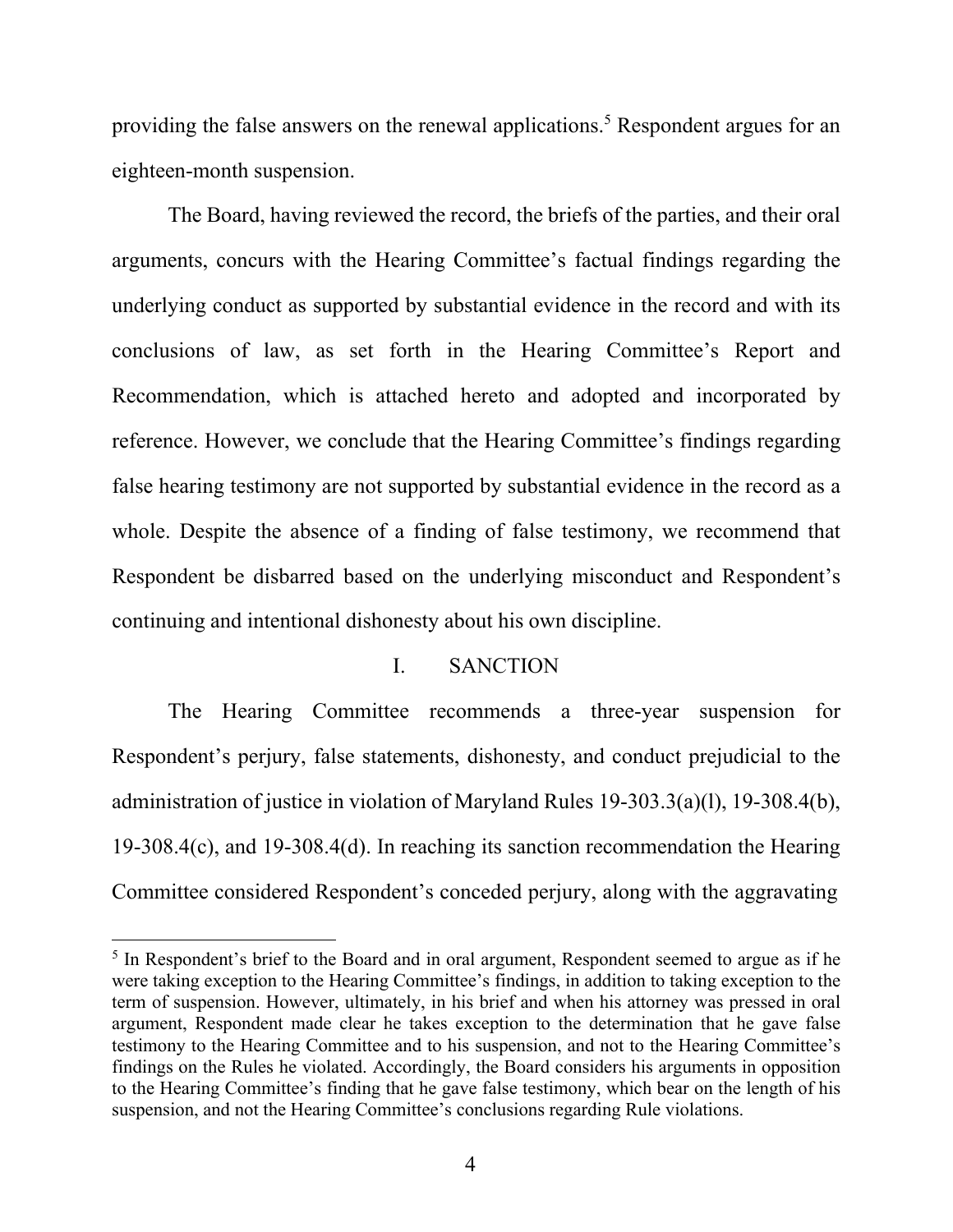providing the false answers on the renewal applications.[5] Respondent argues for an eighteen-month suspension.

The Board, having reviewed the record, the briefs of the parties, and their oral arguments, concurs with the Hearing Committee's factual findings regarding the underlying conduct as supported by substantial evidence in the record and with its conclusions of law, as set forth in the Hearing Committee's Report and Recommendation, which is attached hereto and adopted and incorporated by reference. However, we conclude that the Hearing Committee's findings regarding false hearing testimony are not supported by substantial evidence in the record as a whole. Despite the absence of a finding of false testimony, we recommend that Respondent be disbarred based on the underlying misconduct and Respondent's continuing and intentional dishonesty about his own discipline.

## I. SANCTION

The Hearing Committee recommends a three-year suspension for Respondent's perjury, false statements, dishonesty, and conduct prejudicial to the administration of justice in violation of Maryland Rules 19-303.3(a)(l), 19-308.4(b), 19-308.4(c), and 19-308.4(d). In reaching its sanction recommendation the Hearing Committee considered Respondent's conceded perjury, along with the aggravating

---

[5] In Respondent's brief to the Board and in oral argument, Respondent seemed to argue as if he were taking exception to the Hearing Committee's findings, in addition to taking exception to the term of suspension. However, ultimately, in his brief and when his attorney was pressed in oral argument, Respondent made clear he takes exception to the determination that he gave false testimony to the Hearing Committee and to his suspension, and not to the Hearing Committee's findings on the Rules he violated. Accordingly, the Board considers his arguments in opposition to the Hearing Committee's finding that he gave false testimony, which bear on the length of his suspension, and not the Hearing Committee's conclusions regarding Rule violations.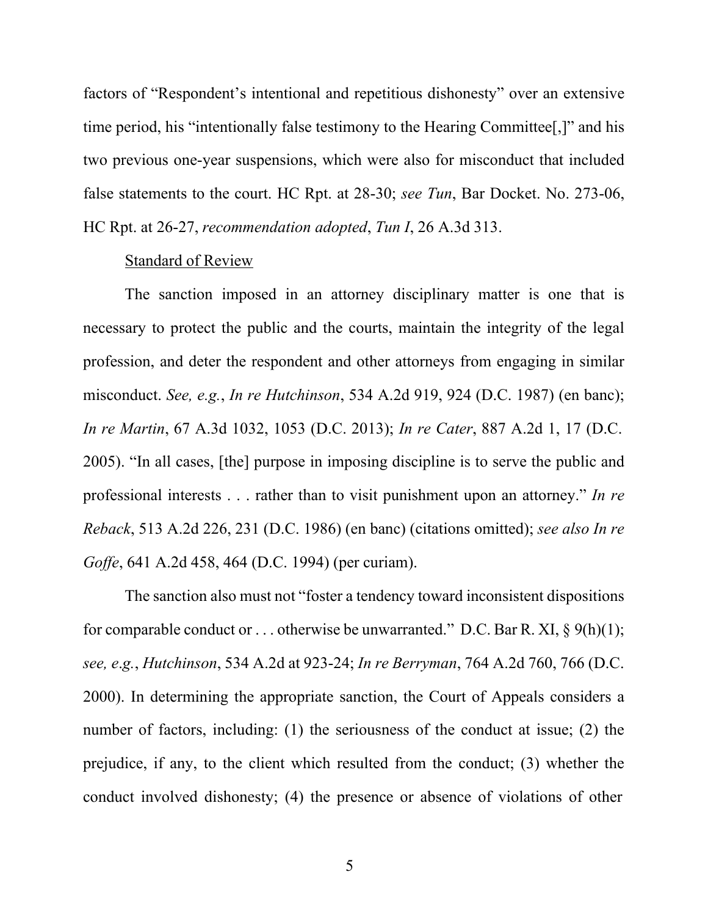factors of "Respondent's intentional and repetitious dishonesty" over an extensive time period, his "intentionally false testimony to the Hearing Committee[,]" and his two previous one-year suspensions, which were also for misconduct that included false statements to the court. HC Rpt. at 28-30; *see Tun*, Bar Docket. No. 273-06, HC Rpt. at 26-27, *recommendation adopted*, *Tun I*, 26 A.3d 313.

Standard of Review

The sanction imposed in an attorney disciplinary matter is one that is necessary to protect the public and the courts, maintain the integrity of the legal profession, and deter the respondent and other attorneys from engaging in similar misconduct. *See, e.g.*, *In re Hutchinson*, 534 A.2d 919, 924 (D.C. 1987) (en banc); *In re Martin*, 67 A.3d 1032, 1053 (D.C. 2013); *In re Cater*, 887 A.2d 1, 17 (D.C. 2005). "In all cases, [the] purpose in imposing discipline is to serve the public and professional interests . . . rather than to visit punishment upon an attorney." *In re Reback*, 513 A.2d 226, 231 (D.C. 1986) (en banc) (citations omitted); *see also In re Goffe*, 641 A.2d 458, 464 (D.C. 1994) (per curiam).

The sanction also must not "foster a tendency toward inconsistent dispositions for comparable conduct or . . . otherwise be unwarranted." D.C. Bar R. XI, § 9(h)(1); *see, e.g.*, *Hutchinson*, 534 A.2d at 923-24; *In re Berryman*, 764 A.2d 760, 766 (D.C. 2000). In determining the appropriate sanction, the Court of Appeals considers a number of factors, including: (1) the seriousness of the conduct at issue; (2) the prejudice, if any, to the client which resulted from the conduct; (3) whether the conduct involved dishonesty; (4) the presence or absence of violations of other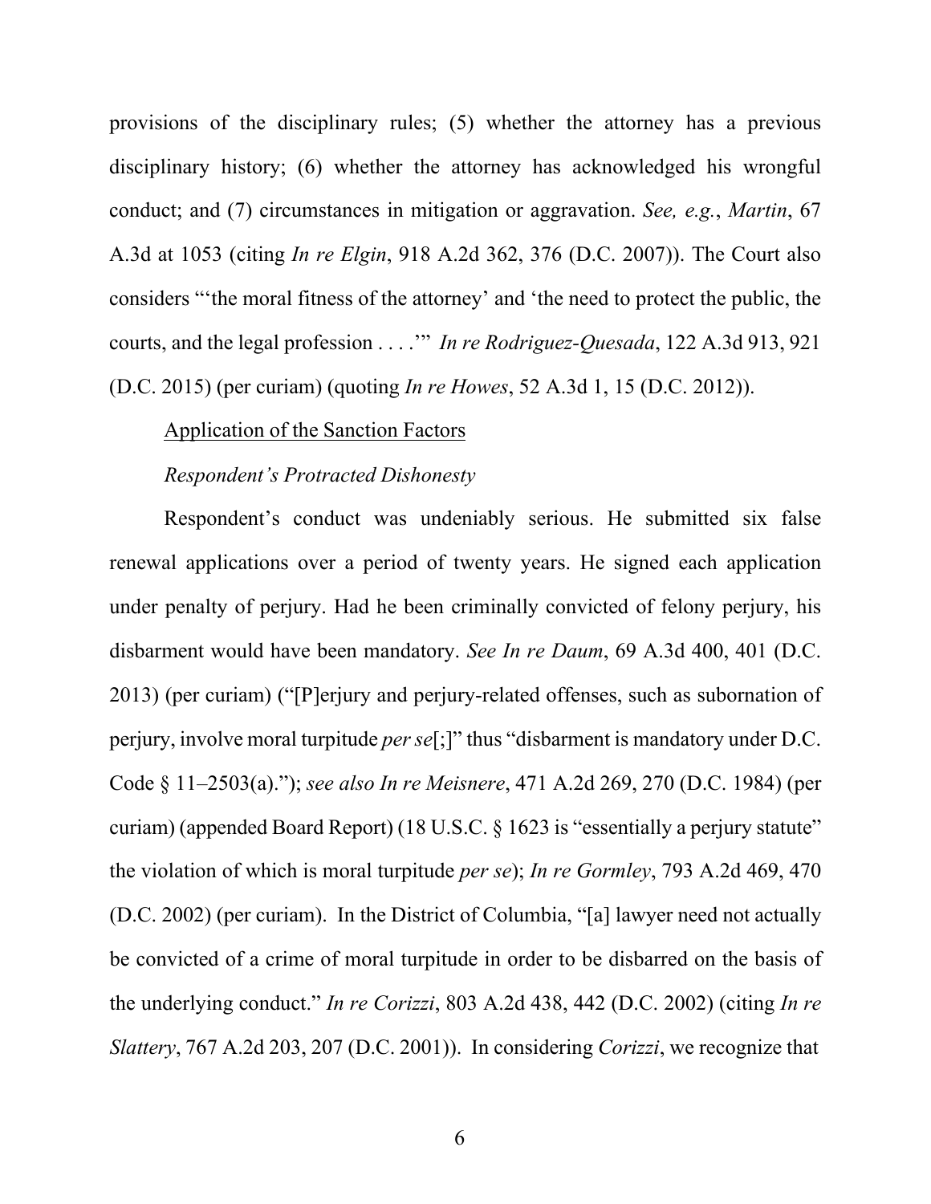provisions of the disciplinary rules; (5) whether the attorney has a previous disciplinary history; (6) whether the attorney has acknowledged his wrongful conduct; and (7) circumstances in mitigation or aggravation. *See, e.g.*, *Martin*, 67 A.3d at 1053 (citing *In re Elgin*, 918 A.2d 362, 376 (D.C. 2007)). The Court also considers "'the moral fitness of the attorney' and 'the need to protect the public, the courts, and the legal profession . . . .'" *In re Rodriguez-Quesada*, 122 A.3d 913, 921 (D.C. 2015) (per curiam) (quoting *In re Howes*, 52 A.3d 1, 15 (D.C. 2012)).

<u>Application of the Sanction Factors</u>

*Respondent's Protracted Dishonesty*

Respondent's conduct was undeniably serious. He submitted six false renewal applications over a period of twenty years. He signed each application under penalty of perjury. Had he been criminally convicted of felony perjury, his disbarment would have been mandatory. *See In re Daum*, 69 A.3d 400, 401 (D.C. 2013) (per curiam) ("[P]erjury and perjury-related offenses, such as subornation of perjury, involve moral turpitude *per se*[;]" thus "disbarment is mandatory under D.C. Code § 11–2503(a)."); *see also In re Meisnere*, 471 A.2d 269, 270 (D.C. 1984) (per curiam) (appended Board Report) (18 U.S.C. § 1623 is "essentially a perjury statute" the violation of which is moral turpitude *per se*); *In re Gormley*, 793 A.2d 469, 470 (D.C. 2002) (per curiam). In the District of Columbia, "[a] lawyer need not actually be convicted of a crime of moral turpitude in order to be disbarred on the basis of the underlying conduct." *In re Corizzi*, 803 A.2d 438, 442 (D.C. 2002) (citing *In re Slattery*, 767 A.2d 203, 207 (D.C. 2001)). In considering *Corizzi*, we recognize that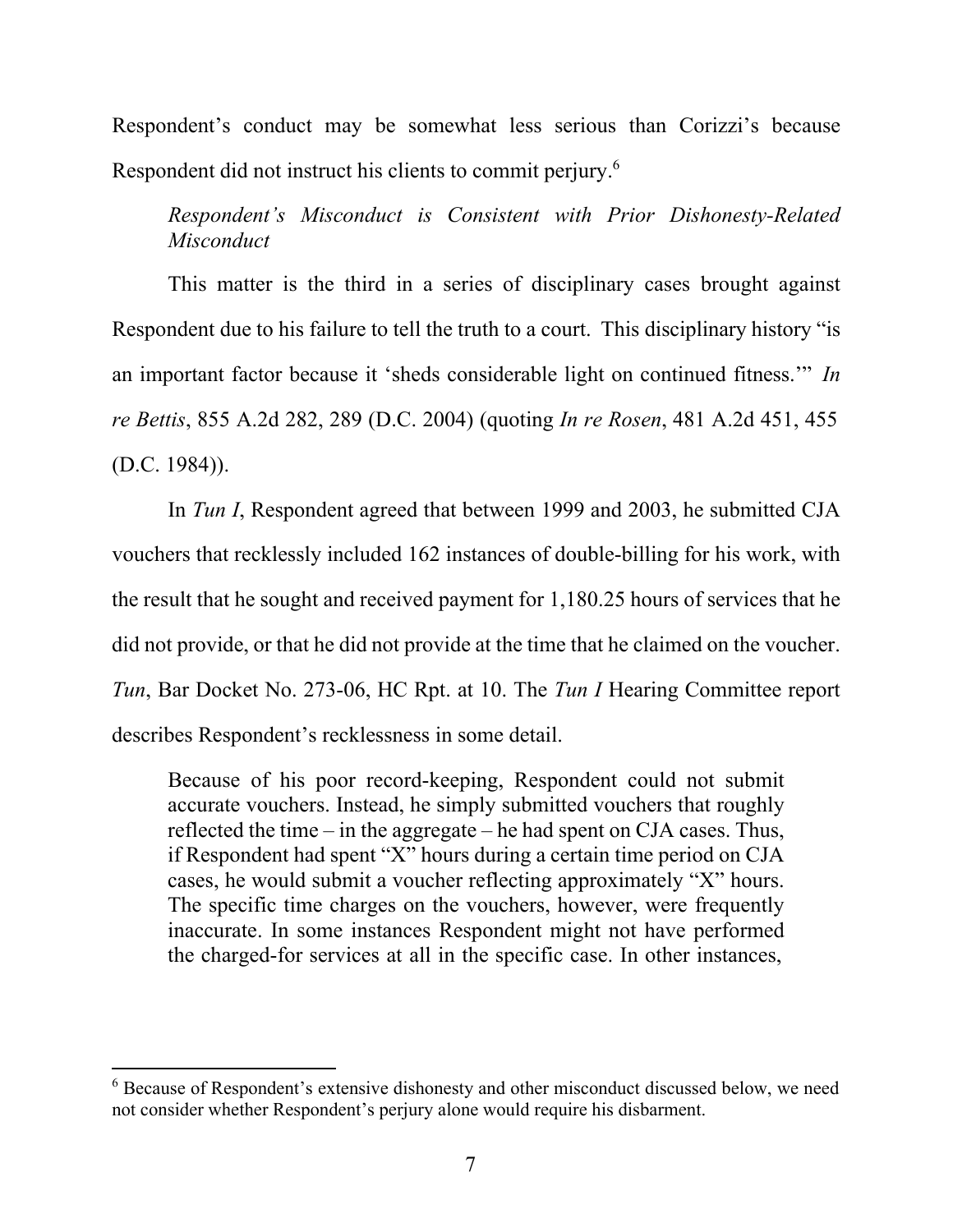Respondent's conduct may be somewhat less serious than Corizzi's because Respondent did not instruct his clients to commit perjury.[6]

*Respondent's Misconduct is Consistent with Prior Dishonesty-Related Misconduct*

This matter is the third in a series of disciplinary cases brought against Respondent due to his failure to tell the truth to a court. This disciplinary history "is an important factor because it 'sheds considerable light on continued fitness.'" *In re Bettis*, 855 A.2d 282, 289 (D.C. 2004) (quoting *In re Rosen*, 481 A.2d 451, 455 (D.C. 1984)).

In *Tun I*, Respondent agreed that between 1999 and 2003, he submitted CJA vouchers that recklessly included 162 instances of double-billing for his work, with the result that he sought and received payment for 1,180.25 hours of services that he did not provide, or that he did not provide at the time that he claimed on the voucher. *Tun*, Bar Docket No. 273-06, HC Rpt. at 10. The *Tun I* Hearing Committee report describes Respondent's recklessness in some detail.

> Because of his poor record-keeping, Respondent could not submit accurate vouchers. Instead, he simply submitted vouchers that roughly reflected the time – in the aggregate – he had spent on CJA cases. Thus, if Respondent had spent "X" hours during a certain time period on CJA cases, he would submit a voucher reflecting approximately "X" hours. The specific time charges on the vouchers, however, were frequently inaccurate. In some instances Respondent might not have performed the charged-for services at all in the specific case. In other instances,

[6] Because of Respondent's extensive dishonesty and other misconduct discussed below, we need not consider whether Respondent's perjury alone would require his disbarment.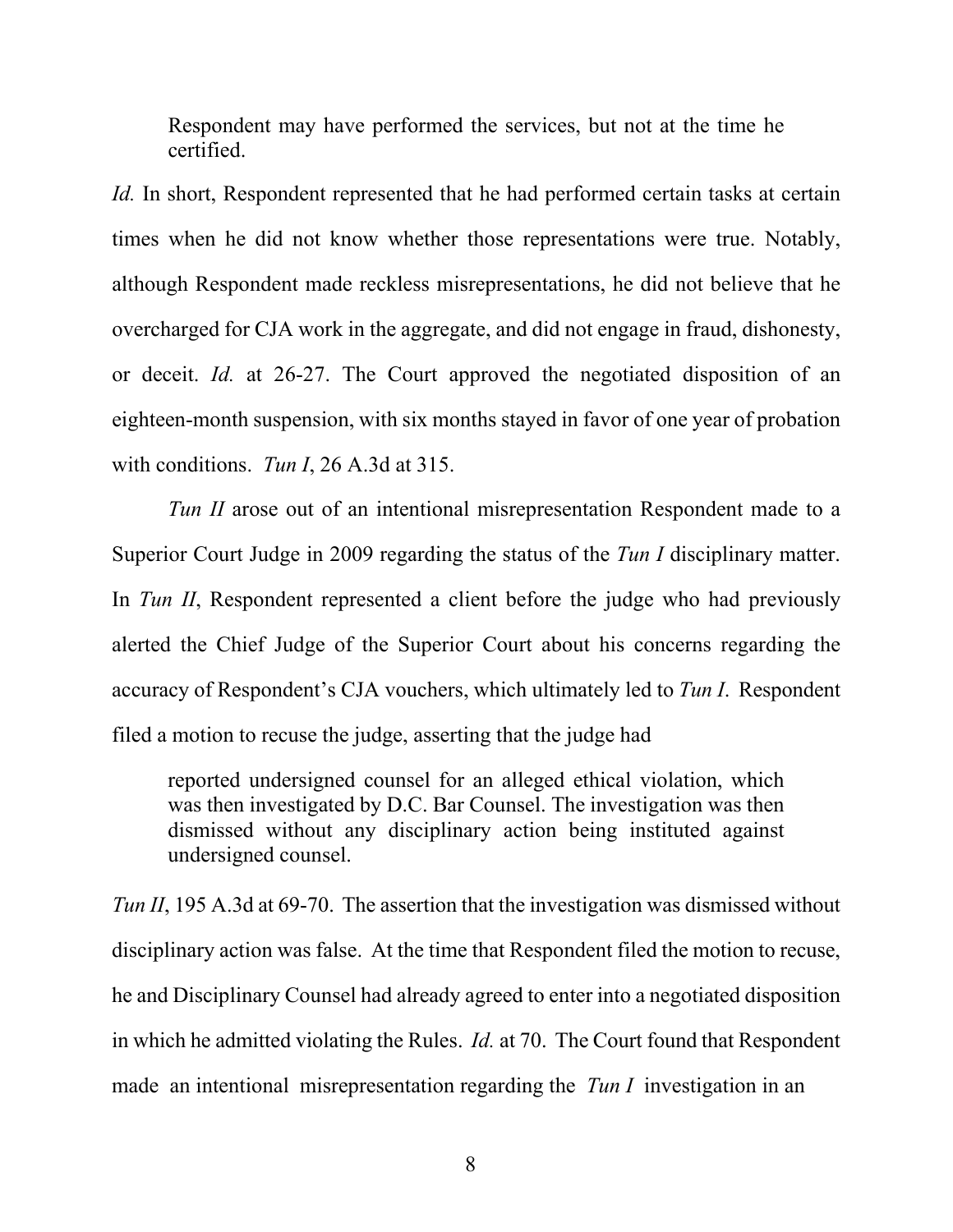> Respondent may have performed the services, but not at the time he certified.

*Id.* In short, Respondent represented that he had performed certain tasks at certain times when he did not know whether those representations were true. Notably, although Respondent made reckless misrepresentations, he did not believe that he overcharged for CJA work in the aggregate, and did not engage in fraud, dishonesty, or deceit. *Id.* at 26-27. The Court approved the negotiated disposition of an eighteen-month suspension, with six months stayed in favor of one year of probation with conditions. *Tun I*, 26 A.3d at 315.

*Tun II* arose out of an intentional misrepresentation Respondent made to a Superior Court Judge in 2009 regarding the status of the *Tun I* disciplinary matter. In *Tun II*, Respondent represented a client before the judge who had previously alerted the Chief Judge of the Superior Court about his concerns regarding the accuracy of Respondent's CJA vouchers, which ultimately led to *Tun I*. Respondent filed a motion to recuse the judge, asserting that the judge had

> reported undersigned counsel for an alleged ethical violation, which was then investigated by D.C. Bar Counsel. The investigation was then dismissed without any disciplinary action being instituted against undersigned counsel.

*Tun II*, 195 A.3d at 69-70. The assertion that the investigation was dismissed without disciplinary action was false. At the time that Respondent filed the motion to recuse, he and Disciplinary Counsel had already agreed to enter into a negotiated disposition in which he admitted violating the Rules. *Id.* at 70. The Court found that Respondent made an intentional misrepresentation regarding the *Tun I* investigation in an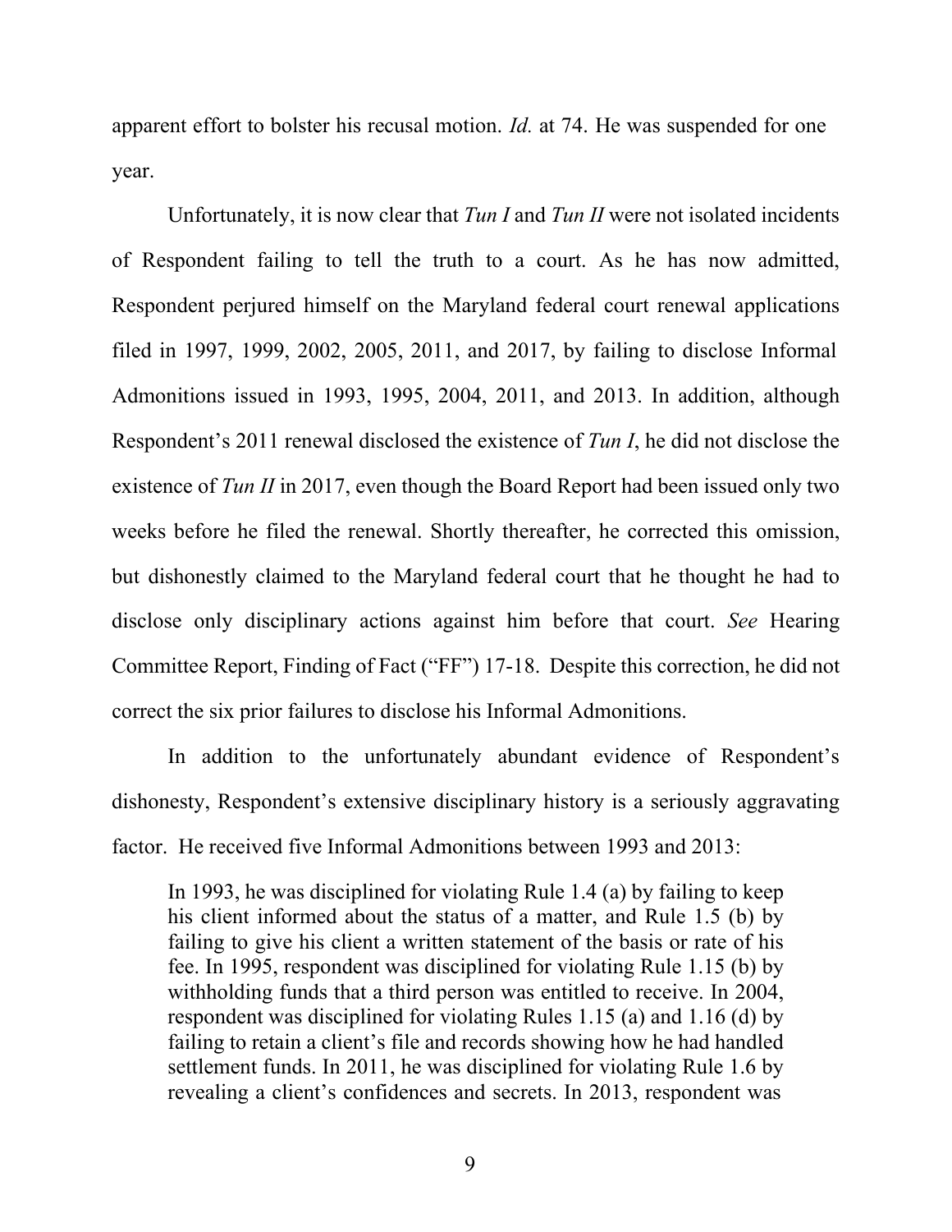apparent effort to bolster his recusal motion. *Id.* at 74. He was suspended for one year.

Unfortunately, it is now clear that *Tun I* and *Tun II* were not isolated incidents of Respondent failing to tell the truth to a court. As he has now admitted, Respondent perjured himself on the Maryland federal court renewal applications filed in 1997, 1999, 2002, 2005, 2011, and 2017, by failing to disclose Informal Admonitions issued in 1993, 1995, 2004, 2011, and 2013. In addition, although Respondent's 2011 renewal disclosed the existence of *Tun I*, he did not disclose the existence of *Tun II* in 2017, even though the Board Report had been issued only two weeks before he filed the renewal. Shortly thereafter, he corrected this omission, but dishonestly claimed to the Maryland federal court that he thought he had to disclose only disciplinary actions against him before that court. *See* Hearing Committee Report, Finding of Fact ("FF") 17-18. Despite this correction, he did not correct the six prior failures to disclose his Informal Admonitions.

In addition to the unfortunately abundant evidence of Respondent's dishonesty, Respondent's extensive disciplinary history is a seriously aggravating factor. He received five Informal Admonitions between 1993 and 2013:

> In 1993, he was disciplined for violating Rule 1.4 (a) by failing to keep his client informed about the status of a matter, and Rule 1.5 (b) by failing to give his client a written statement of the basis or rate of his fee. In 1995, respondent was disciplined for violating Rule 1.15 (b) by withholding funds that a third person was entitled to receive. In 2004, respondent was disciplined for violating Rules 1.15 (a) and 1.16 (d) by failing to retain a client's file and records showing how he had handled settlement funds. In 2011, he was disciplined for violating Rule 1.6 by revealing a client's confidences and secrets. In 2013, respondent was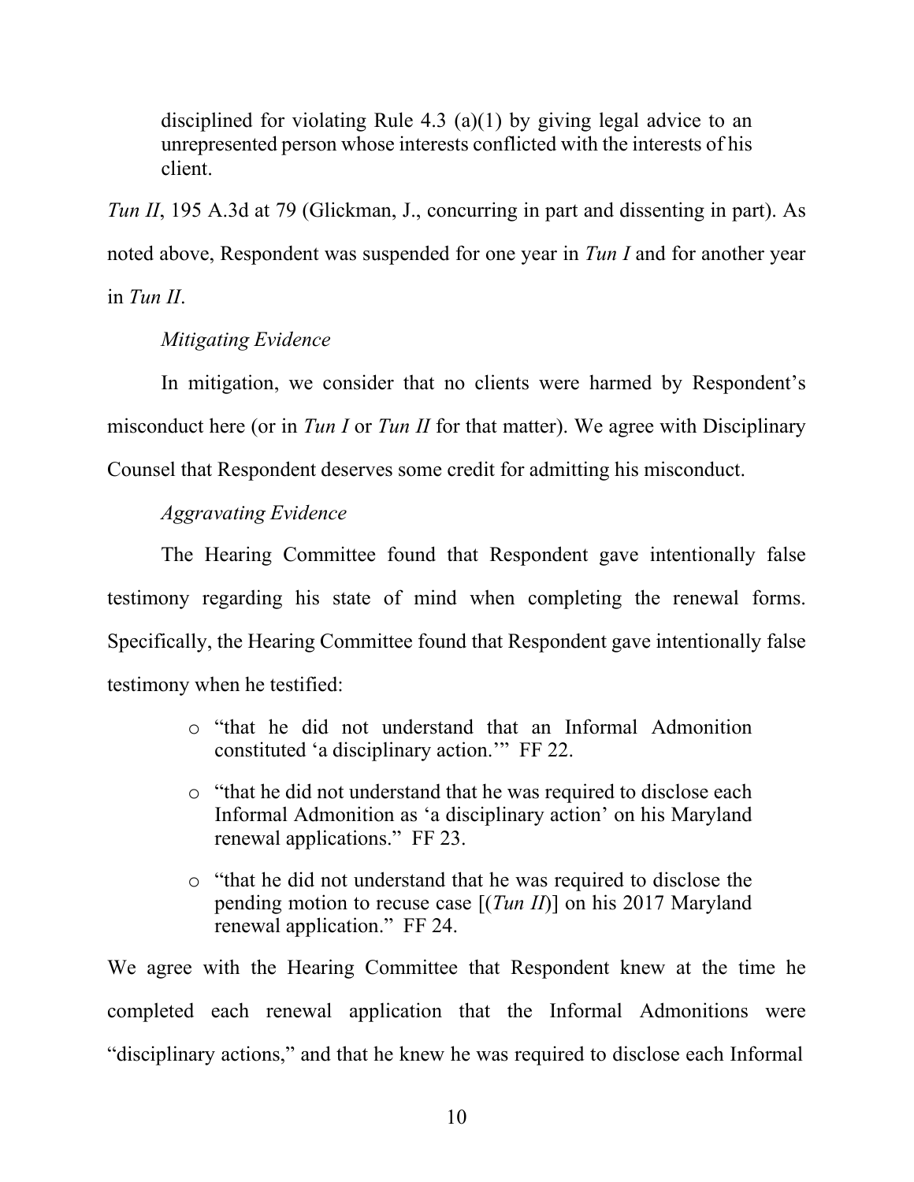> disciplined for violating Rule 4.3 (a)(1) by giving legal advice to an unrepresented person whose interests conflicted with the interests of his client.

*Tun II*, 195 A.3d at 79 (Glickman, J., concurring in part and dissenting in part). As noted above, Respondent was suspended for one year in *Tun I* and for another year in *Tun II*.

*Mitigating Evidence*

In mitigation, we consider that no clients were harmed by Respondent's misconduct here (or in *Tun I* or *Tun II* for that matter). We agree with Disciplinary Counsel that Respondent deserves some credit for admitting his misconduct.

*Aggravating Evidence*

The Hearing Committee found that Respondent gave intentionally false testimony regarding his state of mind when completing the renewal forms. Specifically, the Hearing Committee found that Respondent gave intentionally false testimony when he testified:

- "that he did not understand that an Informal Admonition constituted 'a disciplinary action.'" FF 22.
- "that he did not understand that he was required to disclose each Informal Admonition as 'a disciplinary action' on his Maryland renewal applications." FF 23.
- "that he did not understand that he was required to disclose the pending motion to recuse case [(*Tun II*)] on his 2017 Maryland renewal application." FF 24.

We agree with the Hearing Committee that Respondent knew at the time he completed each renewal application that the Informal Admonitions were "disciplinary actions," and that he knew he was required to disclose each Informal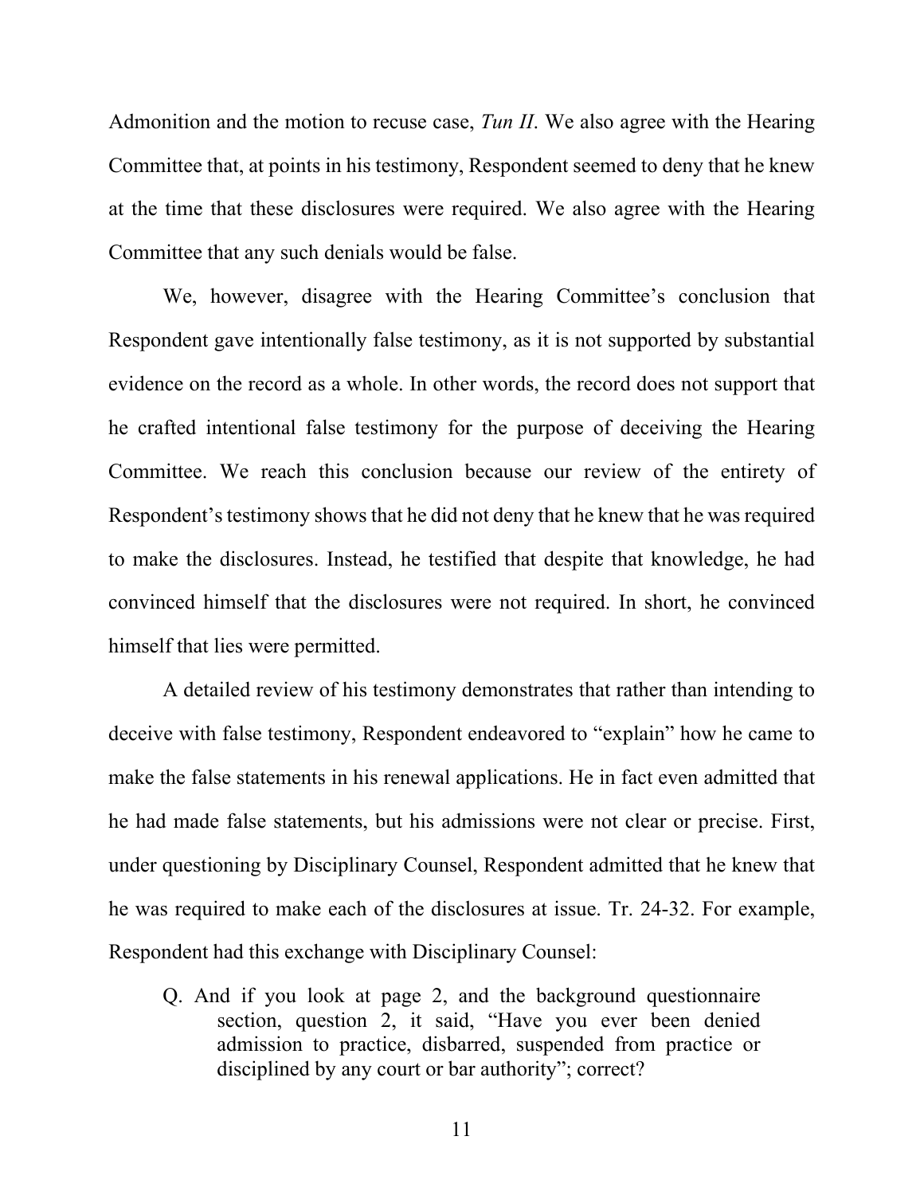Admonition and the motion to recuse case, *Tun II*. We also agree with the Hearing Committee that, at points in his testimony, Respondent seemed to deny that he knew at the time that these disclosures were required. We also agree with the Hearing Committee that any such denials would be false.

We, however, disagree with the Hearing Committee's conclusion that Respondent gave intentionally false testimony, as it is not supported by substantial evidence on the record as a whole. In other words, the record does not support that he crafted intentional false testimony for the purpose of deceiving the Hearing Committee. We reach this conclusion because our review of the entirety of Respondent's testimony shows that he did not deny that he knew that he was required to make the disclosures. Instead, he testified that despite that knowledge, he had convinced himself that the disclosures were not required. In short, he convinced himself that lies were permitted.

A detailed review of his testimony demonstrates that rather than intending to deceive with false testimony, Respondent endeavored to "explain" how he came to make the false statements in his renewal applications. He in fact even admitted that he had made false statements, but his admissions were not clear or precise. First, under questioning by Disciplinary Counsel, Respondent admitted that he knew that he was required to make each of the disclosures at issue. Tr. 24-32. For example, Respondent had this exchange with Disciplinary Counsel:

> Q. And if you look at page 2, and the background questionnaire section, question 2, it said, "Have you ever been denied admission to practice, disbarred, suspended from practice or disciplined by any court or bar authority"; correct?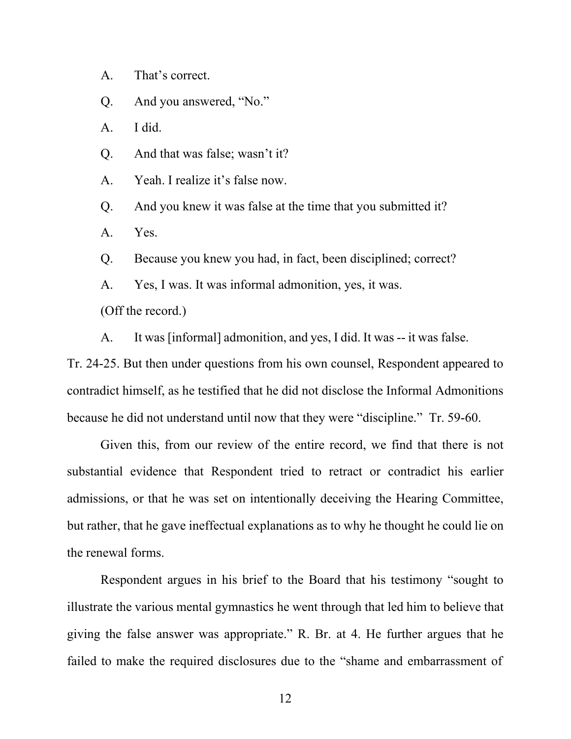A. That's correct.

Q. And you answered, "No."

A. I did.

Q. And that was false; wasn't it?

A. Yeah. I realize it's false now.

Q. And you knew it was false at the time that you submitted it?

A. Yes.

Q. Because you knew you had, in fact, been disciplined; correct?

A. Yes, I was. It was informal admonition, yes, it was.

(Off the record.)

A. It was [informal] admonition, and yes, I did. It was -- it was false.

Tr. 24-25. But then under questions from his own counsel, Respondent appeared to contradict himself, as he testified that he did not disclose the Informal Admonitions because he did not understand until now that they were "discipline." Tr. 59-60.

Given this, from our review of the entire record, we find that there is not substantial evidence that Respondent tried to retract or contradict his earlier admissions, or that he was set on intentionally deceiving the Hearing Committee, but rather, that he gave ineffectual explanations as to why he thought he could lie on the renewal forms.

Respondent argues in his brief to the Board that his testimony "sought to illustrate the various mental gymnastics he went through that led him to believe that giving the false answer was appropriate." R. Br. at 4. He further argues that he failed to make the required disclosures due to the "shame and embarrassment of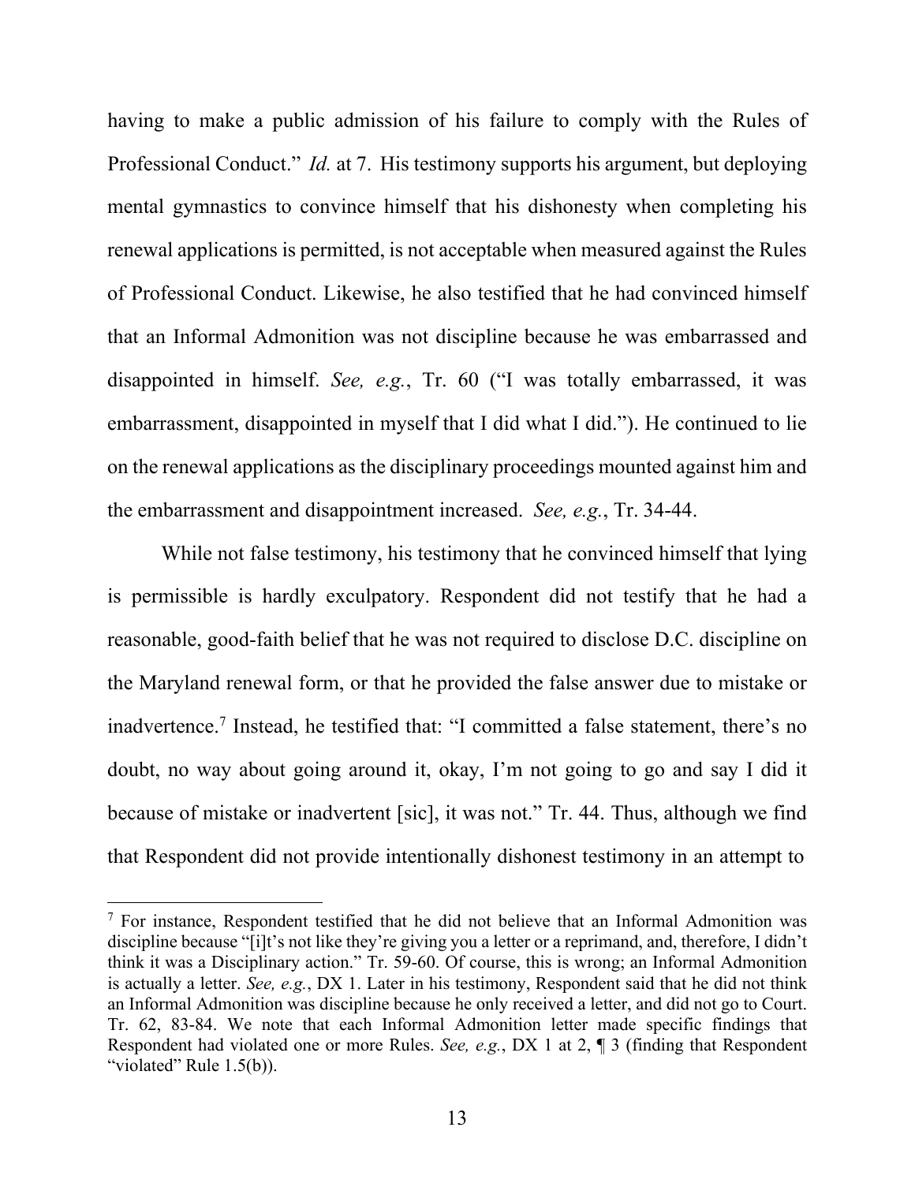having to make a public admission of his failure to comply with the Rules of Professional Conduct." *Id.* at 7. His testimony supports his argument, but deploying mental gymnastics to convince himself that his dishonesty when completing his renewal applications is permitted, is not acceptable when measured against the Rules of Professional Conduct. Likewise, he also testified that he had convinced himself that an Informal Admonition was not discipline because he was embarrassed and disappointed in himself. *See, e.g.*, Tr. 60 ("I was totally embarrassed, it was embarrassment, disappointed in myself that I did what I did."). He continued to lie on the renewal applications as the disciplinary proceedings mounted against him and the embarrassment and disappointment increased. *See, e.g.*, Tr. 34-44.

While not false testimony, his testimony that he convinced himself that lying is permissible is hardly exculpatory. Respondent did not testify that he had a reasonable, good-faith belief that he was not required to disclose D.C. discipline on the Maryland renewal form, or that he provided the false answer due to mistake or inadvertence.[7] Instead, he testified that: "I committed a false statement, there's no doubt, no way about going around it, okay, I'm not going to go and say I did it because of mistake or inadvertent [sic], it was not." Tr. 44. Thus, although we find that Respondent did not provide intentionally dishonest testimony in an attempt to

---

[7] For instance, Respondent testified that he did not believe that an Informal Admonition was discipline because "[i]t's not like they're giving you a letter or a reprimand, and, therefore, I didn't think it was a Disciplinary action." Tr. 59-60. Of course, this is wrong; an Informal Admonition is actually a letter. *See, e.g.*, DX 1. Later in his testimony, Respondent said that he did not think an Informal Admonition was discipline because he only received a letter, and did not go to Court. Tr. 62, 83-84. We note that each Informal Admonition letter made specific findings that Respondent had violated one or more Rules. *See, e.g.*, DX 1 at 2, ¶ 3 (finding that Respondent "violated" Rule 1.5(b)).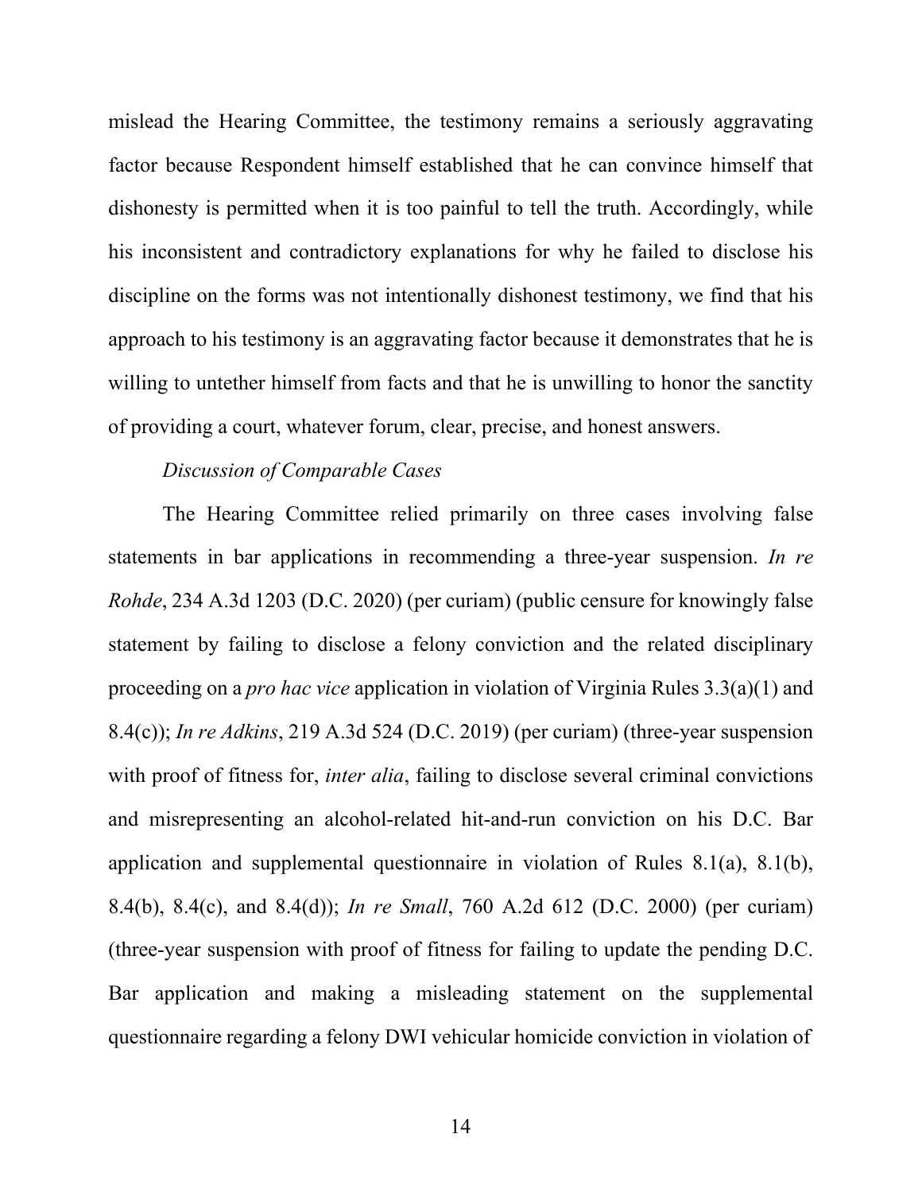mislead the Hearing Committee, the testimony remains a seriously aggravating factor because Respondent himself established that he can convince himself that dishonesty is permitted when it is too painful to tell the truth. Accordingly, while his inconsistent and contradictory explanations for why he failed to disclose his discipline on the forms was not intentionally dishonest testimony, we find that his approach to his testimony is an aggravating factor because it demonstrates that he is willing to untether himself from facts and that he is unwilling to honor the sanctity of providing a court, whatever forum, clear, precise, and honest answers.

*Discussion of Comparable Cases*

The Hearing Committee relied primarily on three cases involving false statements in bar applications in recommending a three-year suspension. *In re Rohde*, 234 A.3d 1203 (D.C. 2020) (per curiam) (public censure for knowingly false statement by failing to disclose a felony conviction and the related disciplinary proceeding on a *pro hac vice* application in violation of Virginia Rules 3.3(a)(1) and 8.4(c)); *In re Adkins*, 219 A.3d 524 (D.C. 2019) (per curiam) (three-year suspension with proof of fitness for, *inter alia*, failing to disclose several criminal convictions and misrepresenting an alcohol-related hit-and-run conviction on his D.C. Bar application and supplemental questionnaire in violation of Rules 8.1(a), 8.1(b), 8.4(b), 8.4(c), and 8.4(d)); *In re Small*, 760 A.2d 612 (D.C. 2000) (per curiam) (three-year suspension with proof of fitness for failing to update the pending D.C. Bar application and making a misleading statement on the supplemental questionnaire regarding a felony DWI vehicular homicide conviction in violation of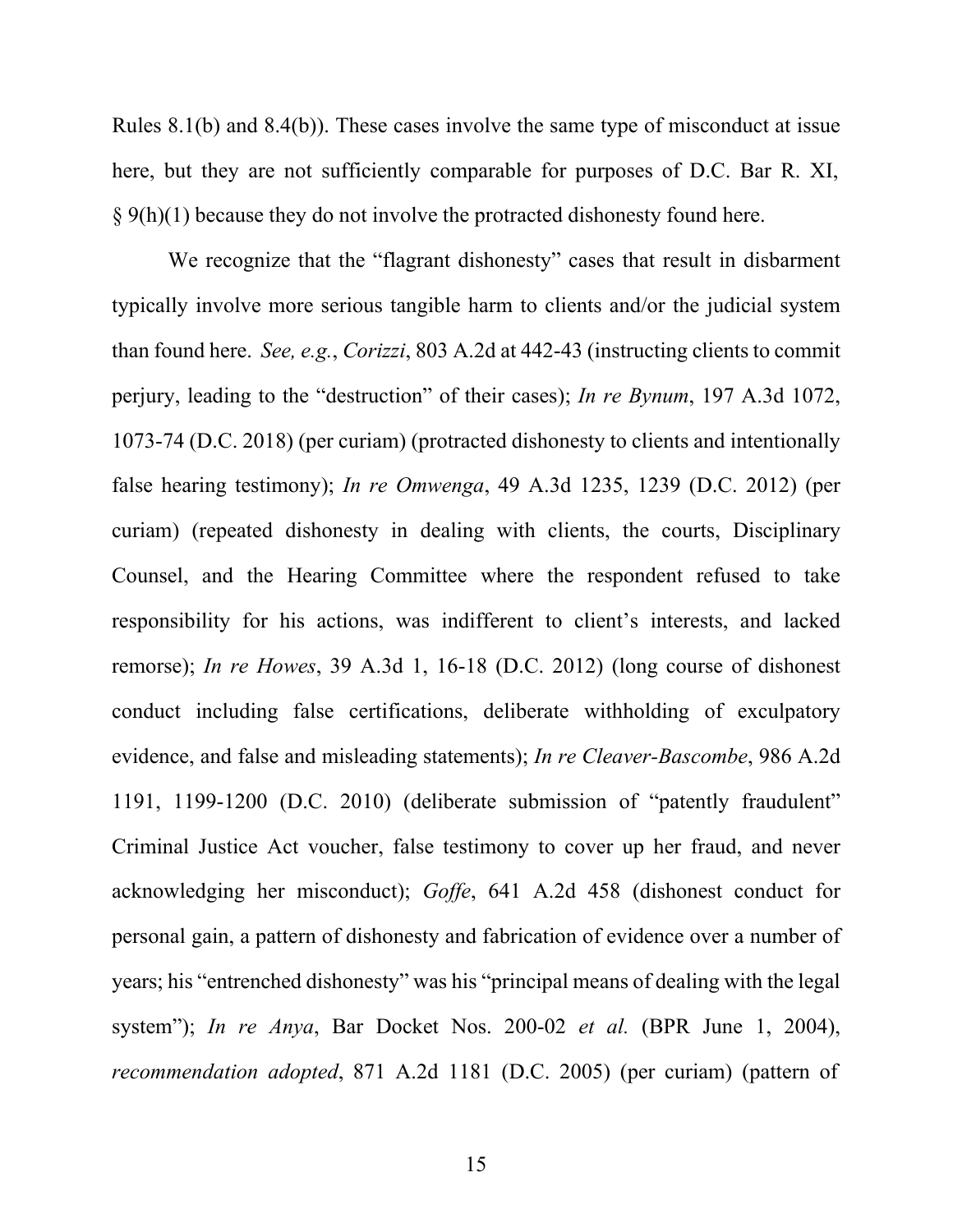Rules 8.1(b) and 8.4(b)). These cases involve the same type of misconduct at issue here, but they are not sufficiently comparable for purposes of D.C. Bar R. XI, § 9(h)(1) because they do not involve the protracted dishonesty found here.

We recognize that the "flagrant dishonesty" cases that result in disbarment typically involve more serious tangible harm to clients and/or the judicial system than found here. *See, e.g.*, *Corizzi*, 803 A.2d at 442-43 (instructing clients to commit perjury, leading to the "destruction" of their cases); *In re Bynum*, 197 A.3d 1072, 1073-74 (D.C. 2018) (per curiam) (protracted dishonesty to clients and intentionally false hearing testimony); *In re Omwenga*, 49 A.3d 1235, 1239 (D.C. 2012) (per curiam) (repeated dishonesty in dealing with clients, the courts, Disciplinary Counsel, and the Hearing Committee where the respondent refused to take responsibility for his actions, was indifferent to client's interests, and lacked remorse); *In re Howes*, 39 A.3d 1, 16-18 (D.C. 2012) (long course of dishonest conduct including false certifications, deliberate withholding of exculpatory evidence, and false and misleading statements); *In re Cleaver-Bascombe*, 986 A.2d 1191, 1199-1200 (D.C. 2010) (deliberate submission of "patently fraudulent" Criminal Justice Act voucher, false testimony to cover up her fraud, and never acknowledging her misconduct); *Goffe*, 641 A.2d 458 (dishonest conduct for personal gain, a pattern of dishonesty and fabrication of evidence over a number of years; his "entrenched dishonesty" was his "principal means of dealing with the legal system"); *In re Anya*, Bar Docket Nos. 200-02 *et al.* (BPR June 1, 2004), *recommendation adopted*, 871 A.2d 1181 (D.C. 2005) (per curiam) (pattern of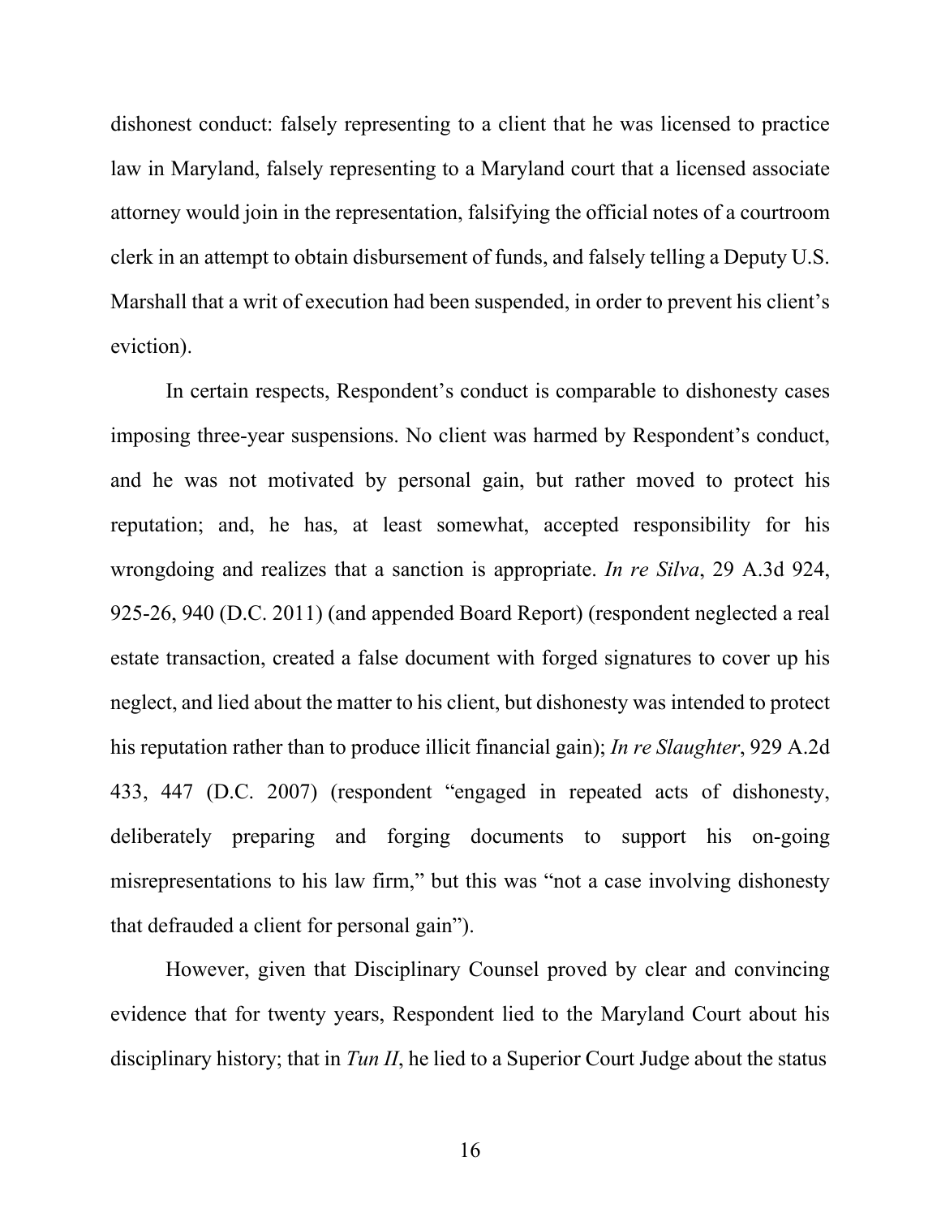dishonest conduct: falsely representing to a client that he was licensed to practice law in Maryland, falsely representing to a Maryland court that a licensed associate attorney would join in the representation, falsifying the official notes of a courtroom clerk in an attempt to obtain disbursement of funds, and falsely telling a Deputy U.S. Marshall that a writ of execution had been suspended, in order to prevent his client's eviction).

In certain respects, Respondent's conduct is comparable to dishonesty cases imposing three-year suspensions. No client was harmed by Respondent's conduct, and he was not motivated by personal gain, but rather moved to protect his reputation; and, he has, at least somewhat, accepted responsibility for his wrongdoing and realizes that a sanction is appropriate. *In re Silva*, 29 A.3d 924, 925-26, 940 (D.C. 2011) (and appended Board Report) (respondent neglected a real estate transaction, created a false document with forged signatures to cover up his neglect, and lied about the matter to his client, but dishonesty was intended to protect his reputation rather than to produce illicit financial gain); *In re Slaughter*, 929 A.2d 433, 447 (D.C. 2007) (respondent "engaged in repeated acts of dishonesty, deliberately preparing and forging documents to support his on-going misrepresentations to his law firm," but this was "not a case involving dishonesty that defrauded a client for personal gain").

However, given that Disciplinary Counsel proved by clear and convincing evidence that for twenty years, Respondent lied to the Maryland Court about his disciplinary history; that in *Tun II*, he lied to a Superior Court Judge about the status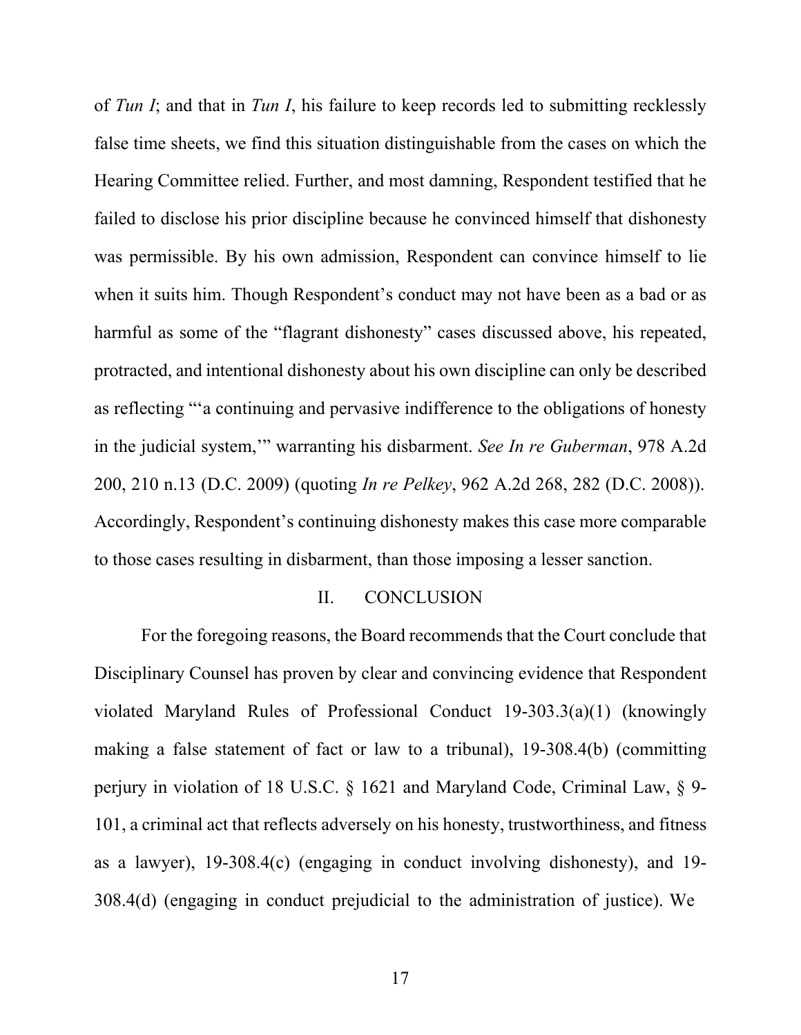of *Tun I*; and that in *Tun I*, his failure to keep records led to submitting recklessly false time sheets, we find this situation distinguishable from the cases on which the Hearing Committee relied. Further, and most damning, Respondent testified that he failed to disclose his prior discipline because he convinced himself that dishonesty was permissible. By his own admission, Respondent can convince himself to lie when it suits him. Though Respondent's conduct may not have been as a bad or as harmful as some of the "flagrant dishonesty" cases discussed above, his repeated, protracted, and intentional dishonesty about his own discipline can only be described as reflecting "'a continuing and pervasive indifference to the obligations of honesty in the judicial system,'" warranting his disbarment. *See In re Guberman*, 978 A.2d 200, 210 n.13 (D.C. 2009) (quoting *In re Pelkey*, 962 A.2d 268, 282 (D.C. 2008)). Accordingly, Respondent's continuing dishonesty makes this case more comparable to those cases resulting in disbarment, than those imposing a lesser sanction.

## II. CONCLUSION

For the foregoing reasons, the Board recommends that the Court conclude that Disciplinary Counsel has proven by clear and convincing evidence that Respondent violated Maryland Rules of Professional Conduct 19-303.3(a)(1) (knowingly making a false statement of fact or law to a tribunal), 19-308.4(b) (committing perjury in violation of 18 U.S.C. § 1621 and Maryland Code, Criminal Law, § 9-101, a criminal act that reflects adversely on his honesty, trustworthiness, and fitness as a lawyer), 19-308.4(c) (engaging in conduct involving dishonesty), and 19-308.4(d) (engaging in conduct prejudicial to the administration of justice). We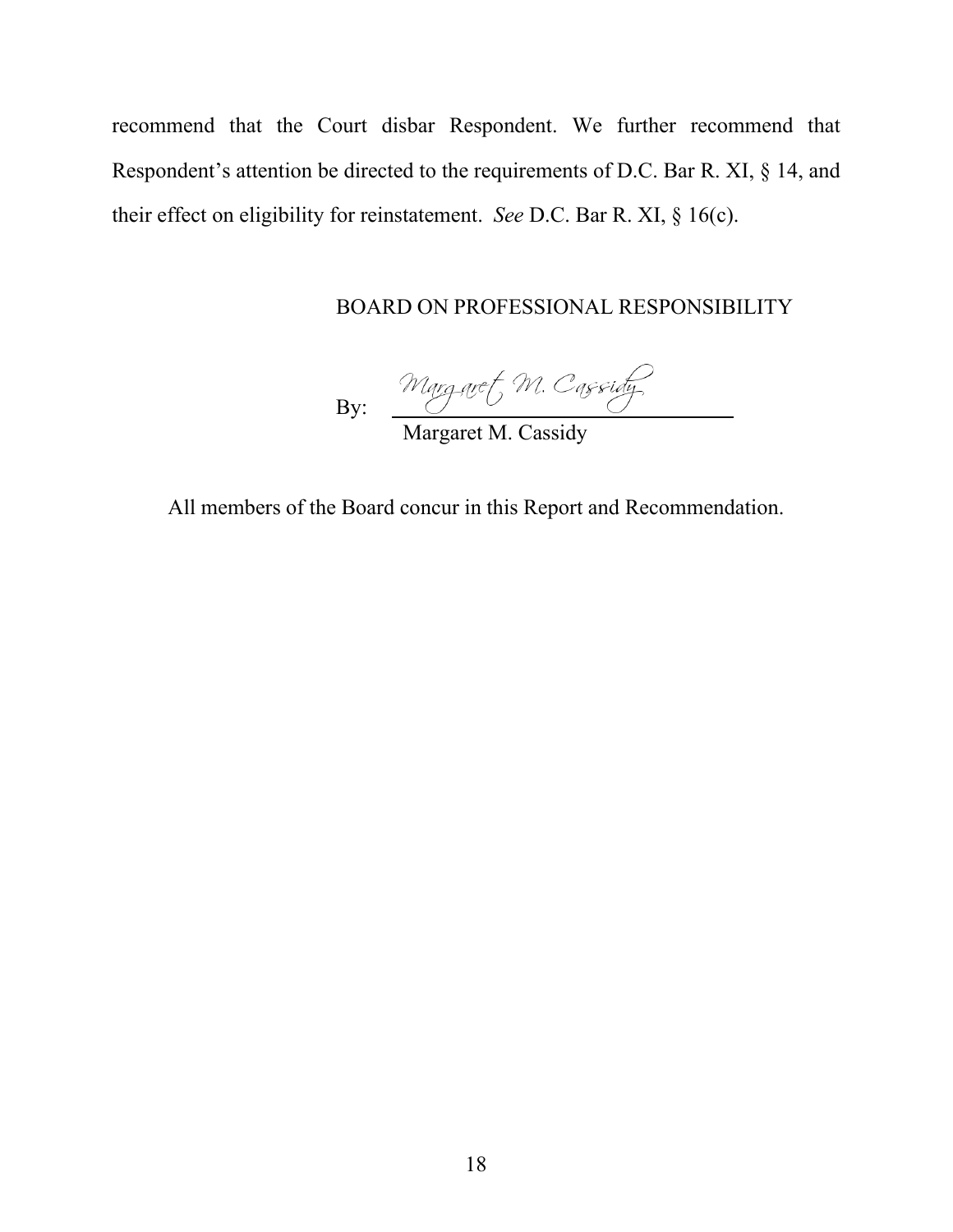recommend that the Court disbar Respondent. We further recommend that Respondent's attention be directed to the requirements of D.C. Bar R. XI, § 14, and their effect on eligibility for reinstatement. *See* D.C. Bar R. XI, § 16(c).

BOARD ON PROFESSIONAL RESPONSIBILITY

By: *Margaret M. Cassidy*
Margaret M. Cassidy

All members of the Board concur in this Report and Recommendation.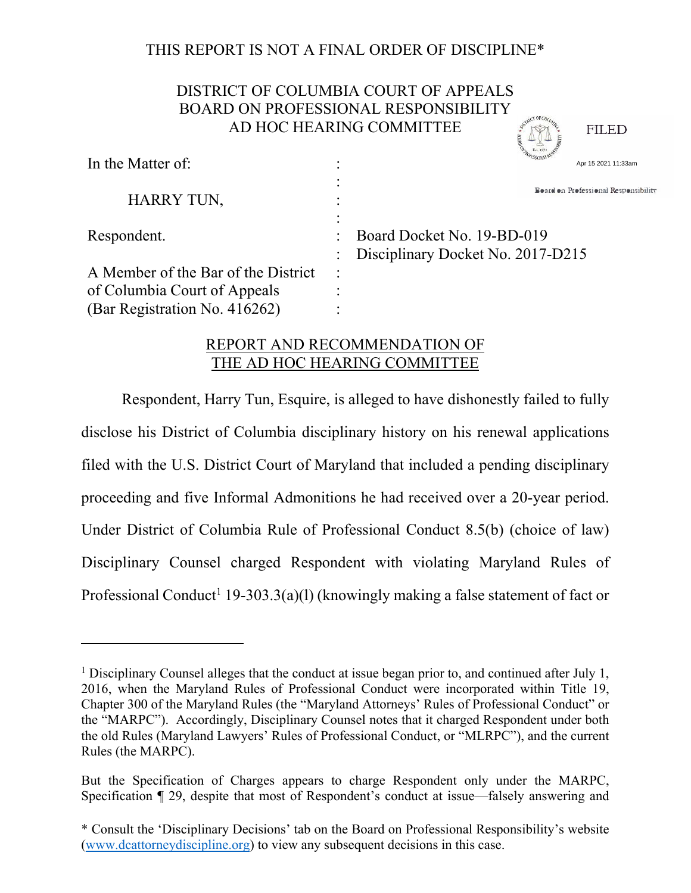THIS REPORT IS NOT A FINAL ORDER OF DISCIPLINE*

DISTRICT OF COLUMBIA COURT OF APPEALS
BOARD ON PROFESSIONAL RESPONSIBILITY
AD HOC HEARING COMMITTEE

FILED

Apr 15 2021 11:33am

Board on Professional Responsibility

| | | |
|---|---|---|
| In the Matter of: | : | |
| | : | |
| HARRY TUN, | : | |
| | : | |
| Respondent. | : | Board Docket No. 19-BD-019 |
| | : | Disciplinary Docket No. 2017-D215 |
| A Member of the Bar of the District | : | |
| of Columbia Court of Appeals | : | |
| (Bar Registration No. 416262) | : | |

## REPORT AND RECOMMENDATION OF THE AD HOC HEARING COMMITTEE

Respondent, Harry Tun, Esquire, is alleged to have dishonestly failed to fully disclose his District of Columbia disciplinary history on his renewal applications filed with the U.S. District Court of Maryland that included a pending disciplinary proceeding and five Informal Admonitions he had received over a 20-year period. Under District of Columbia Rule of Professional Conduct 8.5(b) (choice of law) Disciplinary Counsel charged Respondent with violating Maryland Rules of Professional Conduct[1] 19-303.3(a)(l) (knowingly making a false statement of fact or

---

[1] Disciplinary Counsel alleges that the conduct at issue began prior to, and continued after July 1, 2016, when the Maryland Rules of Professional Conduct were incorporated within Title 19, Chapter 300 of the Maryland Rules (the "Maryland Attorneys' Rules of Professional Conduct" or the "MARPC"). Accordingly, Disciplinary Counsel notes that it charged Respondent under both the old Rules (Maryland Lawyers' Rules of Professional Conduct, or "MLRPC"), and the current Rules (the MARPC).

But the Specification of Charges appears to charge Respondent only under the MARPC, Specification ¶ 29, despite that most of Respondent's conduct at issue—falsely answering and

\* Consult the 'Disciplinary Decisions' tab on the Board on Professional Responsibility's website (www.dcattorneydiscipline.org) to view any subsequent decisions in this case.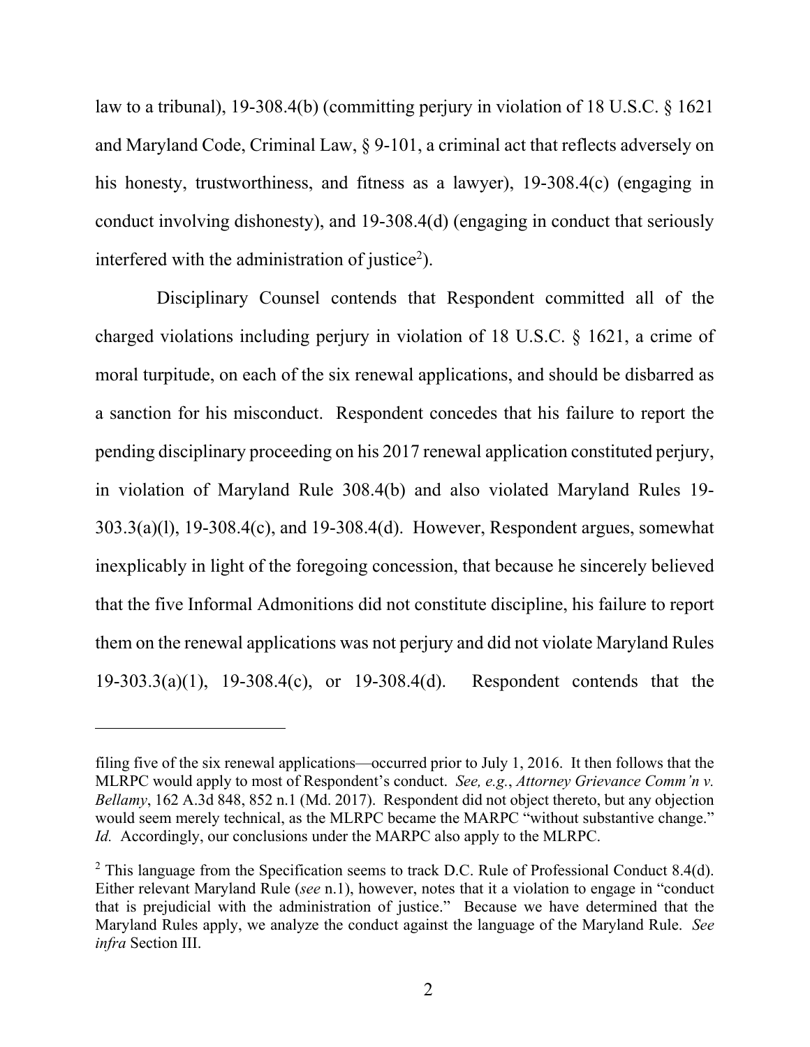law to a tribunal), 19-308.4(b) (committing perjury in violation of 18 U.S.C. § 1621 and Maryland Code, Criminal Law, § 9-101, a criminal act that reflects adversely on his honesty, trustworthiness, and fitness as a lawyer), 19-308.4(c) (engaging in conduct involving dishonesty), and 19-308.4(d) (engaging in conduct that seriously interfered with the administration of justice[2]).

Disciplinary Counsel contends that Respondent committed all of the charged violations including perjury in violation of 18 U.S.C. § 1621, a crime of moral turpitude, on each of the six renewal applications, and should be disbarred as a sanction for his misconduct. Respondent concedes that his failure to report the pending disciplinary proceeding on his 2017 renewal application constituted perjury, in violation of Maryland Rule 308.4(b) and also violated Maryland Rules 19-303.3(a)(l), 19-308.4(c), and 19-308.4(d). However, Respondent argues, somewhat inexplicably in light of the foregoing concession, that because he sincerely believed that the five Informal Admonitions did not constitute discipline, his failure to report them on the renewal applications was not perjury and did not violate Maryland Rules 19-303.3(a)(1), 19-308.4(c), or 19-308.4(d). Respondent contends that the

---

filing five of the six renewal applications—occurred prior to July 1, 2016. It then follows that the MLRPC would apply to most of Respondent's conduct. *See, e.g.*, *Attorney Grievance Comm'n v. Bellamy*, 162 A.3d 848, 852 n.1 (Md. 2017). Respondent did not object thereto, but any objection would seem merely technical, as the MLRPC became the MARPC "without substantive change." *Id.* Accordingly, our conclusions under the MARPC also apply to the MLRPC.

[2] This language from the Specification seems to track D.C. Rule of Professional Conduct 8.4(d). Either relevant Maryland Rule (*see* n.1), however, notes that it a violation to engage in "conduct that is prejudicial with the administration of justice." Because we have determined that the Maryland Rules apply, we analyze the conduct against the language of the Maryland Rule. *See infra* Section III.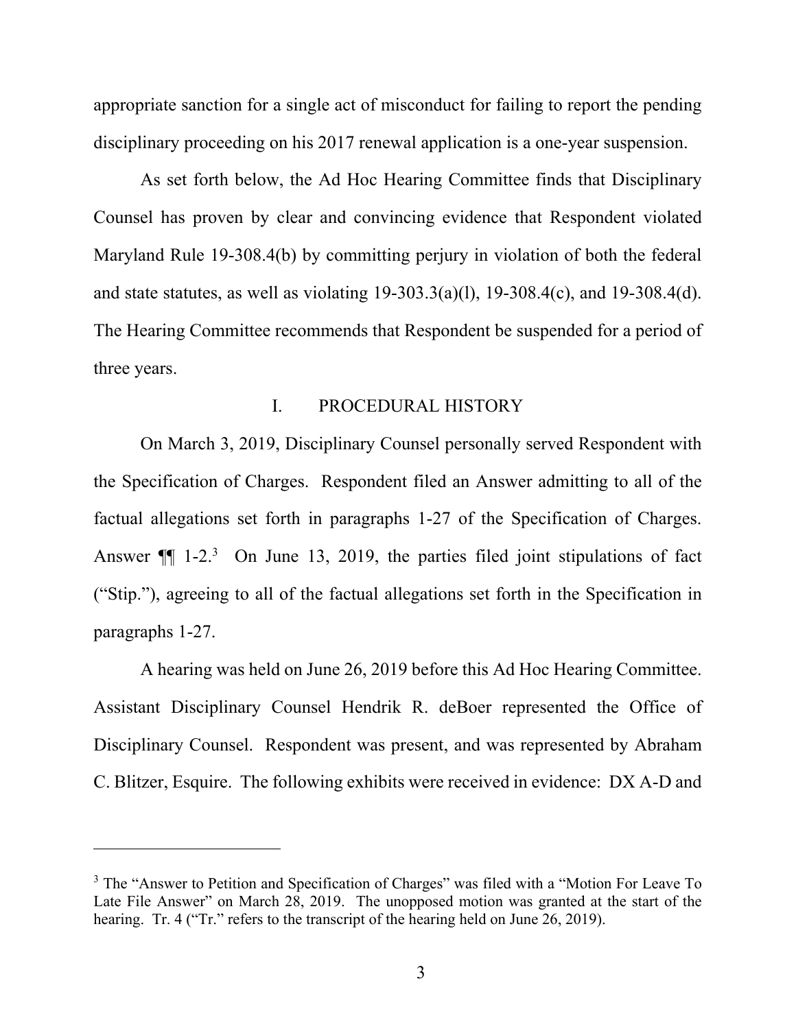appropriate sanction for a single act of misconduct for failing to report the pending disciplinary proceeding on his 2017 renewal application is a one-year suspension.

As set forth below, the Ad Hoc Hearing Committee finds that Disciplinary Counsel has proven by clear and convincing evidence that Respondent violated Maryland Rule 19-308.4(b) by committing perjury in violation of both the federal and state statutes, as well as violating 19-303.3(a)(l), 19-308.4(c), and 19-308.4(d). The Hearing Committee recommends that Respondent be suspended for a period of three years.

## I. PROCEDURAL HISTORY

On March 3, 2019, Disciplinary Counsel personally served Respondent with the Specification of Charges. Respondent filed an Answer admitting to all of the factual allegations set forth in paragraphs 1-27 of the Specification of Charges. Answer ¶¶ 1-2.[3] On June 13, 2019, the parties filed joint stipulations of fact ("Stip."), agreeing to all of the factual allegations set forth in the Specification in paragraphs 1-27.

A hearing was held on June 26, 2019 before this Ad Hoc Hearing Committee. Assistant Disciplinary Counsel Hendrik R. deBoer represented the Office of Disciplinary Counsel. Respondent was present, and was represented by Abraham C. Blitzer, Esquire. The following exhibits were received in evidence: DX A-D and

---

[3] The "Answer to Petition and Specification of Charges" was filed with a "Motion For Leave To Late File Answer" on March 28, 2019. The unopposed motion was granted at the start of the hearing. Tr. 4 ("Tr." refers to the transcript of the hearing held on June 26, 2019).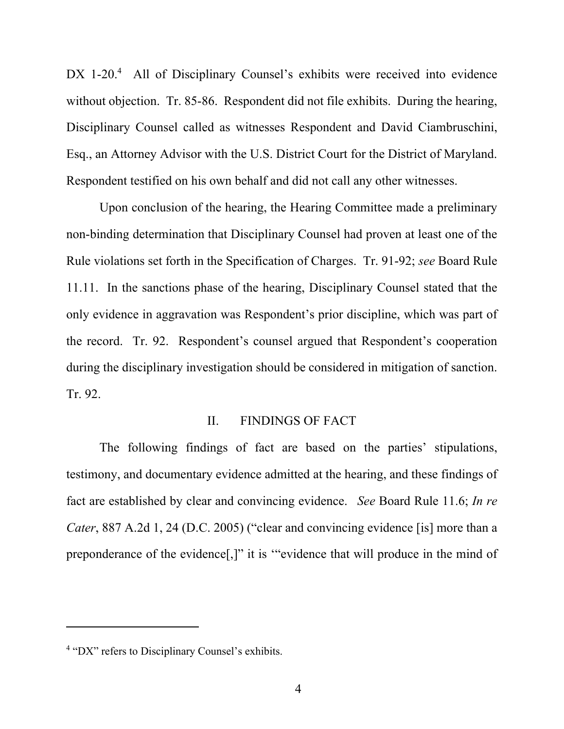DX 1-20.[4] All of Disciplinary Counsel's exhibits were received into evidence without objection. Tr. 85-86. Respondent did not file exhibits. During the hearing, Disciplinary Counsel called as witnesses Respondent and David Ciambruschini, Esq., an Attorney Advisor with the U.S. District Court for the District of Maryland. Respondent testified on his own behalf and did not call any other witnesses.

Upon conclusion of the hearing, the Hearing Committee made a preliminary non-binding determination that Disciplinary Counsel had proven at least one of the Rule violations set forth in the Specification of Charges. Tr. 91-92; *see* Board Rule 11.11. In the sanctions phase of the hearing, Disciplinary Counsel stated that the only evidence in aggravation was Respondent's prior discipline, which was part of the record. Tr. 92. Respondent's counsel argued that Respondent's cooperation during the disciplinary investigation should be considered in mitigation of sanction. Tr. 92.

## II. FINDINGS OF FACT

The following findings of fact are based on the parties' stipulations, testimony, and documentary evidence admitted at the hearing, and these findings of fact are established by clear and convincing evidence. *See* Board Rule 11.6; *In re Cater*, 887 A.2d 1, 24 (D.C. 2005) ("clear and convincing evidence [is] more than a preponderance of the evidence[,]" it is '"evidence that will produce in the mind of

---

[4] "DX" refers to Disciplinary Counsel's exhibits.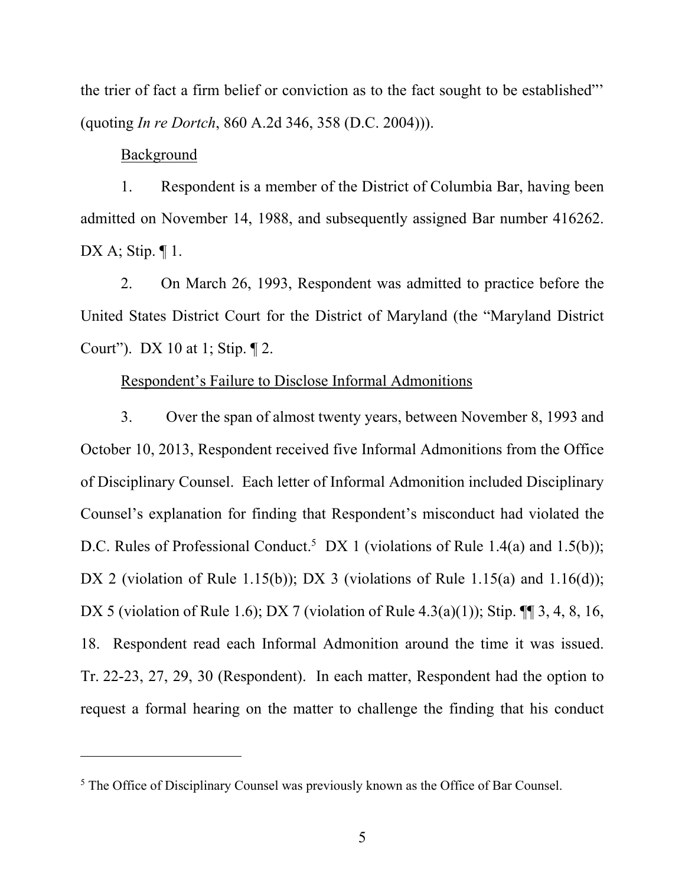the trier of fact a firm belief or conviction as to the fact sought to be established"' (quoting *In re Dortch*, 860 A.2d 346, 358 (D.C. 2004))).

Background

1. Respondent is a member of the District of Columbia Bar, having been admitted on November 14, 1988, and subsequently assigned Bar number 416262. DX A; Stip. ¶ 1.

2. On March 26, 1993, Respondent was admitted to practice before the United States District Court for the District of Maryland (the "Maryland District Court"). DX 10 at 1; Stip. ¶ 2.

Respondent's Failure to Disclose Informal Admonitions

3. Over the span of almost twenty years, between November 8, 1993 and October 10, 2013, Respondent received five Informal Admonitions from the Office of Disciplinary Counsel. Each letter of Informal Admonition included Disciplinary Counsel's explanation for finding that Respondent's misconduct had violated the D.C. Rules of Professional Conduct.[5] DX 1 (violations of Rule 1.4(a) and 1.5(b)); DX 2 (violation of Rule 1.15(b)); DX 3 (violations of Rule 1.15(a) and 1.16(d)); DX 5 (violation of Rule 1.6); DX 7 (violation of Rule 4.3(a)(1)); Stip. ¶¶ 3, 4, 8, 16, 18. Respondent read each Informal Admonition around the time it was issued. Tr. 22-23, 27, 29, 30 (Respondent). In each matter, Respondent had the option to request a formal hearing on the matter to challenge the finding that his conduct

[5] The Office of Disciplinary Counsel was previously known as the Office of Bar Counsel.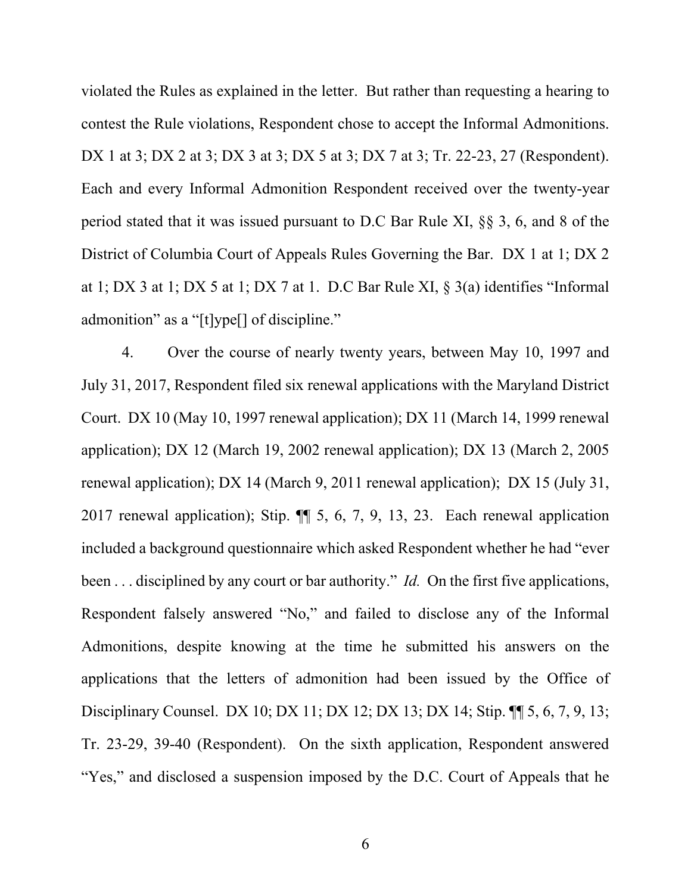violated the Rules as explained in the letter. But rather than requesting a hearing to contest the Rule violations, Respondent chose to accept the Informal Admonitions. DX 1 at 3; DX 2 at 3; DX 3 at 3; DX 5 at 3; DX 7 at 3; Tr. 22-23, 27 (Respondent). Each and every Informal Admonition Respondent received over the twenty-year period stated that it was issued pursuant to D.C Bar Rule XI, §§ 3, 6, and 8 of the District of Columbia Court of Appeals Rules Governing the Bar. DX 1 at 1; DX 2 at 1; DX 3 at 1; DX 5 at 1; DX 7 at 1. D.C Bar Rule XI, § 3(a) identifies "Informal admonition" as a "[t]ype[] of discipline."

4. Over the course of nearly twenty years, between May 10, 1997 and July 31, 2017, Respondent filed six renewal applications with the Maryland District Court. DX 10 (May 10, 1997 renewal application); DX 11 (March 14, 1999 renewal application); DX 12 (March 19, 2002 renewal application); DX 13 (March 2, 2005 renewal application); DX 14 (March 9, 2011 renewal application); DX 15 (July 31, 2017 renewal application); Stip. ¶¶ 5, 6, 7, 9, 13, 23. Each renewal application included a background questionnaire which asked Respondent whether he had "ever been . . . disciplined by any court or bar authority." *Id.* On the first five applications, Respondent falsely answered "No," and failed to disclose any of the Informal Admonitions, despite knowing at the time he submitted his answers on the applications that the letters of admonition had been issued by the Office of Disciplinary Counsel. DX 10; DX 11; DX 12; DX 13; DX 14; Stip. ¶¶ 5, 6, 7, 9, 13; Tr. 23-29, 39-40 (Respondent). On the sixth application, Respondent answered "Yes," and disclosed a suspension imposed by the D.C. Court of Appeals that he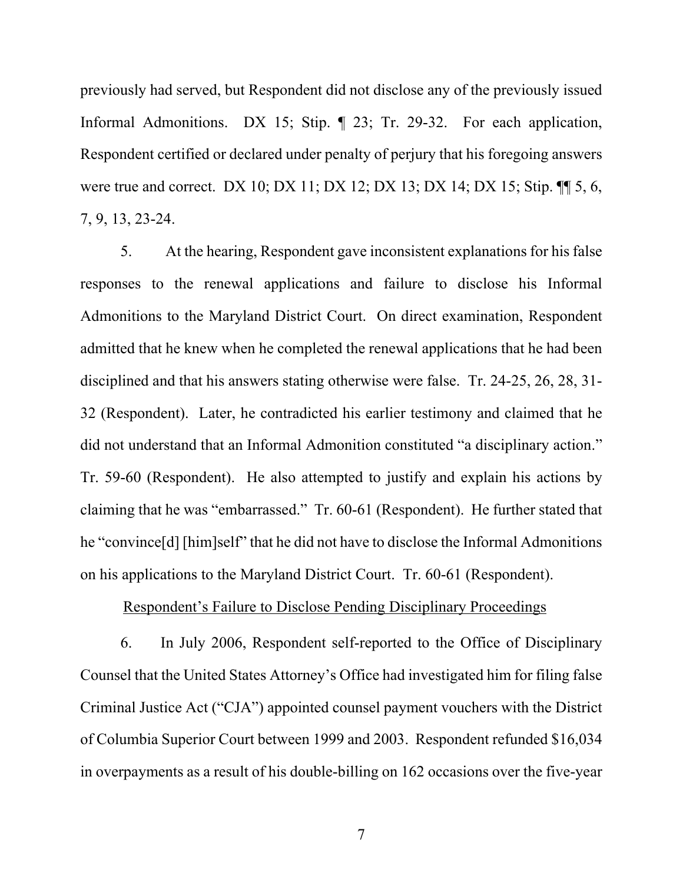previously had served, but Respondent did not disclose any of the previously issued Informal Admonitions. DX 15; Stip. ¶ 23; Tr. 29-32. For each application, Respondent certified or declared under penalty of perjury that his foregoing answers were true and correct. DX 10; DX 11; DX 12; DX 13; DX 14; DX 15; Stip. ¶¶ 5, 6, 7, 9, 13, 23-24.

5. At the hearing, Respondent gave inconsistent explanations for his false responses to the renewal applications and failure to disclose his Informal Admonitions to the Maryland District Court. On direct examination, Respondent admitted that he knew when he completed the renewal applications that he had been disciplined and that his answers stating otherwise were false. Tr. 24-25, 26, 28, 31-32 (Respondent). Later, he contradicted his earlier testimony and claimed that he did not understand that an Informal Admonition constituted "a disciplinary action." Tr. 59-60 (Respondent). He also attempted to justify and explain his actions by claiming that he was "embarrassed." Tr. 60-61 (Respondent). He further stated that he "convince[d] [him]self" that he did not have to disclose the Informal Admonitions on his applications to the Maryland District Court. Tr. 60-61 (Respondent).

<u>Respondent's Failure to Disclose Pending Disciplinary Proceedings</u>

6. In July 2006, Respondent self-reported to the Office of Disciplinary Counsel that the United States Attorney's Office had investigated him for filing false Criminal Justice Act ("CJA") appointed counsel payment vouchers with the District of Columbia Superior Court between 1999 and 2003. Respondent refunded $16,034 in overpayments as a result of his double-billing on 162 occasions over the five-year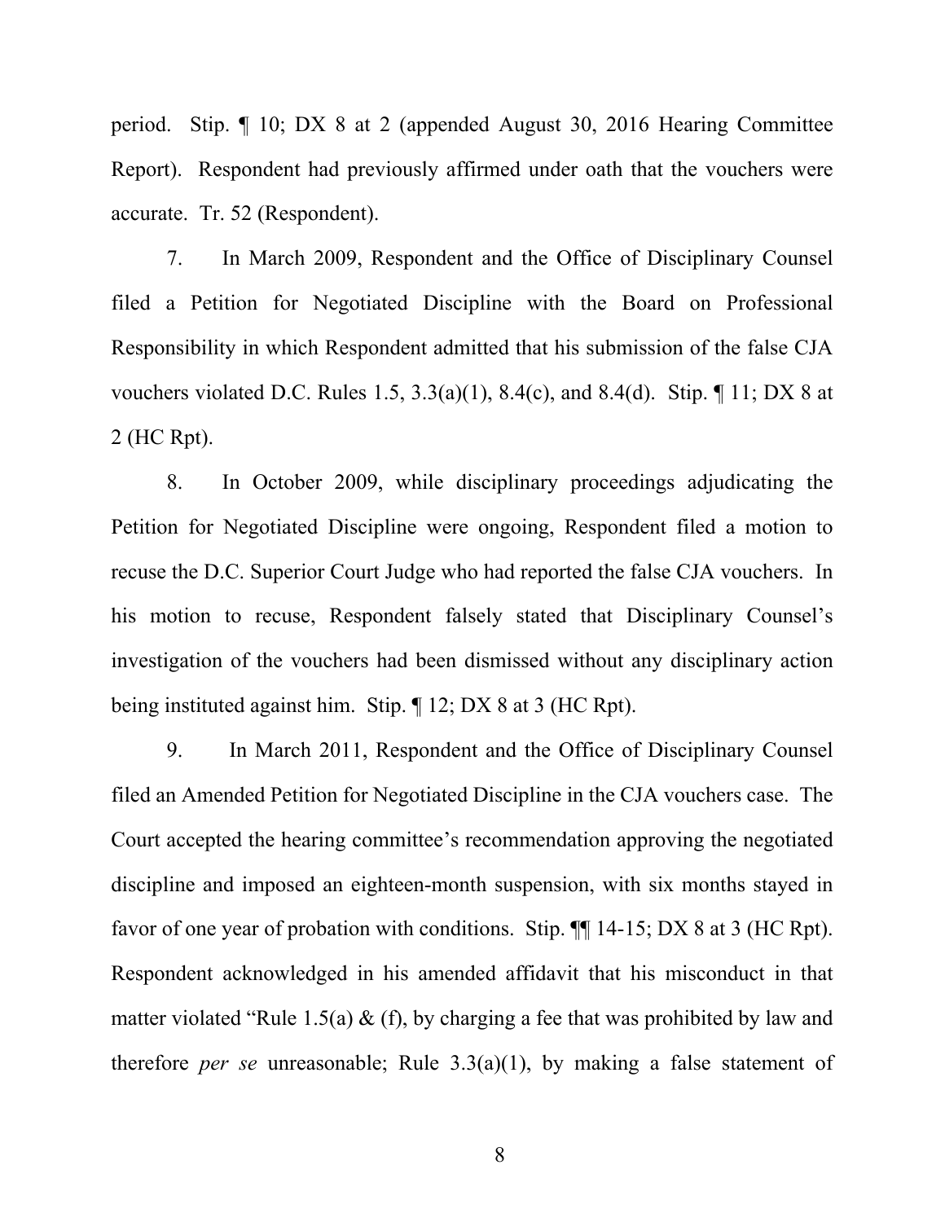period. Stip. ¶ 10; DX 8 at 2 (appended August 30, 2016 Hearing Committee Report). Respondent had previously affirmed under oath that the vouchers were accurate. Tr. 52 (Respondent).

7. In March 2009, Respondent and the Office of Disciplinary Counsel filed a Petition for Negotiated Discipline with the Board on Professional Responsibility in which Respondent admitted that his submission of the false CJA vouchers violated D.C. Rules 1.5, 3.3(a)(1), 8.4(c), and 8.4(d). Stip. ¶ 11; DX 8 at 2 (HC Rpt).

8. In October 2009, while disciplinary proceedings adjudicating the Petition for Negotiated Discipline were ongoing, Respondent filed a motion to recuse the D.C. Superior Court Judge who had reported the false CJA vouchers. In his motion to recuse, Respondent falsely stated that Disciplinary Counsel's investigation of the vouchers had been dismissed without any disciplinary action being instituted against him. Stip. ¶ 12; DX 8 at 3 (HC Rpt).

9. In March 2011, Respondent and the Office of Disciplinary Counsel filed an Amended Petition for Negotiated Discipline in the CJA vouchers case. The Court accepted the hearing committee's recommendation approving the negotiated discipline and imposed an eighteen-month suspension, with six months stayed in favor of one year of probation with conditions. Stip. ¶¶ 14-15; DX 8 at 3 (HC Rpt). Respondent acknowledged in his amended affidavit that his misconduct in that matter violated "Rule 1.5(a) & (f), by charging a fee that was prohibited by law and therefore *per se* unreasonable; Rule 3.3(a)(1), by making a false statement of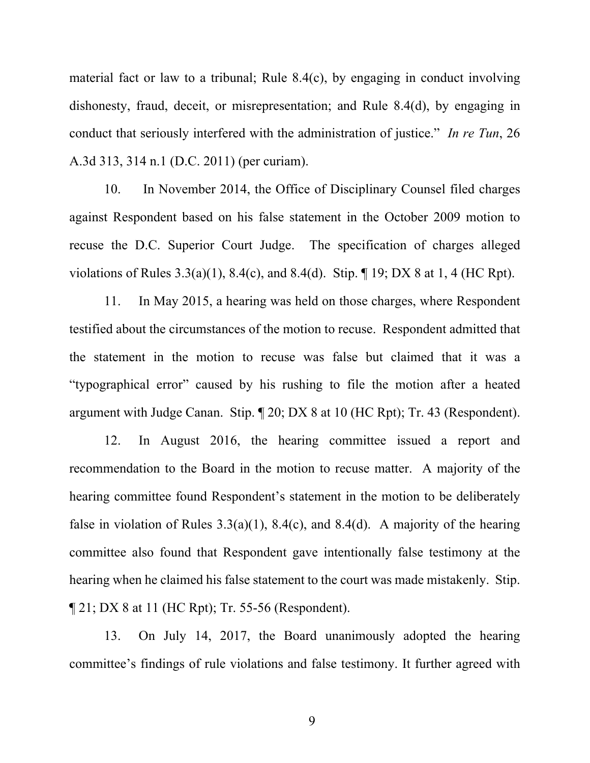material fact or law to a tribunal; Rule 8.4(c), by engaging in conduct involving dishonesty, fraud, deceit, or misrepresentation; and Rule 8.4(d), by engaging in conduct that seriously interfered with the administration of justice." *In re Tun*, 26 A.3d 313, 314 n.1 (D.C. 2011) (per curiam).

10. In November 2014, the Office of Disciplinary Counsel filed charges against Respondent based on his false statement in the October 2009 motion to recuse the D.C. Superior Court Judge. The specification of charges alleged violations of Rules 3.3(a)(1), 8.4(c), and 8.4(d). Stip. ¶ 19; DX 8 at 1, 4 (HC Rpt).

11. In May 2015, a hearing was held on those charges, where Respondent testified about the circumstances of the motion to recuse. Respondent admitted that the statement in the motion to recuse was false but claimed that it was a "typographical error" caused by his rushing to file the motion after a heated argument with Judge Canan. Stip. ¶ 20; DX 8 at 10 (HC Rpt); Tr. 43 (Respondent).

12. In August 2016, the hearing committee issued a report and recommendation to the Board in the motion to recuse matter. A majority of the hearing committee found Respondent's statement in the motion to be deliberately false in violation of Rules 3.3(a)(1), 8.4(c), and 8.4(d). A majority of the hearing committee also found that Respondent gave intentionally false testimony at the hearing when he claimed his false statement to the court was made mistakenly. Stip. ¶ 21; DX 8 at 11 (HC Rpt); Tr. 55-56 (Respondent).

13. On July 14, 2017, the Board unanimously adopted the hearing committee's findings of rule violations and false testimony. It further agreed with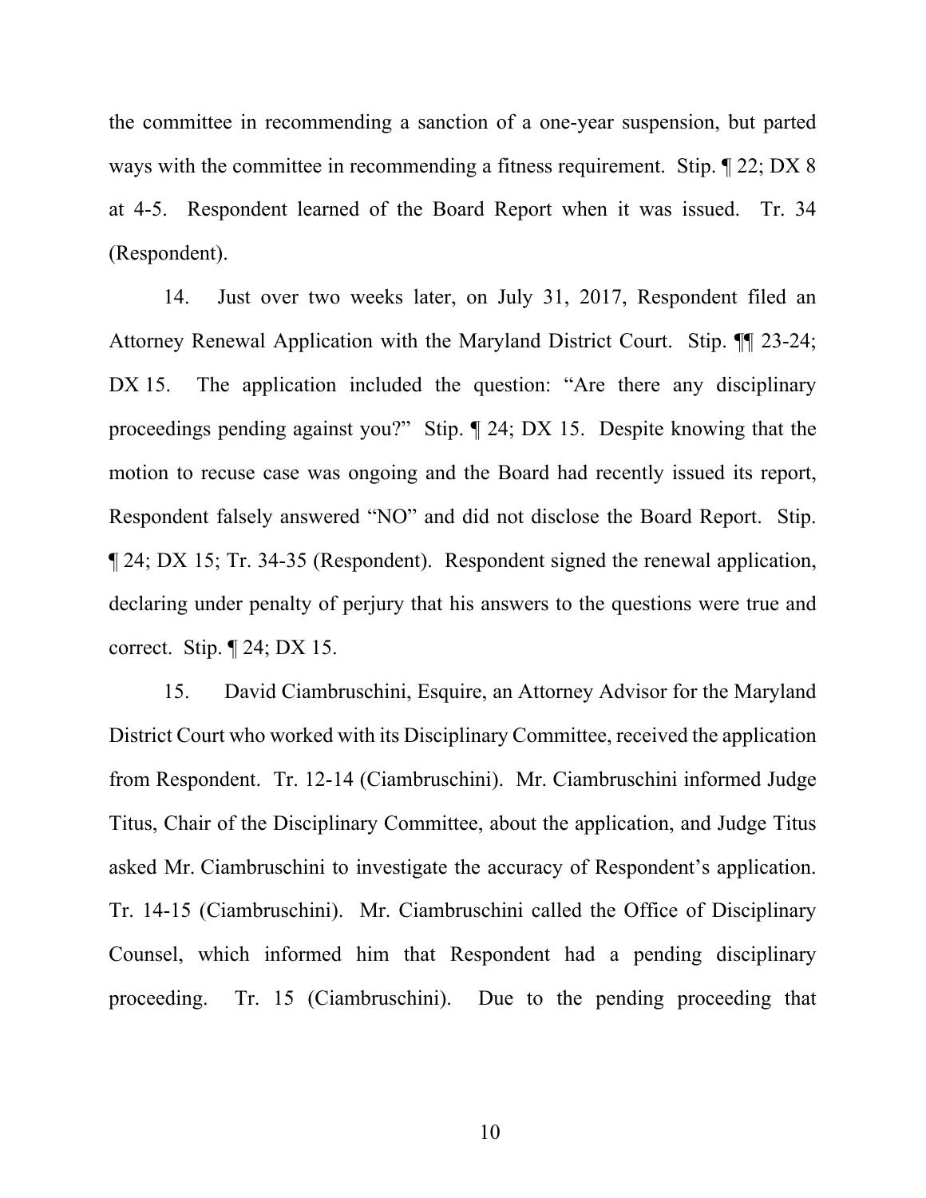the committee in recommending a sanction of a one-year suspension, but parted ways with the committee in recommending a fitness requirement. Stip. ¶ 22; DX 8 at 4-5. Respondent learned of the Board Report when it was issued. Tr. 34 (Respondent).

14. Just over two weeks later, on July 31, 2017, Respondent filed an Attorney Renewal Application with the Maryland District Court. Stip. ¶¶ 23-24; DX 15. The application included the question: "Are there any disciplinary proceedings pending against you?" Stip. ¶ 24; DX 15. Despite knowing that the motion to recuse case was ongoing and the Board had recently issued its report, Respondent falsely answered "NO" and did not disclose the Board Report. Stip. ¶ 24; DX 15; Tr. 34-35 (Respondent). Respondent signed the renewal application, declaring under penalty of perjury that his answers to the questions were true and correct. Stip. ¶ 24; DX 15.

15. David Ciambruschini, Esquire, an Attorney Advisor for the Maryland District Court who worked with its Disciplinary Committee, received the application from Respondent. Tr. 12-14 (Ciambruschini). Mr. Ciambruschini informed Judge Titus, Chair of the Disciplinary Committee, about the application, and Judge Titus asked Mr. Ciambruschini to investigate the accuracy of Respondent's application. Tr. 14-15 (Ciambruschini). Mr. Ciambruschini called the Office of Disciplinary Counsel, which informed him that Respondent had a pending disciplinary proceeding. Tr. 15 (Ciambruschini). Due to the pending proceeding that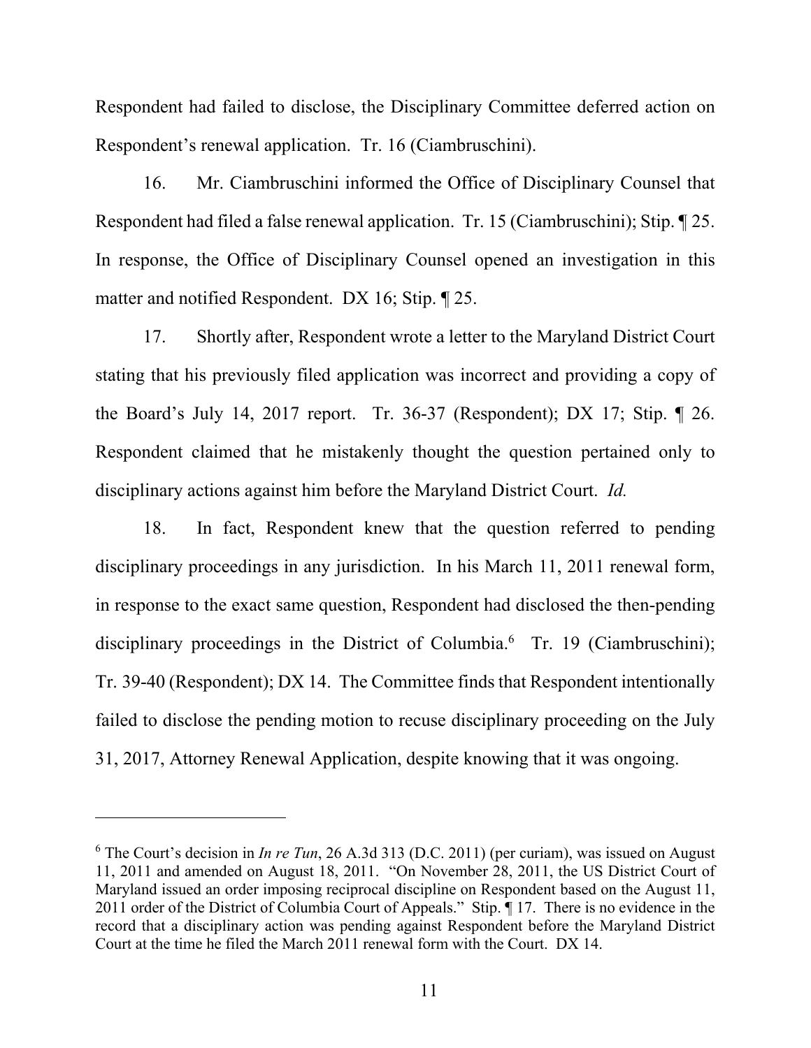Respondent had failed to disclose, the Disciplinary Committee deferred action on Respondent's renewal application. Tr. 16 (Ciambruschini).

16. Mr. Ciambruschini informed the Office of Disciplinary Counsel that Respondent had filed a false renewal application. Tr. 15 (Ciambruschini); Stip. ¶ 25. In response, the Office of Disciplinary Counsel opened an investigation in this matter and notified Respondent. DX 16; Stip. ¶ 25.

17. Shortly after, Respondent wrote a letter to the Maryland District Court stating that his previously filed application was incorrect and providing a copy of the Board's July 14, 2017 report. Tr. 36-37 (Respondent); DX 17; Stip. ¶ 26. Respondent claimed that he mistakenly thought the question pertained only to disciplinary actions against him before the Maryland District Court. *Id.*

18. In fact, Respondent knew that the question referred to pending disciplinary proceedings in any jurisdiction. In his March 11, 2011 renewal form, in response to the exact same question, Respondent had disclosed the then-pending disciplinary proceedings in the District of Columbia.[6] Tr. 19 (Ciambruschini); Tr. 39-40 (Respondent); DX 14. The Committee finds that Respondent intentionally failed to disclose the pending motion to recuse disciplinary proceeding on the July 31, 2017, Attorney Renewal Application, despite knowing that it was ongoing.

---

[6] The Court's decision in *In re Tun*, 26 A.3d 313 (D.C. 2011) (per curiam), was issued on August 11, 2011 and amended on August 18, 2011. "On November 28, 2011, the US District Court of Maryland issued an order imposing reciprocal discipline on Respondent based on the August 11, 2011 order of the District of Columbia Court of Appeals." Stip. ¶ 17. There is no evidence in the record that a disciplinary action was pending against Respondent before the Maryland District Court at the time he filed the March 2011 renewal form with the Court. DX 14.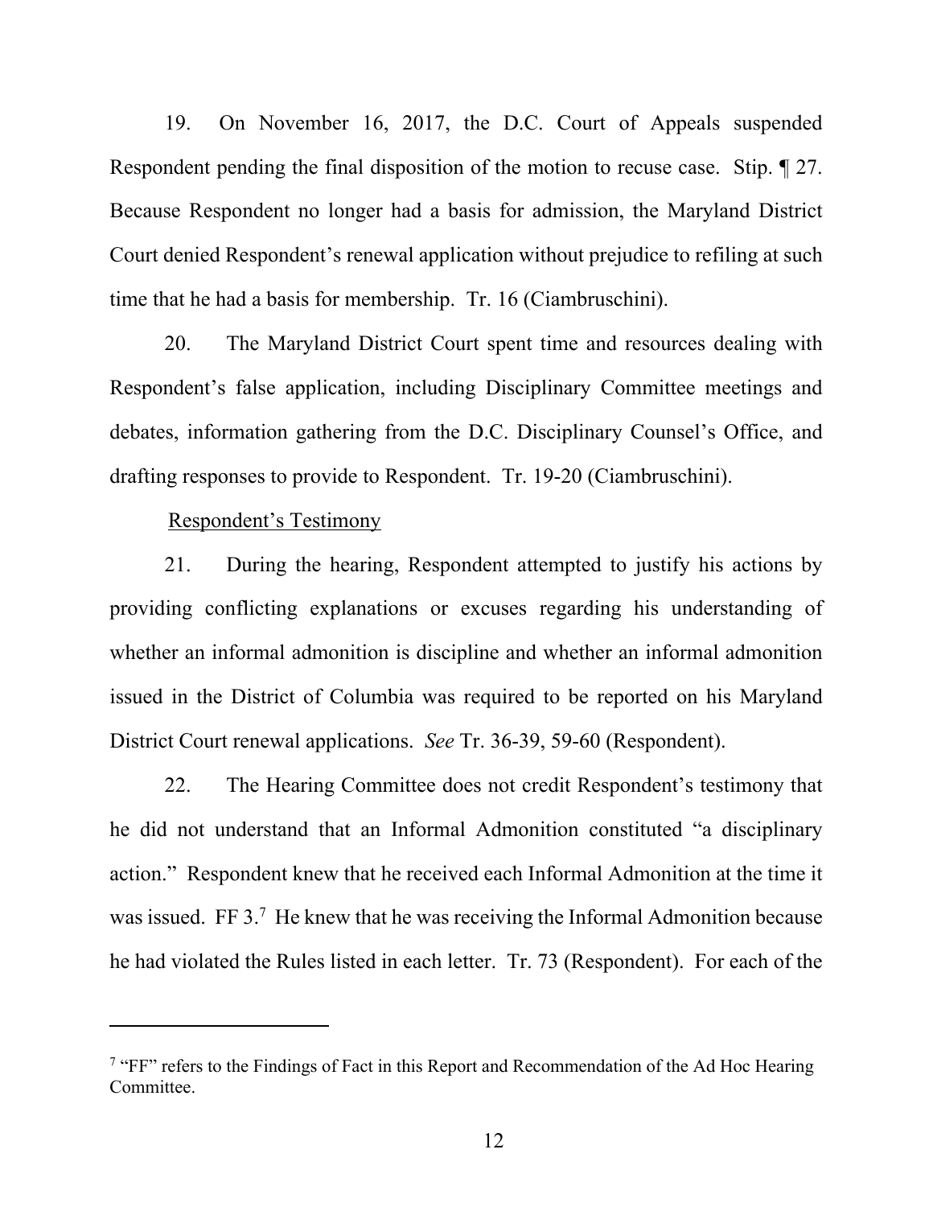19. On November 16, 2017, the D.C. Court of Appeals suspended Respondent pending the final disposition of the motion to recuse case. Stip. ¶ 27. Because Respondent no longer had a basis for admission, the Maryland District Court denied Respondent's renewal application without prejudice to refiling at such time that he had a basis for membership. Tr. 16 (Ciambruschini).

20. The Maryland District Court spent time and resources dealing with Respondent's false application, including Disciplinary Committee meetings and debates, information gathering from the D.C. Disciplinary Counsel's Office, and drafting responses to provide to Respondent. Tr. 19-20 (Ciambruschini).

<u>Respondent's Testimony</u>

21. During the hearing, Respondent attempted to justify his actions by providing conflicting explanations or excuses regarding his understanding of whether an informal admonition is discipline and whether an informal admonition issued in the District of Columbia was required to be reported on his Maryland District Court renewal applications. *See* Tr. 36-39, 59-60 (Respondent).

22. The Hearing Committee does not credit Respondent's testimony that he did not understand that an Informal Admonition constituted "a disciplinary action." Respondent knew that he received each Informal Admonition at the time it was issued. FF 3.[7] He knew that he was receiving the Informal Admonition because he had violated the Rules listed in each letter. Tr. 73 (Respondent). For each of the

[7] "FF" refers to the Findings of Fact in this Report and Recommendation of the Ad Hoc Hearing Committee.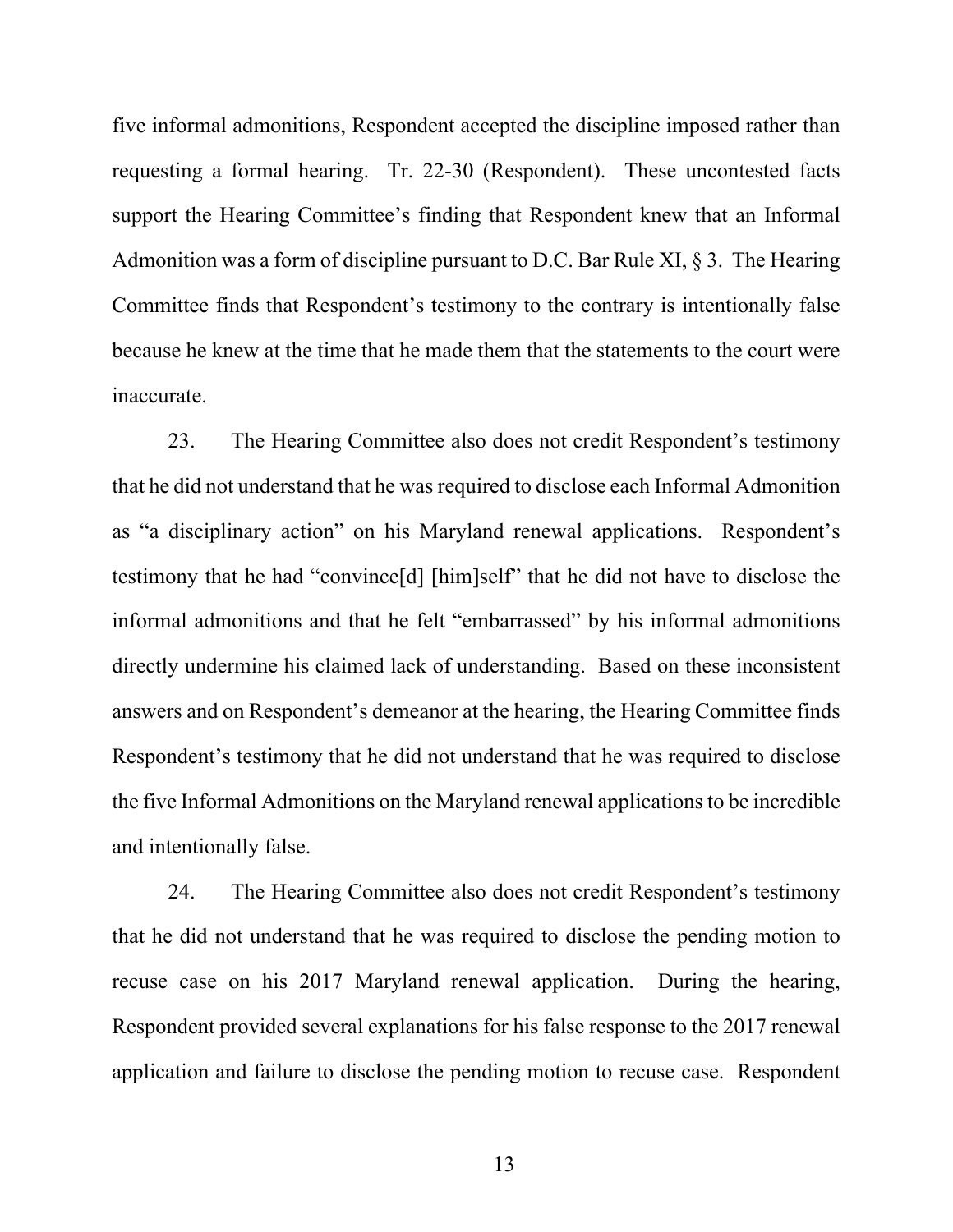five informal admonitions, Respondent accepted the discipline imposed rather than requesting a formal hearing. Tr. 22-30 (Respondent). These uncontested facts support the Hearing Committee's finding that Respondent knew that an Informal Admonition was a form of discipline pursuant to D.C. Bar Rule XI, § 3. The Hearing Committee finds that Respondent's testimony to the contrary is intentionally false because he knew at the time that he made them that the statements to the court were inaccurate.

23. The Hearing Committee also does not credit Respondent's testimony that he did not understand that he was required to disclose each Informal Admonition as "a disciplinary action" on his Maryland renewal applications. Respondent's testimony that he had "convince[d] [him]self" that he did not have to disclose the informal admonitions and that he felt "embarrassed" by his informal admonitions directly undermine his claimed lack of understanding. Based on these inconsistent answers and on Respondent's demeanor at the hearing, the Hearing Committee finds Respondent's testimony that he did not understand that he was required to disclose the five Informal Admonitions on the Maryland renewal applications to be incredible and intentionally false.

24. The Hearing Committee also does not credit Respondent's testimony that he did not understand that he was required to disclose the pending motion to recuse case on his 2017 Maryland renewal application. During the hearing, Respondent provided several explanations for his false response to the 2017 renewal application and failure to disclose the pending motion to recuse case. Respondent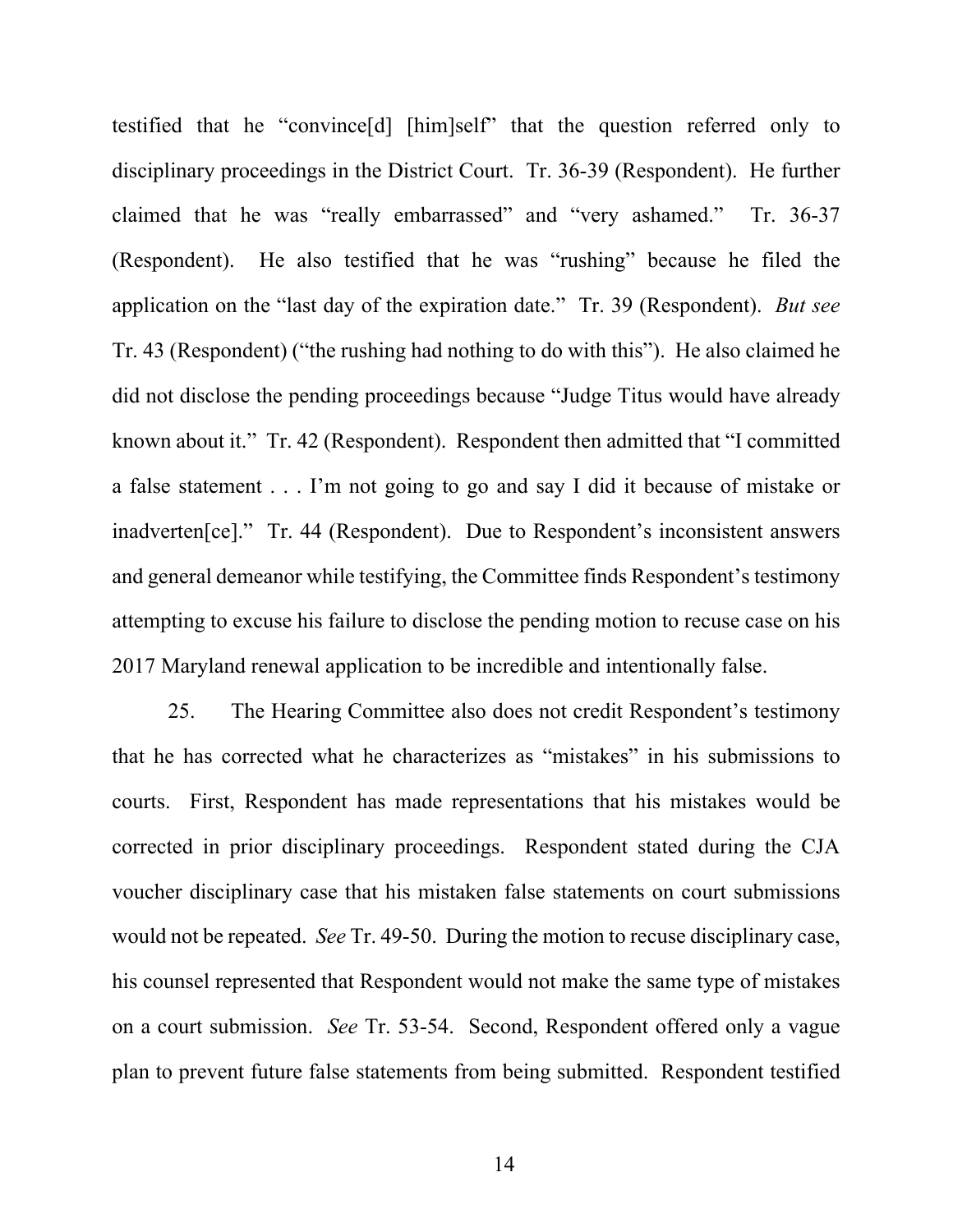testified that he "convince[d] [him]self" that the question referred only to disciplinary proceedings in the District Court. Tr. 36-39 (Respondent). He further claimed that he was "really embarrassed" and "very ashamed." Tr. 36-37 (Respondent). He also testified that he was "rushing" because he filed the application on the "last day of the expiration date." Tr. 39 (Respondent). *But see* Tr. 43 (Respondent) ("the rushing had nothing to do with this"). He also claimed he did not disclose the pending proceedings because "Judge Titus would have already known about it." Tr. 42 (Respondent). Respondent then admitted that "I committed a false statement . . . I'm not going to go and say I did it because of mistake or inadverten[ce]." Tr. 44 (Respondent). Due to Respondent's inconsistent answers and general demeanor while testifying, the Committee finds Respondent's testimony attempting to excuse his failure to disclose the pending motion to recuse case on his 2017 Maryland renewal application to be incredible and intentionally false.

25. The Hearing Committee also does not credit Respondent's testimony that he has corrected what he characterizes as "mistakes" in his submissions to courts. First, Respondent has made representations that his mistakes would be corrected in prior disciplinary proceedings. Respondent stated during the CJA voucher disciplinary case that his mistaken false statements on court submissions would not be repeated. *See* Tr. 49-50. During the motion to recuse disciplinary case, his counsel represented that Respondent would not make the same type of mistakes on a court submission. *See* Tr. 53-54. Second, Respondent offered only a vague plan to prevent future false statements from being submitted. Respondent testified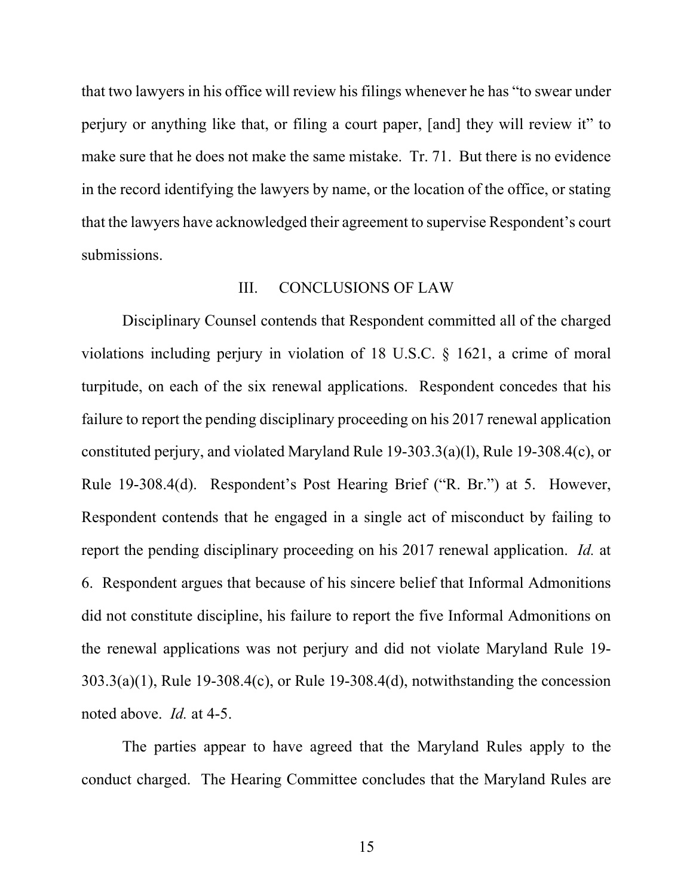that two lawyers in his office will review his filings whenever he has "to swear under perjury or anything like that, or filing a court paper, [and] they will review it" to make sure that he does not make the same mistake. Tr. 71. But there is no evidence in the record identifying the lawyers by name, or the location of the office, or stating that the lawyers have acknowledged their agreement to supervise Respondent's court submissions.

## III. CONCLUSIONS OF LAW

Disciplinary Counsel contends that Respondent committed all of the charged violations including perjury in violation of 18 U.S.C. § 1621, a crime of moral turpitude, on each of the six renewal applications. Respondent concedes that his failure to report the pending disciplinary proceeding on his 2017 renewal application constituted perjury, and violated Maryland Rule 19-303.3(a)(l), Rule 19-308.4(c), or Rule 19-308.4(d). Respondent's Post Hearing Brief ("R. Br.") at 5. However, Respondent contends that he engaged in a single act of misconduct by failing to report the pending disciplinary proceeding on his 2017 renewal application. *Id.* at 6. Respondent argues that because of his sincere belief that Informal Admonitions did not constitute discipline, his failure to report the five Informal Admonitions on the renewal applications was not perjury and did not violate Maryland Rule 19-303.3(a)(1), Rule 19-308.4(c), or Rule 19-308.4(d), notwithstanding the concession noted above. *Id.* at 4-5.

The parties appear to have agreed that the Maryland Rules apply to the conduct charged. The Hearing Committee concludes that the Maryland Rules are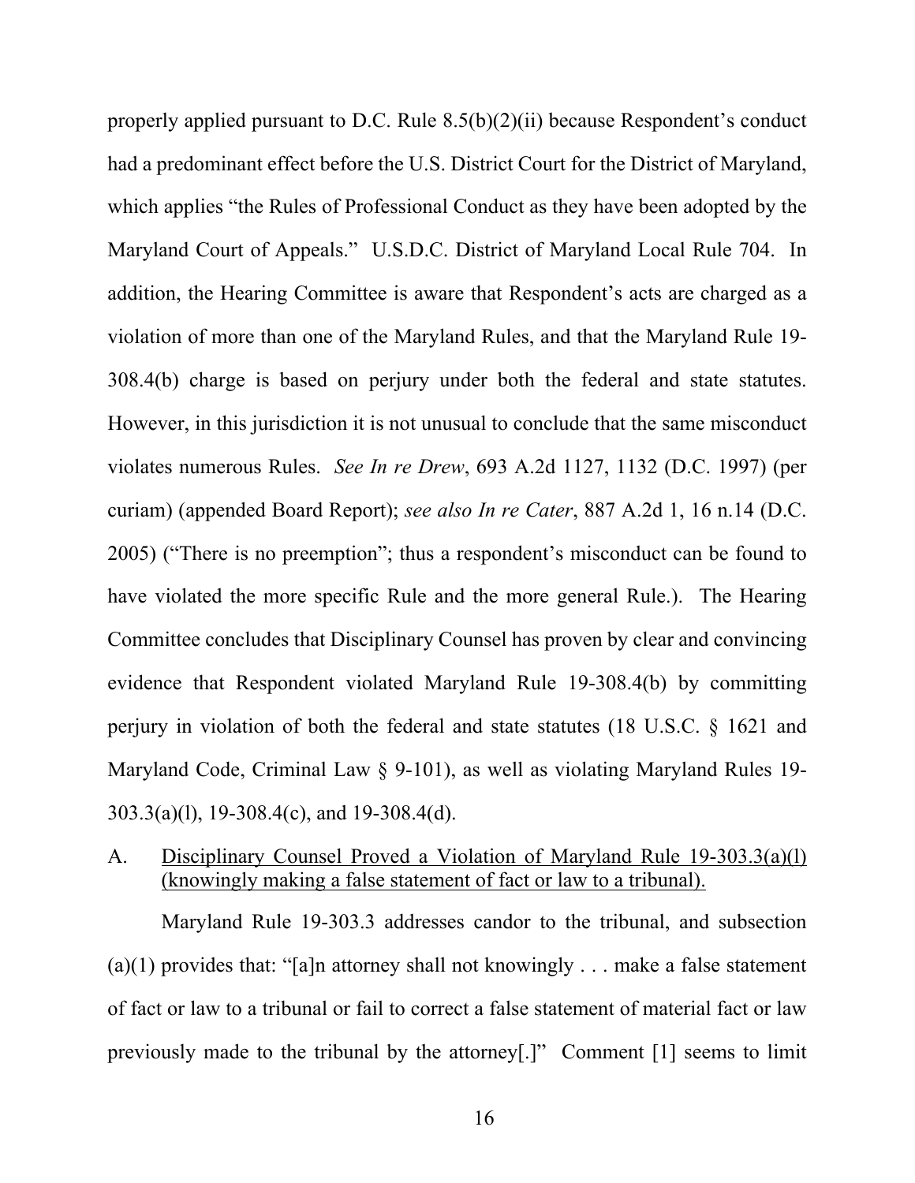properly applied pursuant to D.C. Rule 8.5(b)(2)(ii) because Respondent's conduct had a predominant effect before the U.S. District Court for the District of Maryland, which applies "the Rules of Professional Conduct as they have been adopted by the Maryland Court of Appeals." U.S.D.C. District of Maryland Local Rule 704. In addition, the Hearing Committee is aware that Respondent's acts are charged as a violation of more than one of the Maryland Rules, and that the Maryland Rule 19-308.4(b) charge is based on perjury under both the federal and state statutes. However, in this jurisdiction it is not unusual to conclude that the same misconduct violates numerous Rules. *See In re Drew*, 693 A.2d 1127, 1132 (D.C. 1997) (per curiam) (appended Board Report); *see also In re Cater*, 887 A.2d 1, 16 n.14 (D.C. 2005) ("There is no preemption"; thus a respondent's misconduct can be found to have violated the more specific Rule and the more general Rule.). The Hearing Committee concludes that Disciplinary Counsel has proven by clear and convincing evidence that Respondent violated Maryland Rule 19-308.4(b) by committing perjury in violation of both the federal and state statutes (18 U.S.C. § 1621 and Maryland Code, Criminal Law § 9-101), as well as violating Maryland Rules 19-303.3(a)(l), 19-308.4(c), and 19-308.4(d).

A. <u>Disciplinary Counsel Proved a Violation of Maryland Rule 19-303.3(a)(l) (knowingly making a false statement of fact or law to a tribunal).</u>

Maryland Rule 19-303.3 addresses candor to the tribunal, and subsection (a)(1) provides that: "[a]n attorney shall not knowingly . . . make a false statement of fact or law to a tribunal or fail to correct a false statement of material fact or law previously made to the tribunal by the attorney[.]" Comment [1] seems to limit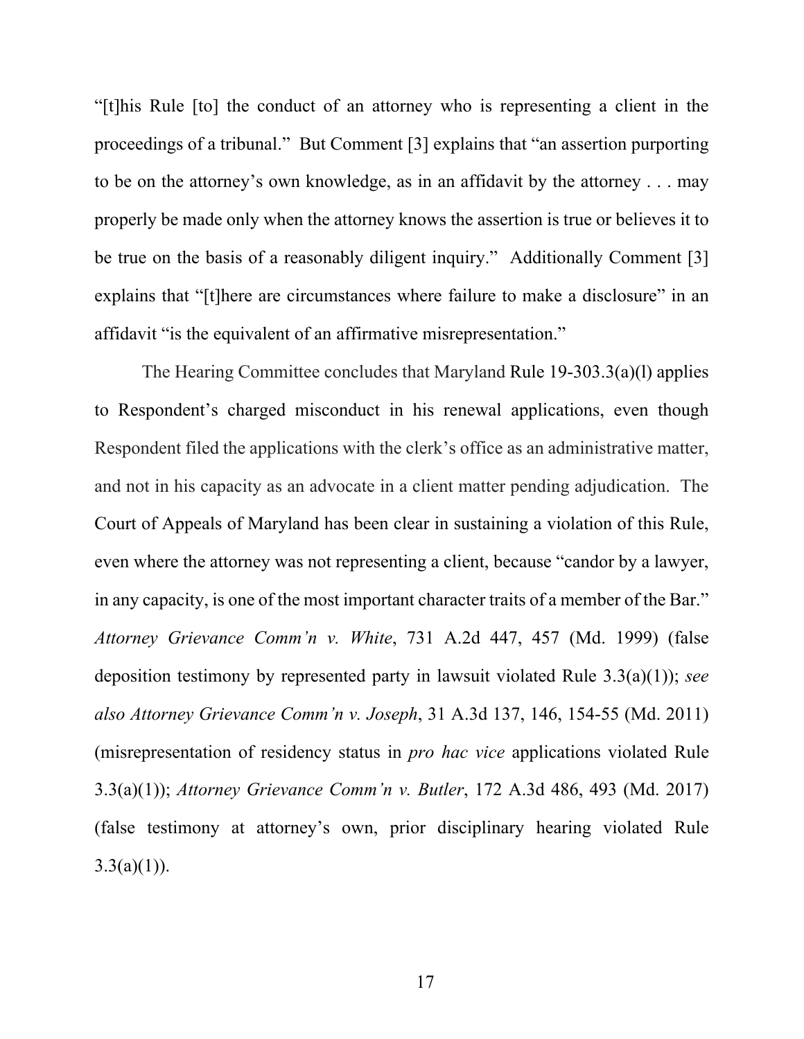"[t]his Rule [to] the conduct of an attorney who is representing a client in the proceedings of a tribunal." But Comment [3] explains that "an assertion purporting to be on the attorney's own knowledge, as in an affidavit by the attorney . . . may properly be made only when the attorney knows the assertion is true or believes it to be true on the basis of a reasonably diligent inquiry." Additionally Comment [3] explains that "[t]here are circumstances where failure to make a disclosure" in an affidavit "is the equivalent of an affirmative misrepresentation."

The Hearing Committee concludes that Maryland Rule 19-303.3(a)(l) applies to Respondent's charged misconduct in his renewal applications, even though Respondent filed the applications with the clerk's office as an administrative matter, and not in his capacity as an advocate in a client matter pending adjudication. The Court of Appeals of Maryland has been clear in sustaining a violation of this Rule, even where the attorney was not representing a client, because "candor by a lawyer, in any capacity, is one of the most important character traits of a member of the Bar." *Attorney Grievance Comm'n v. White*, 731 A.2d 447, 457 (Md. 1999) (false deposition testimony by represented party in lawsuit violated Rule 3.3(a)(1)); *see also Attorney Grievance Comm'n v. Joseph*, 31 A.3d 137, 146, 154-55 (Md. 2011) (misrepresentation of residency status in *pro hac vice* applications violated Rule 3.3(a)(1)); *Attorney Grievance Comm'n v. Butler*, 172 A.3d 486, 493 (Md. 2017) (false testimony at attorney's own, prior disciplinary hearing violated Rule 3.3(a)(1)).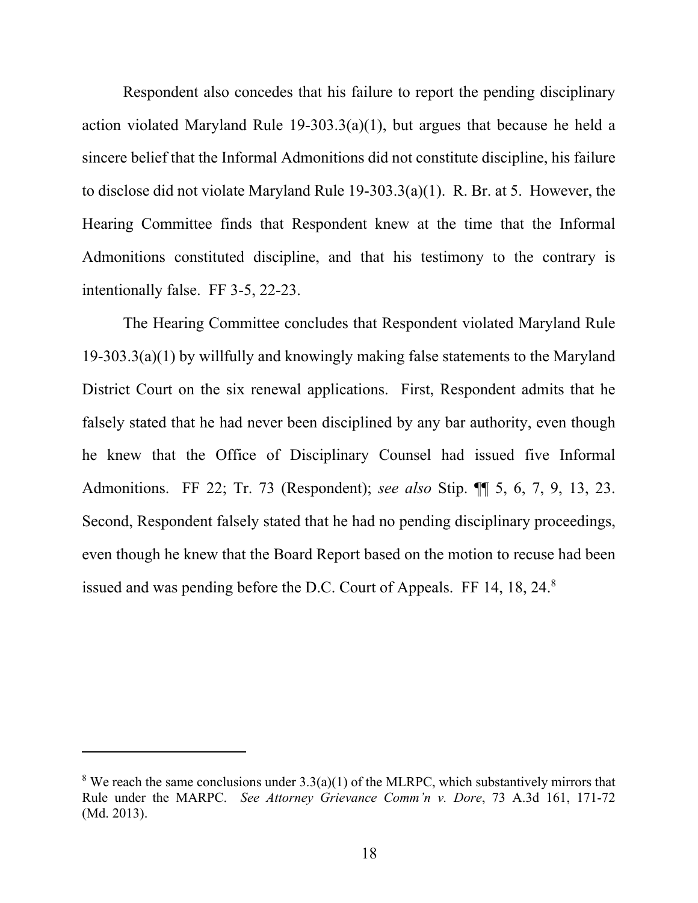Respondent also concedes that his failure to report the pending disciplinary action violated Maryland Rule 19-303.3(a)(1), but argues that because he held a sincere belief that the Informal Admonitions did not constitute discipline, his failure to disclose did not violate Maryland Rule 19-303.3(a)(1). R. Br. at 5. However, the Hearing Committee finds that Respondent knew at the time that the Informal Admonitions constituted discipline, and that his testimony to the contrary is intentionally false. FF 3-5, 22-23.

The Hearing Committee concludes that Respondent violated Maryland Rule 19-303.3(a)(1) by willfully and knowingly making false statements to the Maryland District Court on the six renewal applications. First, Respondent admits that he falsely stated that he had never been disciplined by any bar authority, even though he knew that the Office of Disciplinary Counsel had issued five Informal Admonitions. FF 22; Tr. 73 (Respondent); *see also* Stip. ¶¶ 5, 6, 7, 9, 13, 23. Second, Respondent falsely stated that he had no pending disciplinary proceedings, even though he knew that the Board Report based on the motion to recuse had been issued and was pending before the D.C. Court of Appeals. FF 14, 18, 24.[8]

---

[8] We reach the same conclusions under 3.3(a)(1) of the MLRPC, which substantively mirrors that Rule under the MARPC. *See Attorney Grievance Comm'n v. Dore*, 73 A.3d 161, 171-72 (Md. 2013).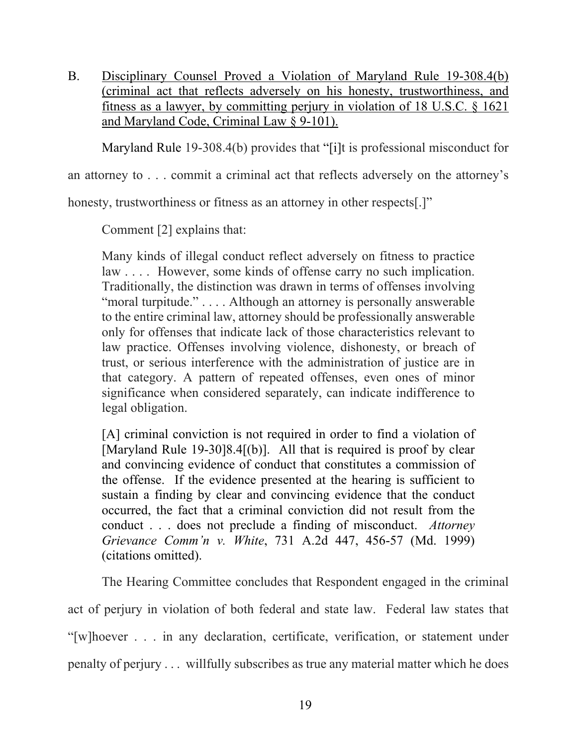B. <u>Disciplinary Counsel Proved a Violation of Maryland Rule 19-308.4(b) (criminal act that reflects adversely on his honesty, trustworthiness, and fitness as a lawyer, by committing perjury in violation of 18 U.S.C. § 1621 and Maryland Code, Criminal Law § 9-101).</u>

Maryland Rule 19-308.4(b) provides that "[i]t is professional misconduct for an attorney to . . . commit a criminal act that reflects adversely on the attorney's honesty, trustworthiness or fitness as an attorney in other respects[.]"

Comment [2] explains that:

> Many kinds of illegal conduct reflect adversely on fitness to practice law . . . . However, some kinds of offense carry no such implication. Traditionally, the distinction was drawn in terms of offenses involving "moral turpitude." . . . . Although an attorney is personally answerable to the entire criminal law, attorney should be professionally answerable only for offenses that indicate lack of those characteristics relevant to law practice. Offenses involving violence, dishonesty, or breach of trust, or serious interference with the administration of justice are in that category. A pattern of repeated offenses, even ones of minor significance when considered separately, can indicate indifference to legal obligation.
>
> [A] criminal conviction is not required in order to find a violation of [Maryland Rule 19-30]8.4[(b)]. All that is required is proof by clear and convincing evidence of conduct that constitutes a commission of the offense. If the evidence presented at the hearing is sufficient to sustain a finding by clear and convincing evidence that the conduct occurred, the fact that a criminal conviction did not result from the conduct . . . does not preclude a finding of misconduct. *Attorney Grievance Comm'n v. White*, 731 A.2d 447, 456-57 (Md. 1999) (citations omitted).

The Hearing Committee concludes that Respondent engaged in the criminal act of perjury in violation of both federal and state law. Federal law states that "[w]hoever . . . in any declaration, certificate, verification, or statement under penalty of perjury . . . willfully subscribes as true any material matter which he does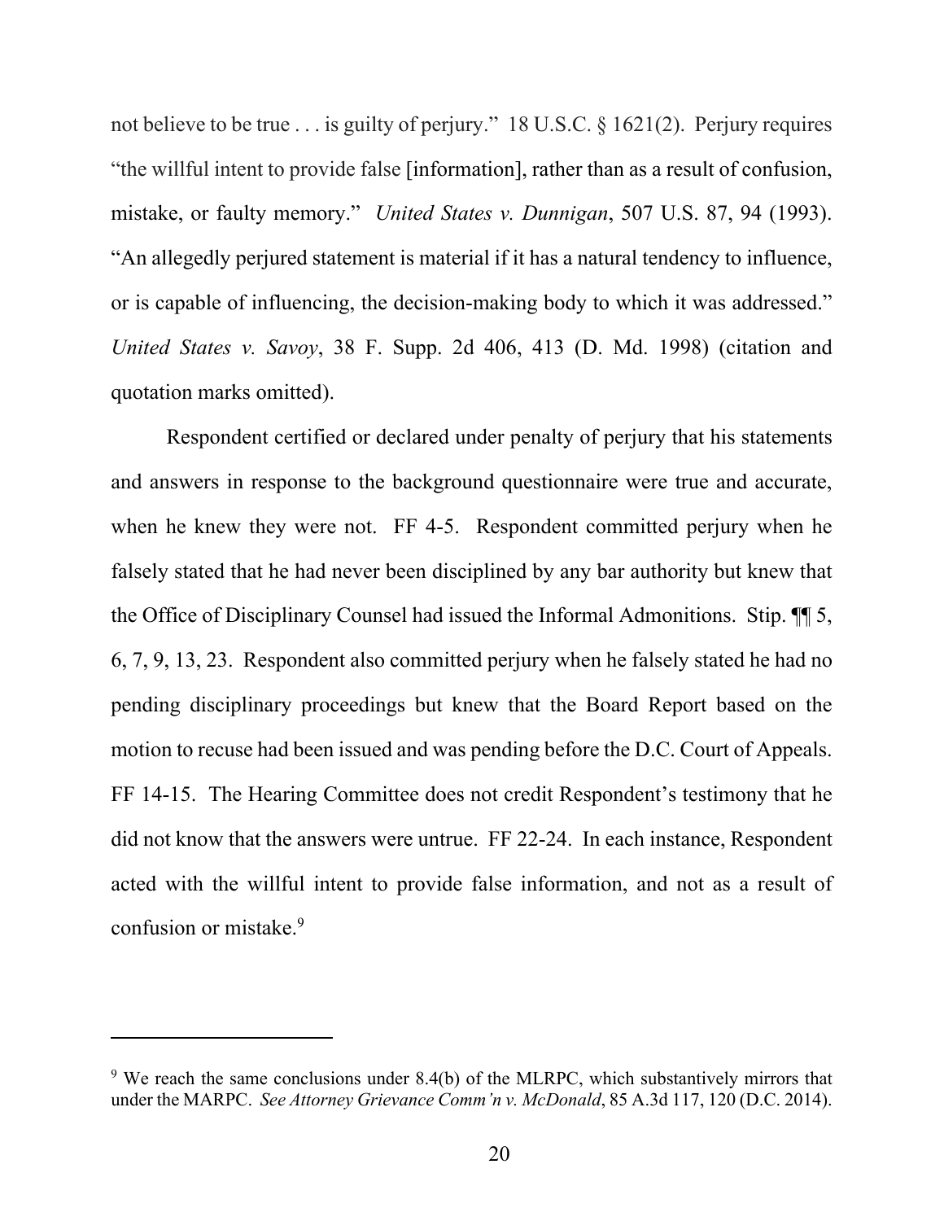not believe to be true . . . is guilty of perjury." 18 U.S.C. § 1621(2). Perjury requires "the willful intent to provide false [information], rather than as a result of confusion, mistake, or faulty memory." *United States v. Dunnigan*, 507 U.S. 87, 94 (1993). "An allegedly perjured statement is material if it has a natural tendency to influence, or is capable of influencing, the decision-making body to which it was addressed." *United States v. Savoy*, 38 F. Supp. 2d 406, 413 (D. Md. 1998) (citation and quotation marks omitted).

Respondent certified or declared under penalty of perjury that his statements and answers in response to the background questionnaire were true and accurate, when he knew they were not. FF 4-5. Respondent committed perjury when he falsely stated that he had never been disciplined by any bar authority but knew that the Office of Disciplinary Counsel had issued the Informal Admonitions. Stip. ¶¶ 5, 6, 7, 9, 13, 23. Respondent also committed perjury when he falsely stated he had no pending disciplinary proceedings but knew that the Board Report based on the motion to recuse had been issued and was pending before the D.C. Court of Appeals. FF 14-15. The Hearing Committee does not credit Respondent's testimony that he did not know that the answers were untrue. FF 22-24. In each instance, Respondent acted with the willful intent to provide false information, and not as a result of confusion or mistake.[9]

---

[9] We reach the same conclusions under 8.4(b) of the MLRPC, which substantively mirrors that under the MARPC. *See Attorney Grievance Comm'n v. McDonald*, 85 A.3d 117, 120 (D.C. 2014).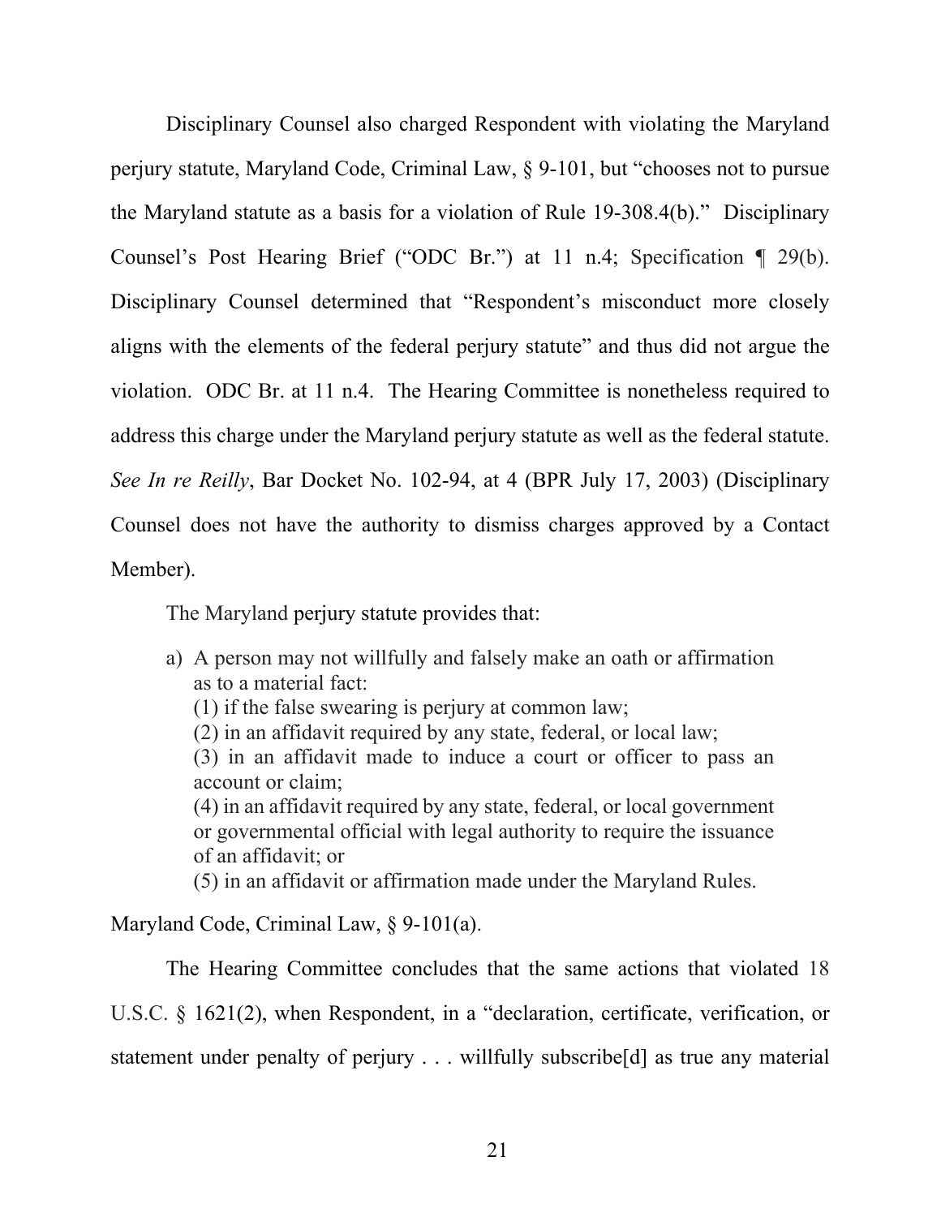Disciplinary Counsel also charged Respondent with violating the Maryland perjury statute, Maryland Code, Criminal Law, § 9-101, but "chooses not to pursue the Maryland statute as a basis for a violation of Rule 19-308.4(b)." Disciplinary Counsel's Post Hearing Brief ("ODC Br.") at 11 n.4; Specification ¶ 29(b). Disciplinary Counsel determined that "Respondent's misconduct more closely aligns with the elements of the federal perjury statute" and thus did not argue the violation. ODC Br. at 11 n.4. The Hearing Committee is nonetheless required to address this charge under the Maryland perjury statute as well as the federal statute. *See In re Reilly*, Bar Docket No. 102-94, at 4 (BPR July 17, 2003) (Disciplinary Counsel does not have the authority to dismiss charges approved by a Contact Member).

The Maryland perjury statute provides that:

> a) A person may not willfully and falsely make an oath or affirmation as to a material fact:
> (1) if the false swearing is perjury at common law;
> (2) in an affidavit required by any state, federal, or local law;
> (3) in an affidavit made to induce a court or officer to pass an account or claim;
> (4) in an affidavit required by any state, federal, or local government or governmental official with legal authority to require the issuance of an affidavit; or
> (5) in an affidavit or affirmation made under the Maryland Rules.

Maryland Code, Criminal Law, § 9-101(a).

The Hearing Committee concludes that the same actions that violated 18 U.S.C. § 1621(2), when Respondent, in a "declaration, certificate, verification, or statement under penalty of perjury . . . willfully subscribe[d] as true any material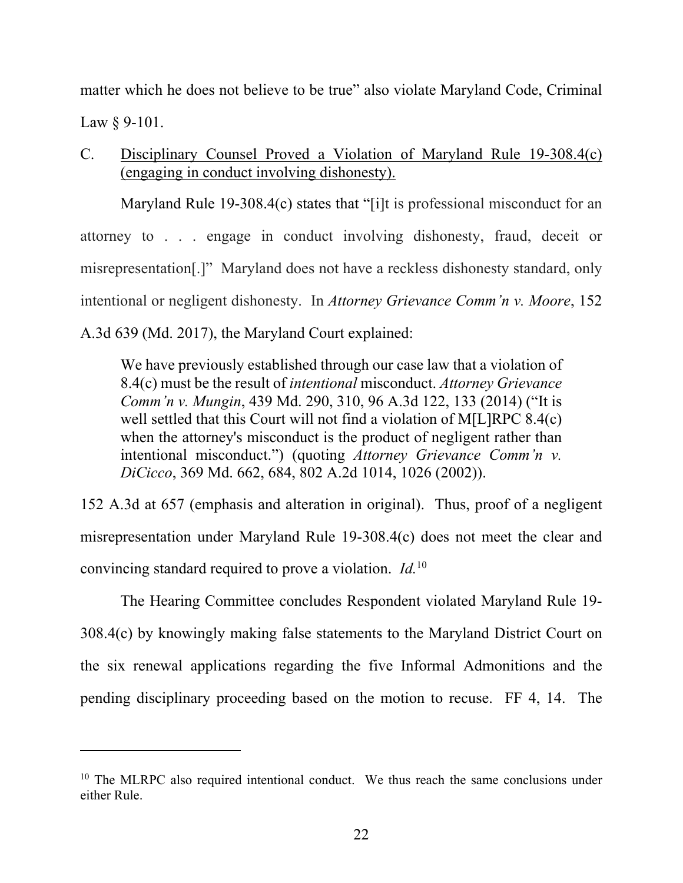matter which he does not believe to be true" also violate Maryland Code, Criminal Law § 9-101.

C. <u>Disciplinary Counsel Proved a Violation of Maryland Rule 19-308.4(c) (engaging in conduct involving dishonesty).</u>

Maryland Rule 19-308.4(c) states that "[i]t is professional misconduct for an attorney to . . . engage in conduct involving dishonesty, fraud, deceit or misrepresentation[.]" Maryland does not have a reckless dishonesty standard, only intentional or negligent dishonesty. In *Attorney Grievance Comm'n v. Moore*, 152 A.3d 639 (Md. 2017), the Maryland Court explained:

> We have previously established through our case law that a violation of 8.4(c) must be the result of *intentional* misconduct. *Attorney Grievance Comm'n v. Mungin*, 439 Md. 290, 310, 96 A.3d 122, 133 (2014) ("It is well settled that this Court will not find a violation of M[L]RPC 8.4(c) when the attorney's misconduct is the product of negligent rather than intentional misconduct.") (quoting *Attorney Grievance Comm'n v. DiCicco*, 369 Md. 662, 684, 802 A.2d 1014, 1026 (2002)).

152 A.3d at 657 (emphasis and alteration in original). Thus, proof of a negligent misrepresentation under Maryland Rule 19-308.4(c) does not meet the clear and convincing standard required to prove a violation. *Id.*[10]

The Hearing Committee concludes Respondent violated Maryland Rule 19-308.4(c) by knowingly making false statements to the Maryland District Court on the six renewal applications regarding the five Informal Admonitions and the pending disciplinary proceeding based on the motion to recuse. FF 4, 14. The

---

[10] The MLRPC also required intentional conduct. We thus reach the same conclusions under either Rule.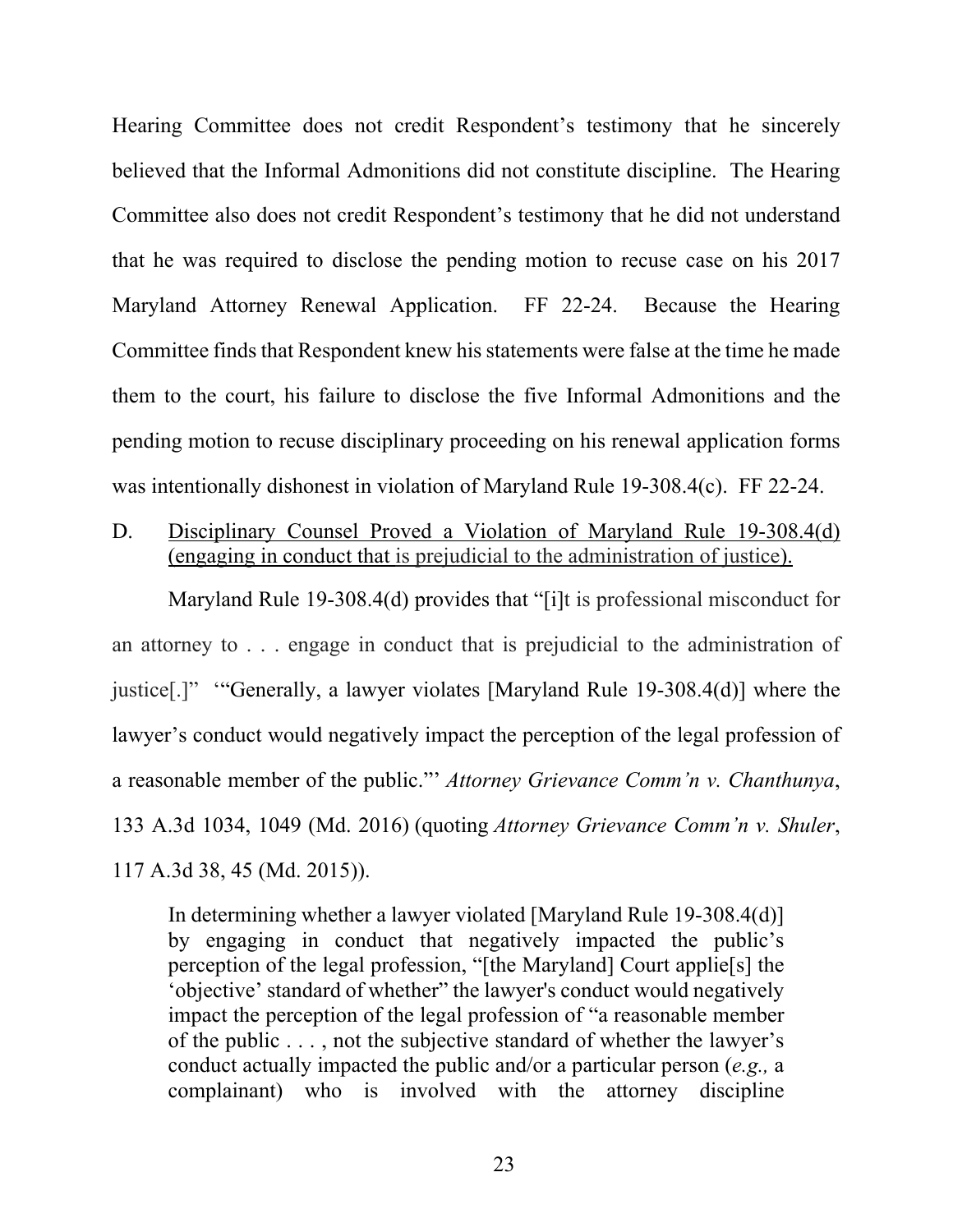Hearing Committee does not credit Respondent's testimony that he sincerely believed that the Informal Admonitions did not constitute discipline. The Hearing Committee also does not credit Respondent's testimony that he did not understand that he was required to disclose the pending motion to recuse case on his 2017 Maryland Attorney Renewal Application. FF 22-24. Because the Hearing Committee finds that Respondent knew his statements were false at the time he made them to the court, his failure to disclose the five Informal Admonitions and the pending motion to recuse disciplinary proceeding on his renewal application forms was intentionally dishonest in violation of Maryland Rule 19-308.4(c). FF 22-24.

D. <u>Disciplinary Counsel Proved a Violation of Maryland Rule 19-308.4(d) (engaging in conduct that is prejudicial to the administration of justice).</u>

Maryland Rule 19-308.4(d) provides that "[i]t is professional misconduct for an attorney to . . . engage in conduct that is prejudicial to the administration of justice[.]" '"Generally, a lawyer violates [Maryland Rule 19-308.4(d)] where the lawyer's conduct would negatively impact the perception of the legal profession of a reasonable member of the public."' *Attorney Grievance Comm'n v. Chanthunya*, 133 A.3d 1034, 1049 (Md. 2016) (quoting *Attorney Grievance Comm'n v. Shuler*, 117 A.3d 38, 45 (Md. 2015)).

> In determining whether a lawyer violated [Maryland Rule 19-308.4(d)] by engaging in conduct that negatively impacted the public's perception of the legal profession, "[the Maryland] Court applie[s] the 'objective' standard of whether" the lawyer's conduct would negatively impact the perception of the legal profession of "a reasonable member of the public . . . , not the subjective standard of whether the lawyer's conduct actually impacted the public and/or a particular person (*e.g.,* a complainant) who is involved with the attorney discipline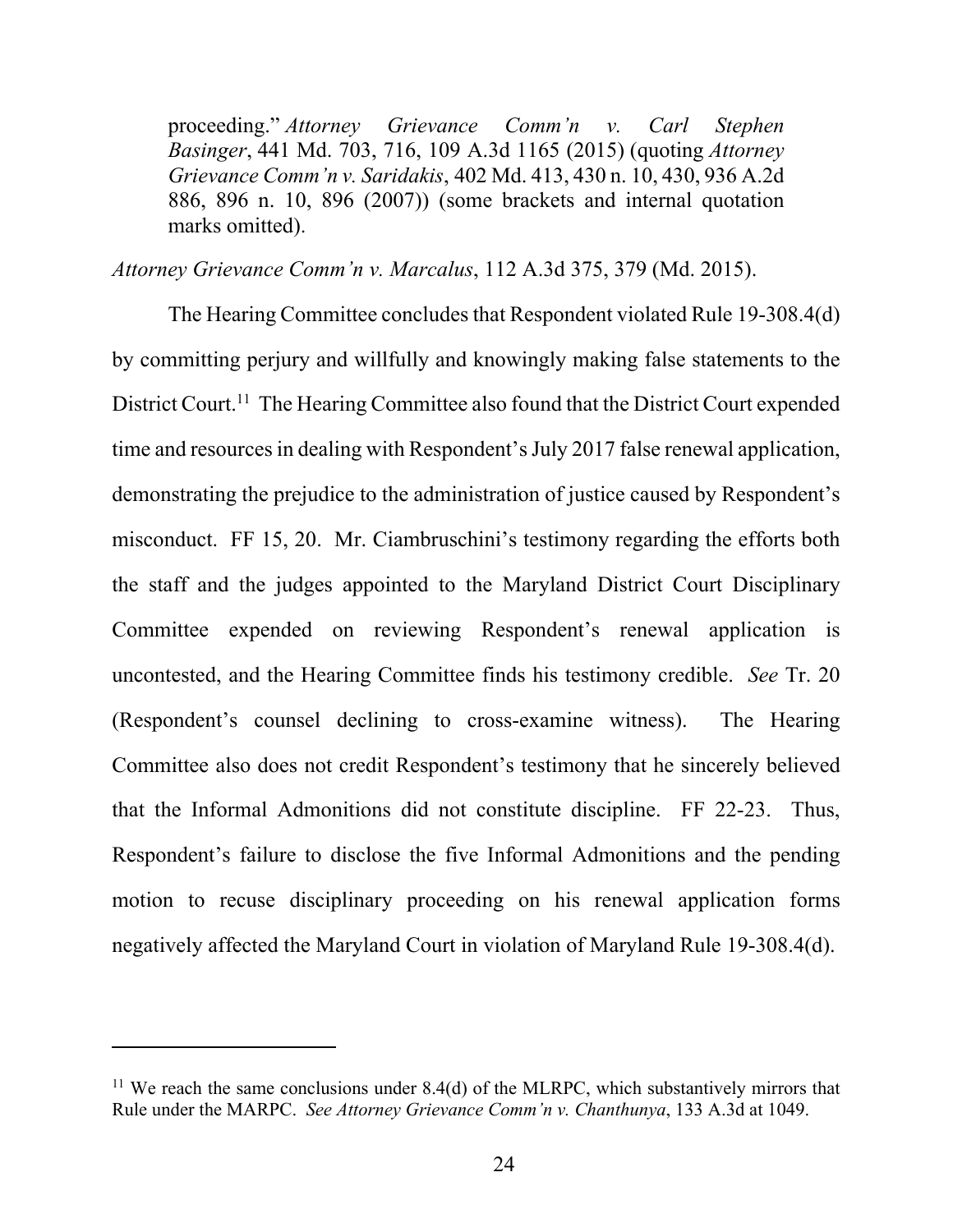> proceeding." *Attorney Grievance Comm'n v. Carl Stephen Basinger*, 441 Md. 703, 716, 109 A.3d 1165 (2015) (quoting *Attorney Grievance Comm'n v. Saridakis*, 402 Md. 413, 430 n. 10, 430, 936 A.2d 886, 896 n. 10, 896 (2007)) (some brackets and internal quotation marks omitted).

*Attorney Grievance Comm'n v. Marcalus*, 112 A.3d 375, 379 (Md. 2015).

The Hearing Committee concludes that Respondent violated Rule 19-308.4(d) by committing perjury and willfully and knowingly making false statements to the District Court.[11] The Hearing Committee also found that the District Court expended time and resources in dealing with Respondent's July 2017 false renewal application, demonstrating the prejudice to the administration of justice caused by Respondent's misconduct. FF 15, 20. Mr. Ciambruschini's testimony regarding the efforts both the staff and the judges appointed to the Maryland District Court Disciplinary Committee expended on reviewing Respondent's renewal application is uncontested, and the Hearing Committee finds his testimony credible. *See* Tr. 20 (Respondent's counsel declining to cross-examine witness). The Hearing Committee also does not credit Respondent's testimony that he sincerely believed that the Informal Admonitions did not constitute discipline. FF 22-23. Thus, Respondent's failure to disclose the five Informal Admonitions and the pending motion to recuse disciplinary proceeding on his renewal application forms negatively affected the Maryland Court in violation of Maryland Rule 19-308.4(d).

---

[11] We reach the same conclusions under 8.4(d) of the MLRPC, which substantively mirrors that Rule under the MARPC. *See Attorney Grievance Comm'n v. Chanthunya*, 133 A.3d at 1049.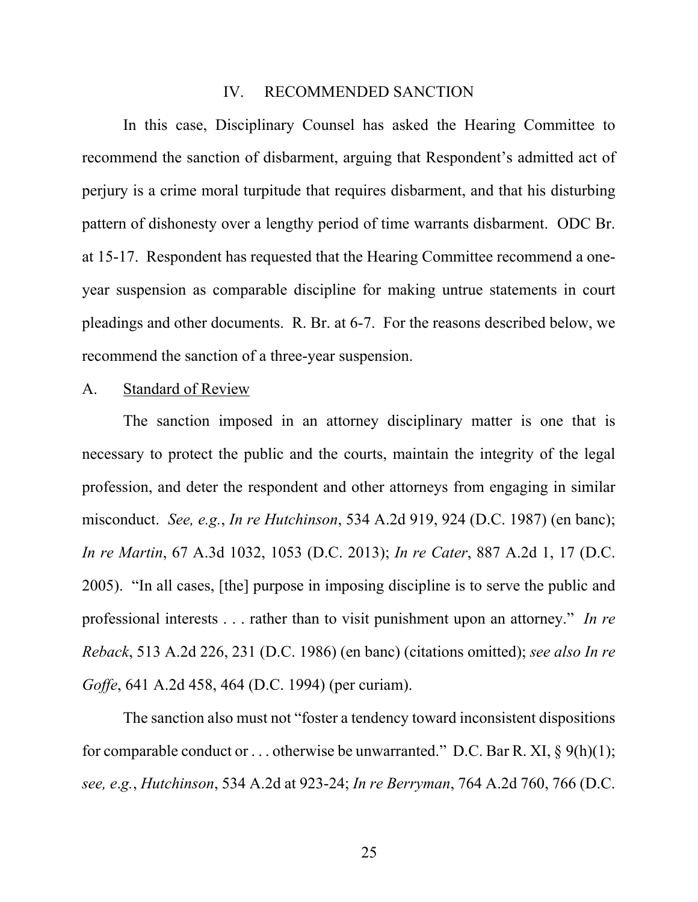## IV. RECOMMENDED SANCTION

In this case, Disciplinary Counsel has asked the Hearing Committee to recommend the sanction of disbarment, arguing that Respondent's admitted act of perjury is a crime moral turpitude that requires disbarment, and that his disturbing pattern of dishonesty over a lengthy period of time warrants disbarment. ODC Br. at 15-17. Respondent has requested that the Hearing Committee recommend a one-year suspension as comparable discipline for making untrue statements in court pleadings and other documents. R. Br. at 6-7. For the reasons described below, we recommend the sanction of a three-year suspension.

### A. Standard of Review

The sanction imposed in an attorney disciplinary matter is one that is necessary to protect the public and the courts, maintain the integrity of the legal profession, and deter the respondent and other attorneys from engaging in similar misconduct. *See, e.g.*, *In re Hutchinson*, 534 A.2d 919, 924 (D.C. 1987) (en banc); *In re Martin*, 67 A.3d 1032, 1053 (D.C. 2013); *In re Cater*, 887 A.2d 1, 17 (D.C. 2005). "In all cases, [the] purpose in imposing discipline is to serve the public and professional interests . . . rather than to visit punishment upon an attorney." *In re Reback*, 513 A.2d 226, 231 (D.C. 1986) (en banc) (citations omitted); *see also In re Goffe*, 641 A.2d 458, 464 (D.C. 1994) (per curiam).

The sanction also must not "foster a tendency toward inconsistent dispositions for comparable conduct or . . . otherwise be unwarranted." D.C. Bar R. XI, § 9(h)(1); *see, e.g.*, *Hutchinson*, 534 A.2d at 923-24; *In re Berryman*, 764 A.2d 760, 766 (D.C.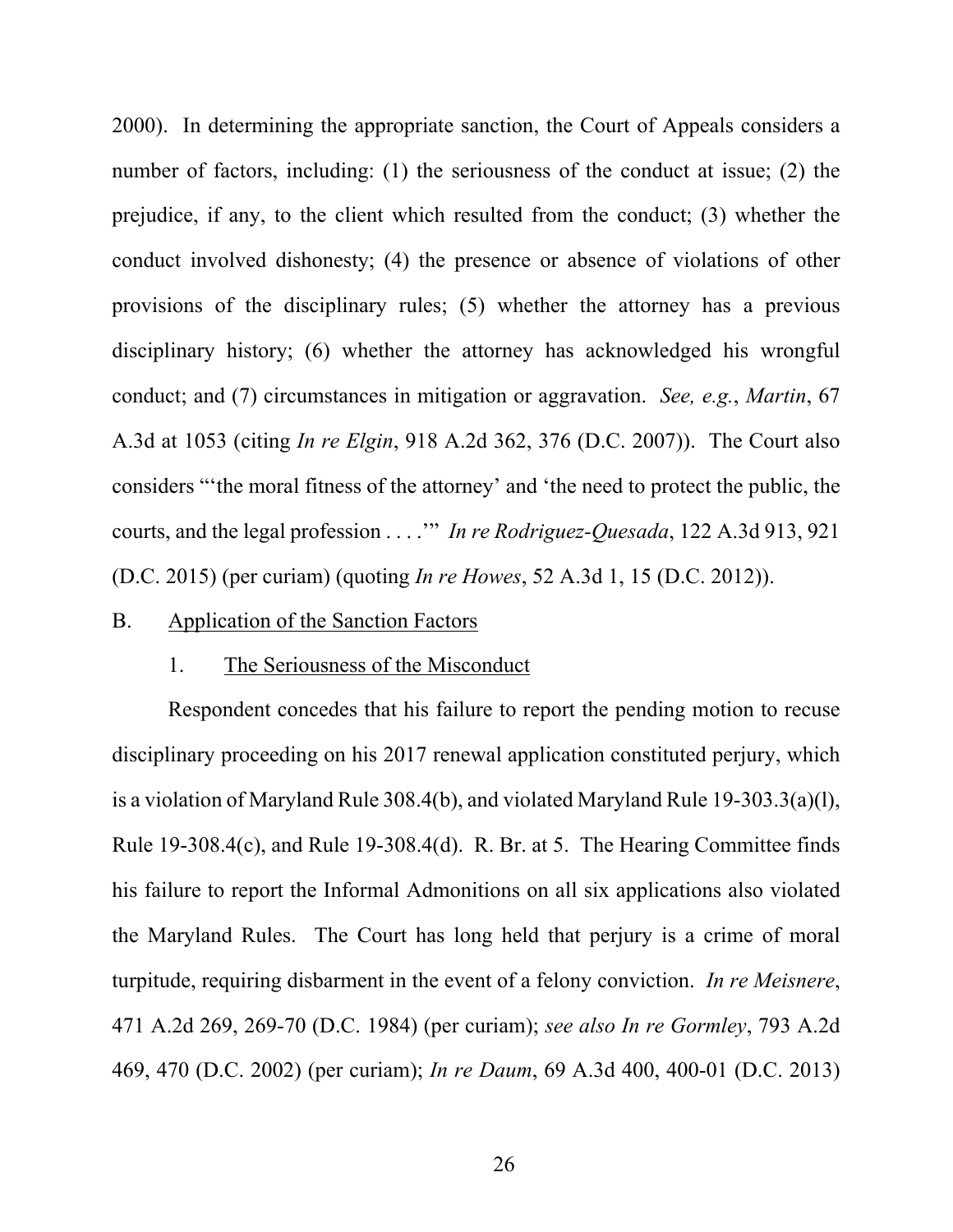2000). In determining the appropriate sanction, the Court of Appeals considers a number of factors, including: (1) the seriousness of the conduct at issue; (2) the prejudice, if any, to the client which resulted from the conduct; (3) whether the conduct involved dishonesty; (4) the presence or absence of violations of other provisions of the disciplinary rules; (5) whether the attorney has a previous disciplinary history; (6) whether the attorney has acknowledged his wrongful conduct; and (7) circumstances in mitigation or aggravation. *See, e.g.*, *Martin*, 67 A.3d at 1053 (citing *In re Elgin*, 918 A.2d 362, 376 (D.C. 2007)). The Court also considers "'the moral fitness of the attorney' and 'the need to protect the public, the courts, and the legal profession . . . .'" *In re Rodriguez-Quesada*, 122 A.3d 913, 921 (D.C. 2015) (per curiam) (quoting *In re Howes*, 52 A.3d 1, 15 (D.C. 2012)).

B. Application of the Sanction Factors

1. The Seriousness of the Misconduct

Respondent concedes that his failure to report the pending motion to recuse disciplinary proceeding on his 2017 renewal application constituted perjury, which is a violation of Maryland Rule 308.4(b), and violated Maryland Rule 19-303.3(a)(l), Rule 19-308.4(c), and Rule 19-308.4(d). R. Br. at 5. The Hearing Committee finds his failure to report the Informal Admonitions on all six applications also violated the Maryland Rules. The Court has long held that perjury is a crime of moral turpitude, requiring disbarment in the event of a felony conviction. *In re Meisnere*, 471 A.2d 269, 269-70 (D.C. 1984) (per curiam); *see also In re Gormley*, 793 A.2d 469, 470 (D.C. 2002) (per curiam); *In re Daum*, 69 A.3d 400, 400-01 (D.C. 2013)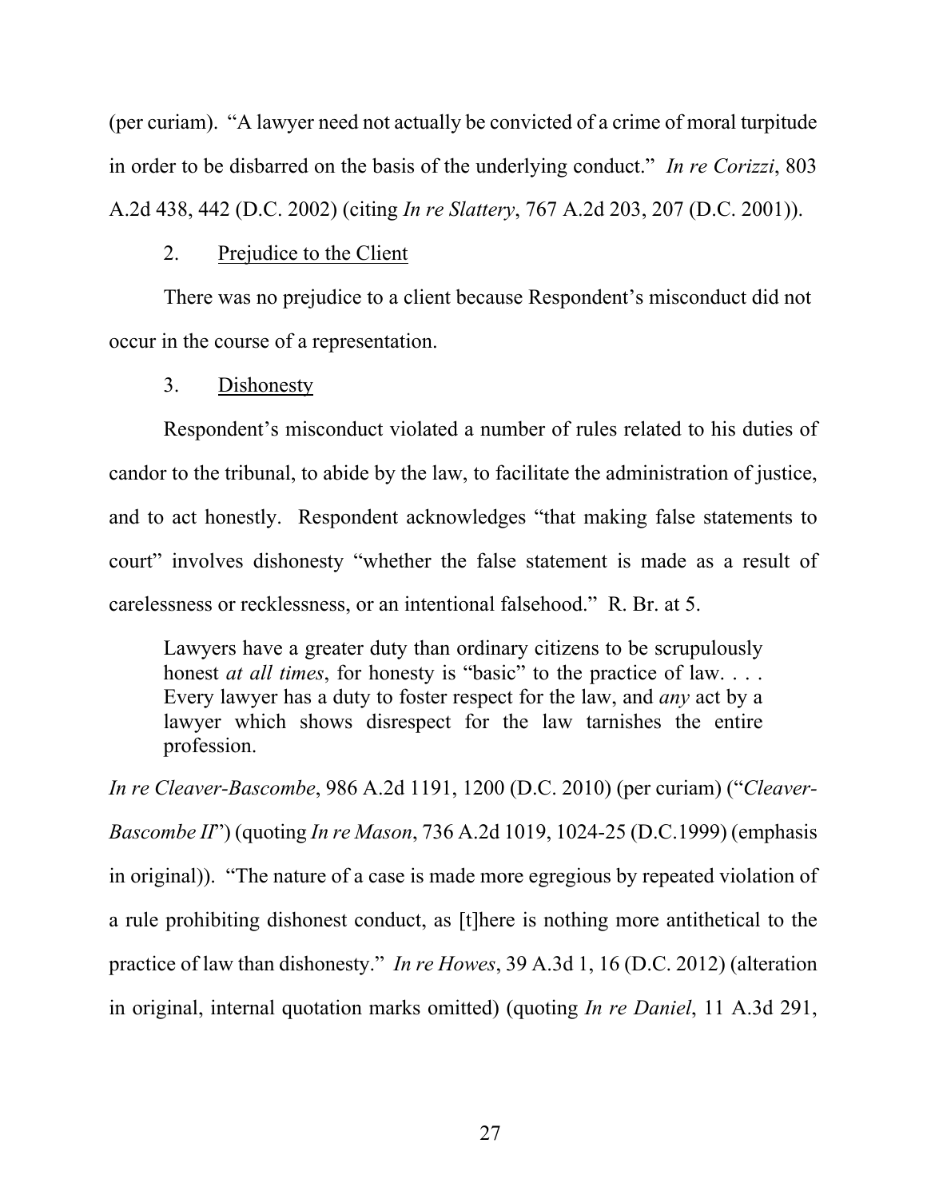(per curiam). "A lawyer need not actually be convicted of a crime of moral turpitude in order to be disbarred on the basis of the underlying conduct." *In re Corizzi*, 803 A.2d 438, 442 (D.C. 2002) (citing *In re Slattery*, 767 A.2d 203, 207 (D.C. 2001)).

2. Prejudice to the Client

There was no prejudice to a client because Respondent's misconduct did not occur in the course of a representation.

3. Dishonesty

Respondent's misconduct violated a number of rules related to his duties of candor to the tribunal, to abide by the law, to facilitate the administration of justice, and to act honestly. Respondent acknowledges "that making false statements to court" involves dishonesty "whether the false statement is made as a result of carelessness or recklessness, or an intentional falsehood." R. Br. at 5.

> Lawyers have a greater duty than ordinary citizens to be scrupulously honest *at all times*, for honesty is "basic" to the practice of law. . . . Every lawyer has a duty to foster respect for the law, and *any* act by a lawyer which shows disrespect for the law tarnishes the entire profession.

*In re Cleaver-Bascombe*, 986 A.2d 1191, 1200 (D.C. 2010) (per curiam) ("*Cleaver-Bascombe II*") (quoting *In re Mason*, 736 A.2d 1019, 1024-25 (D.C.1999) (emphasis in original)). "The nature of a case is made more egregious by repeated violation of a rule prohibiting dishonest conduct, as [t]here is nothing more antithetical to the practice of law than dishonesty." *In re Howes*, 39 A.3d 1, 16 (D.C. 2012) (alteration in original, internal quotation marks omitted) (quoting *In re Daniel*, 11 A.3d 291,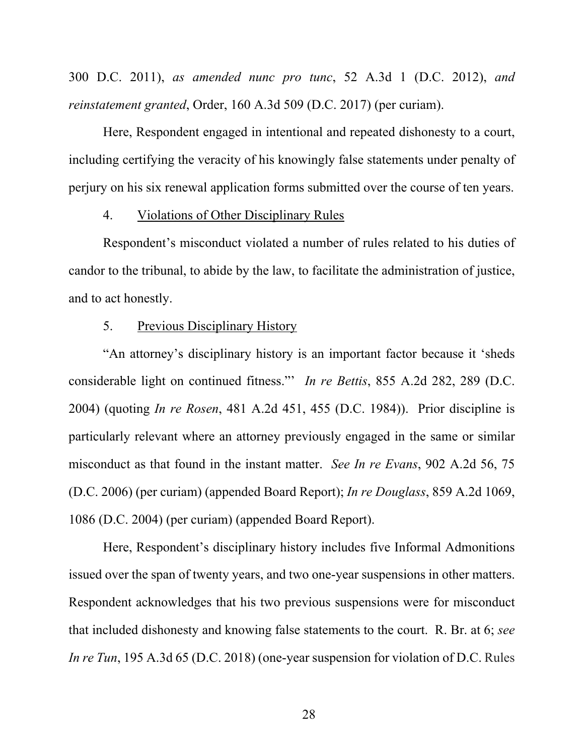300 D.C. 2011), *as amended nunc pro tunc*, 52 A.3d 1 (D.C. 2012), *and reinstatement granted*, Order, 160 A.3d 509 (D.C. 2017) (per curiam).

Here, Respondent engaged in intentional and repeated dishonesty to a court, including certifying the veracity of his knowingly false statements under penalty of perjury on his six renewal application forms submitted over the course of ten years.

4. <u>Violations of Other Disciplinary Rules</u>

Respondent's misconduct violated a number of rules related to his duties of candor to the tribunal, to abide by the law, to facilitate the administration of justice, and to act honestly.

5. <u>Previous Disciplinary History</u>

"An attorney's disciplinary history is an important factor because it 'sheds considerable light on continued fitness.'" *In re Bettis*, 855 A.2d 282, 289 (D.C. 2004) (quoting *In re Rosen*, 481 A.2d 451, 455 (D.C. 1984)). Prior discipline is particularly relevant where an attorney previously engaged in the same or similar misconduct as that found in the instant matter. *See In re Evans*, 902 A.2d 56, 75 (D.C. 2006) (per curiam) (appended Board Report); *In re Douglass*, 859 A.2d 1069, 1086 (D.C. 2004) (per curiam) (appended Board Report).

Here, Respondent's disciplinary history includes five Informal Admonitions issued over the span of twenty years, and two one-year suspensions in other matters. Respondent acknowledges that his two previous suspensions were for misconduct that included dishonesty and knowing false statements to the court. R. Br. at 6; *see In re Tun*, 195 A.3d 65 (D.C. 2018) (one-year suspension for violation of D.C. Rules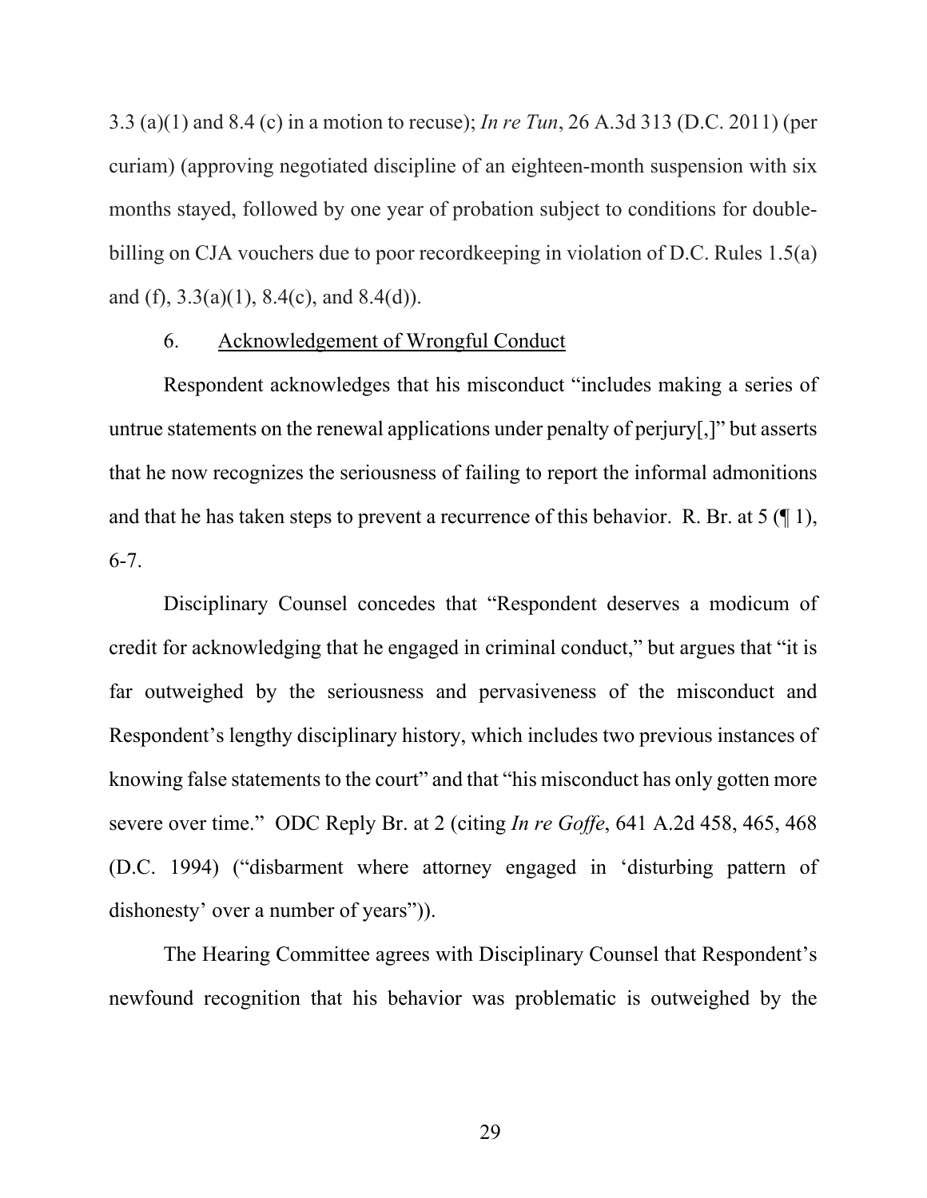3.3 (a)(1) and 8.4 (c) in a motion to recuse); *In re Tun*, 26 A.3d 313 (D.C. 2011) (per curiam) (approving negotiated discipline of an eighteen-month suspension with six months stayed, followed by one year of probation subject to conditions for double-billing on CJA vouchers due to poor recordkeeping in violation of D.C. Rules 1.5(a) and (f), 3.3(a)(1), 8.4(c), and 8.4(d)).

6. <u>Acknowledgement of Wrongful Conduct</u>

Respondent acknowledges that his misconduct "includes making a series of untrue statements on the renewal applications under penalty of perjury[,]" but asserts that he now recognizes the seriousness of failing to report the informal admonitions and that he has taken steps to prevent a recurrence of this behavior. R. Br. at 5 (¶ 1), 6-7.

Disciplinary Counsel concedes that "Respondent deserves a modicum of credit for acknowledging that he engaged in criminal conduct," but argues that "it is far outweighed by the seriousness and pervasiveness of the misconduct and Respondent's lengthy disciplinary history, which includes two previous instances of knowing false statements to the court" and that "his misconduct has only gotten more severe over time." ODC Reply Br. at 2 (citing *In re Goffe*, 641 A.2d 458, 465, 468 (D.C. 1994) ("disbarment where attorney engaged in 'disturbing pattern of dishonesty' over a number of years")).

The Hearing Committee agrees with Disciplinary Counsel that Respondent's newfound recognition that his behavior was problematic is outweighed by the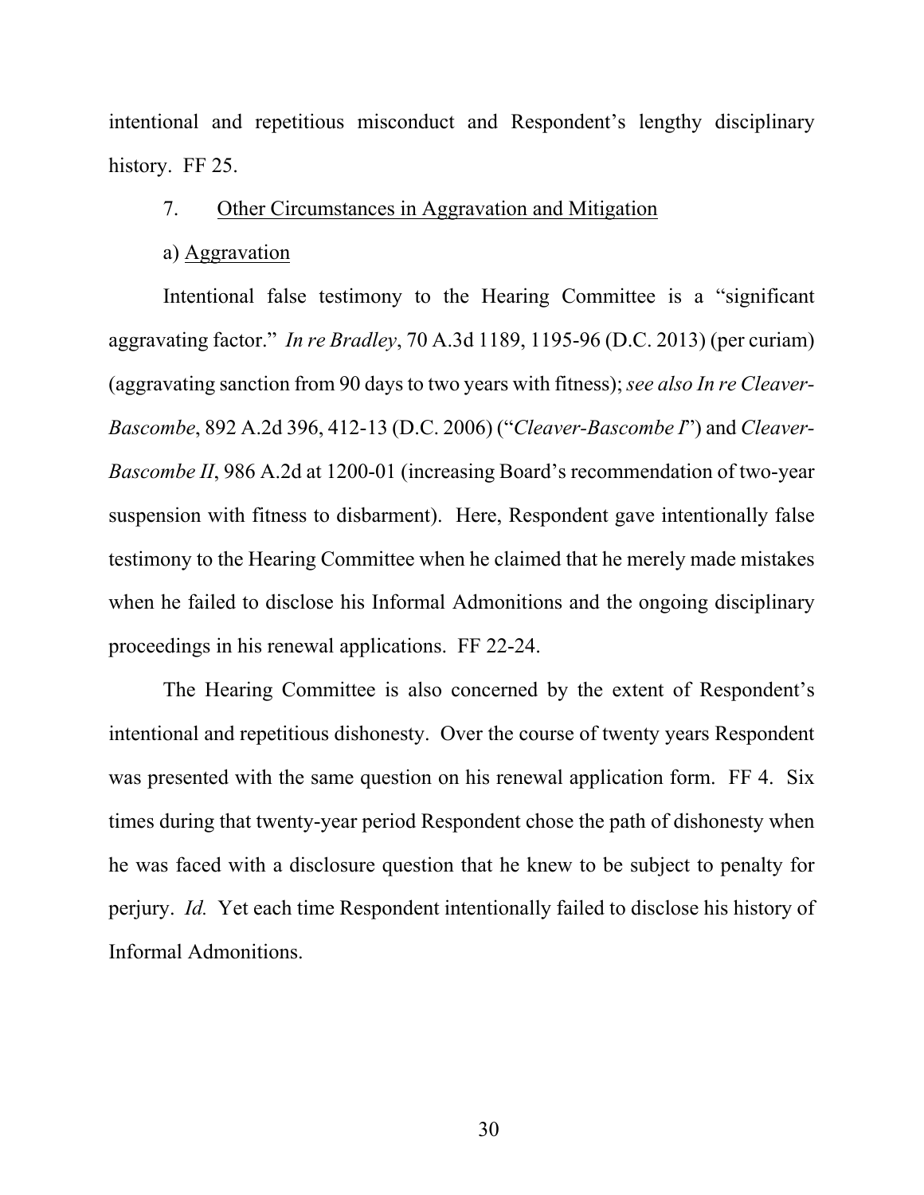intentional and repetitious misconduct and Respondent's lengthy disciplinary history. FF 25.

7. Other Circumstances in Aggravation and Mitigation

a) Aggravation

Intentional false testimony to the Hearing Committee is a "significant aggravating factor." *In re Bradley*, 70 A.3d 1189, 1195-96 (D.C. 2013) (per curiam) (aggravating sanction from 90 days to two years with fitness); *see also In re Cleaver-Bascombe*, 892 A.2d 396, 412-13 (D.C. 2006) ("*Cleaver-Bascombe I*") and *Cleaver-Bascombe II*, 986 A.2d at 1200-01 (increasing Board's recommendation of two-year suspension with fitness to disbarment). Here, Respondent gave intentionally false testimony to the Hearing Committee when he claimed that he merely made mistakes when he failed to disclose his Informal Admonitions and the ongoing disciplinary proceedings in his renewal applications. FF 22-24.

The Hearing Committee is also concerned by the extent of Respondent's intentional and repetitious dishonesty. Over the course of twenty years Respondent was presented with the same question on his renewal application form. FF 4. Six times during that twenty-year period Respondent chose the path of dishonesty when he was faced with a disclosure question that he knew to be subject to penalty for perjury. *Id.* Yet each time Respondent intentionally failed to disclose his history of Informal Admonitions.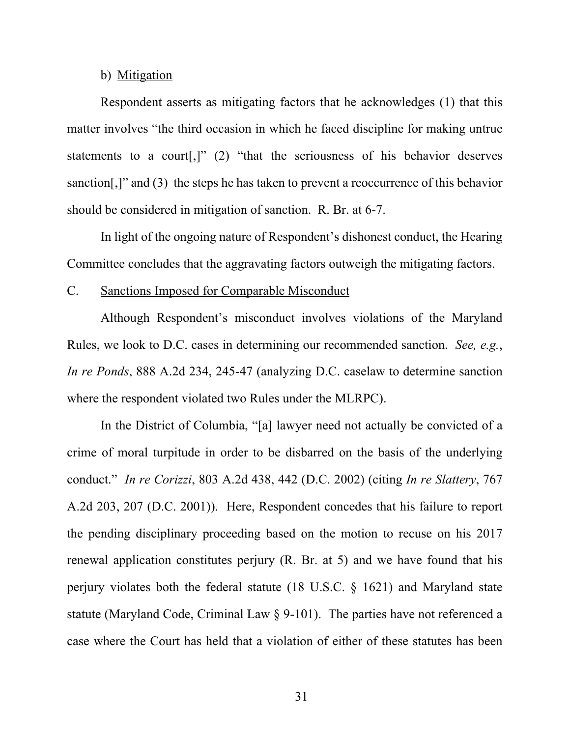b) Mitigation

Respondent asserts as mitigating factors that he acknowledges (1) that this matter involves "the third occasion in which he faced discipline for making untrue statements to a court[,]" (2) "that the seriousness of his behavior deserves sanction[,]" and (3) the steps he has taken to prevent a reoccurrence of this behavior should be considered in mitigation of sanction. R. Br. at 6-7.

In light of the ongoing nature of Respondent's dishonest conduct, the Hearing Committee concludes that the aggravating factors outweigh the mitigating factors.

C. Sanctions Imposed for Comparable Misconduct

Although Respondent's misconduct involves violations of the Maryland Rules, we look to D.C. cases in determining our recommended sanction. *See, e.g.*, *In re Ponds*, 888 A.2d 234, 245-47 (analyzing D.C. caselaw to determine sanction where the respondent violated two Rules under the MLRPC).

In the District of Columbia, "[a] lawyer need not actually be convicted of a crime of moral turpitude in order to be disbarred on the basis of the underlying conduct." *In re Corizzi*, 803 A.2d 438, 442 (D.C. 2002) (citing *In re Slattery*, 767 A.2d 203, 207 (D.C. 2001)). Here, Respondent concedes that his failure to report the pending disciplinary proceeding based on the motion to recuse on his 2017 renewal application constitutes perjury (R. Br. at 5) and we have found that his perjury violates both the federal statute (18 U.S.C. § 1621) and Maryland state statute (Maryland Code, Criminal Law § 9-101). The parties have not referenced a case where the Court has held that a violation of either of these statutes has been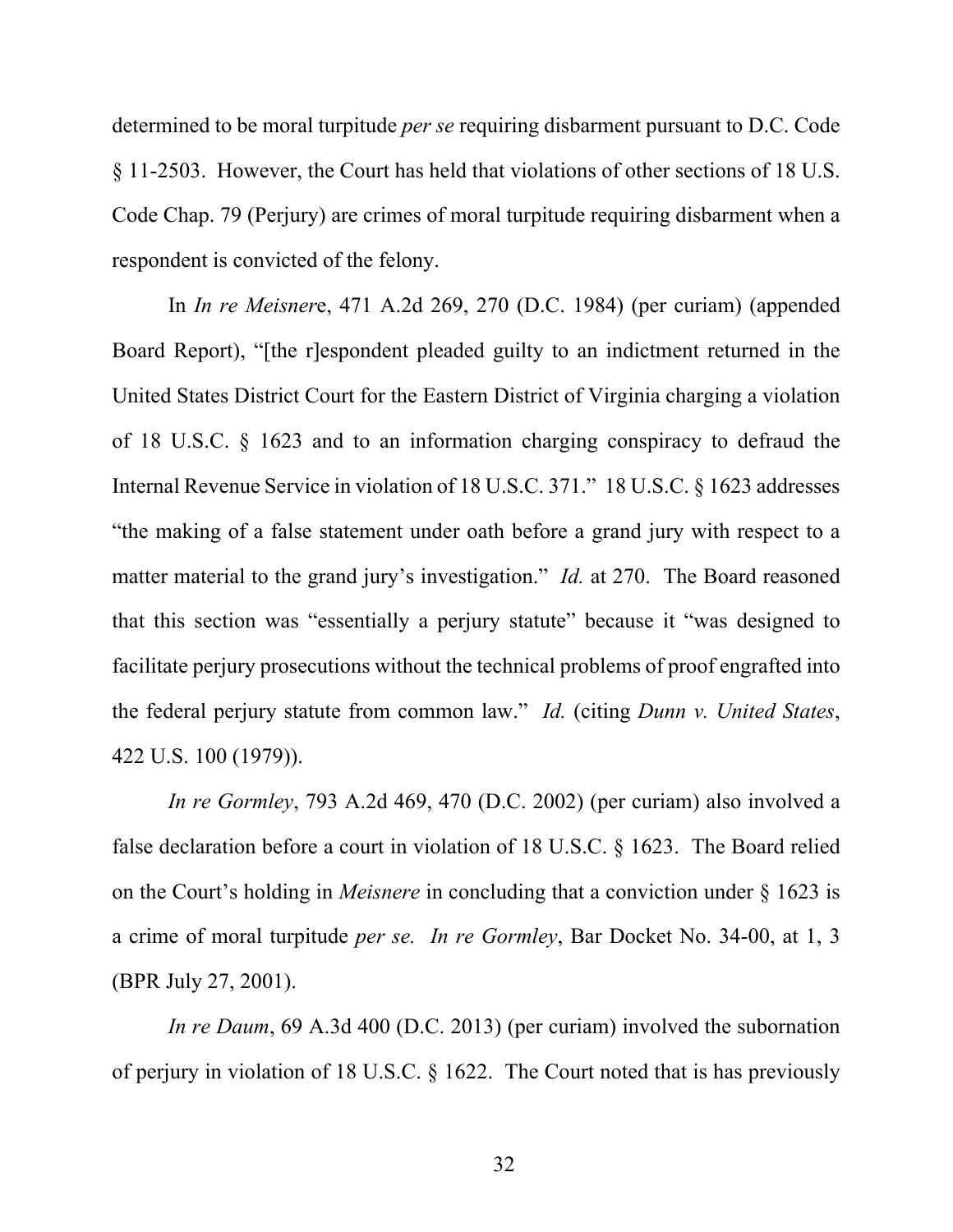determined to be moral turpitude *per se* requiring disbarment pursuant to D.C. Code § 11-2503. However, the Court has held that violations of other sections of 18 U.S. Code Chap. 79 (Perjury) are crimes of moral turpitude requiring disbarment when a respondent is convicted of the felony.

In *In re Meisner*e, 471 A.2d 269, 270 (D.C. 1984) (per curiam) (appended Board Report), "[the r]espondent pleaded guilty to an indictment returned in the United States District Court for the Eastern District of Virginia charging a violation of 18 U.S.C. § 1623 and to an information charging conspiracy to defraud the Internal Revenue Service in violation of 18 U.S.C. 371." 18 U.S.C. § 1623 addresses "the making of a false statement under oath before a grand jury with respect to a matter material to the grand jury's investigation." *Id.* at 270. The Board reasoned that this section was "essentially a perjury statute" because it "was designed to facilitate perjury prosecutions without the technical problems of proof engrafted into the federal perjury statute from common law." *Id.* (citing *Dunn v. United States*, 422 U.S. 100 (1979)).

*In re Gormley*, 793 A.2d 469, 470 (D.C. 2002) (per curiam) also involved a false declaration before a court in violation of 18 U.S.C. § 1623. The Board relied on the Court's holding in *Meisnere* in concluding that a conviction under § 1623 is a crime of moral turpitude *per se. In re Gormley*, Bar Docket No. 34-00, at 1, 3 (BPR July 27, 2001).

*In re Daum*, 69 A.3d 400 (D.C. 2013) (per curiam) involved the subornation of perjury in violation of 18 U.S.C. § 1622. The Court noted that is has previously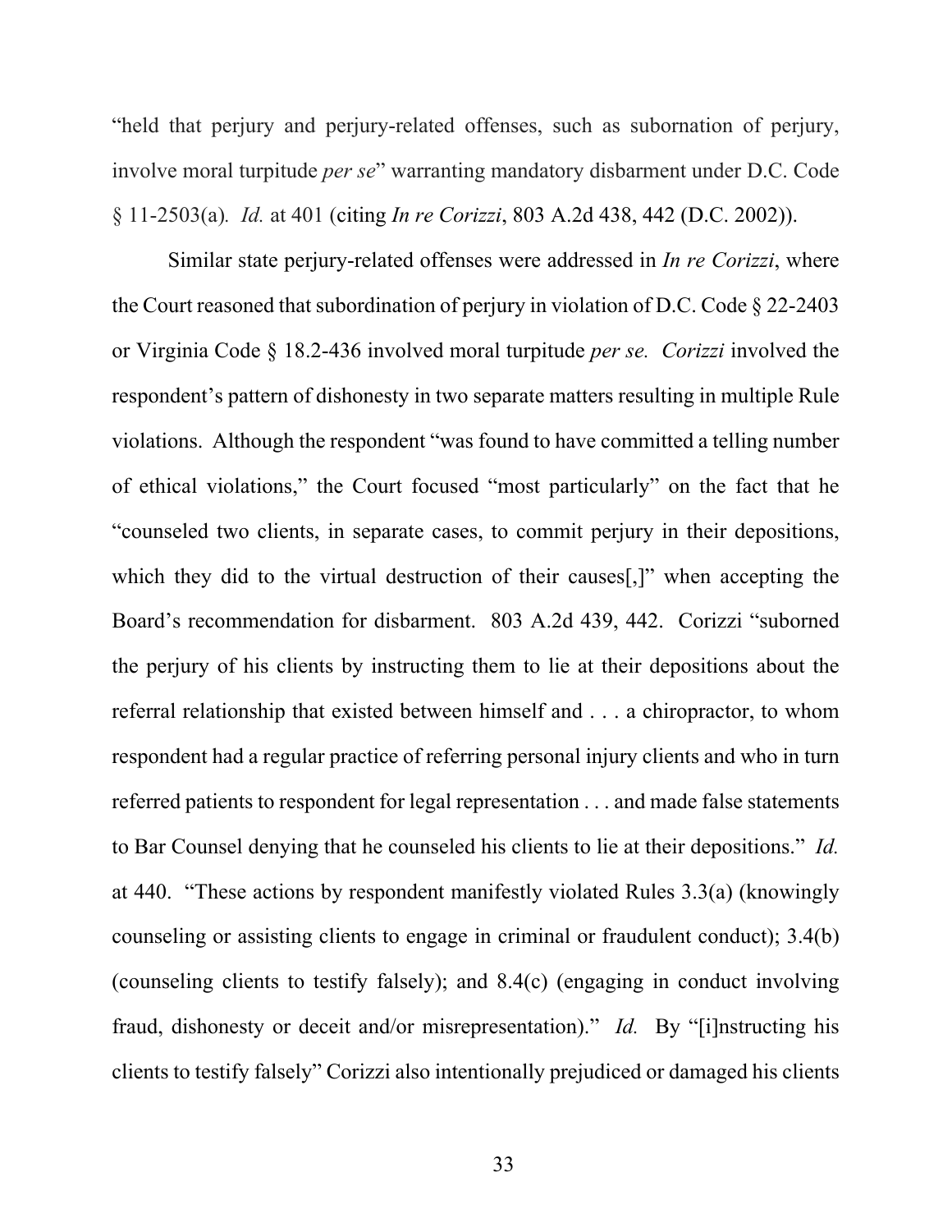"held that perjury and perjury-related offenses, such as subornation of perjury, involve moral turpitude *per se*" warranting mandatory disbarment under D.C. Code § 11-2503(a). *Id.* at 401 (citing *In re Corizzi*, 803 A.2d 438, 442 (D.C. 2002)).

Similar state perjury-related offenses were addressed in *In re Corizzi*, where the Court reasoned that subordination of perjury in violation of D.C. Code § 22-2403 or Virginia Code § 18.2-436 involved moral turpitude *per se. Corizzi* involved the respondent's pattern of dishonesty in two separate matters resulting in multiple Rule violations. Although the respondent "was found to have committed a telling number of ethical violations," the Court focused "most particularly" on the fact that he "counseled two clients, in separate cases, to commit perjury in their depositions, which they did to the virtual destruction of their causes[,]" when accepting the Board's recommendation for disbarment. 803 A.2d 439, 442. Corizzi "suborned the perjury of his clients by instructing them to lie at their depositions about the referral relationship that existed between himself and . . . a chiropractor, to whom respondent had a regular practice of referring personal injury clients and who in turn referred patients to respondent for legal representation . . . and made false statements to Bar Counsel denying that he counseled his clients to lie at their depositions." *Id.* at 440. "These actions by respondent manifestly violated Rules 3.3(a) (knowingly counseling or assisting clients to engage in criminal or fraudulent conduct); 3.4(b) (counseling clients to testify falsely); and 8.4(c) (engaging in conduct involving fraud, dishonesty or deceit and/or misrepresentation)." *Id.* By "[i]nstructing his clients to testify falsely" Corizzi also intentionally prejudiced or damaged his clients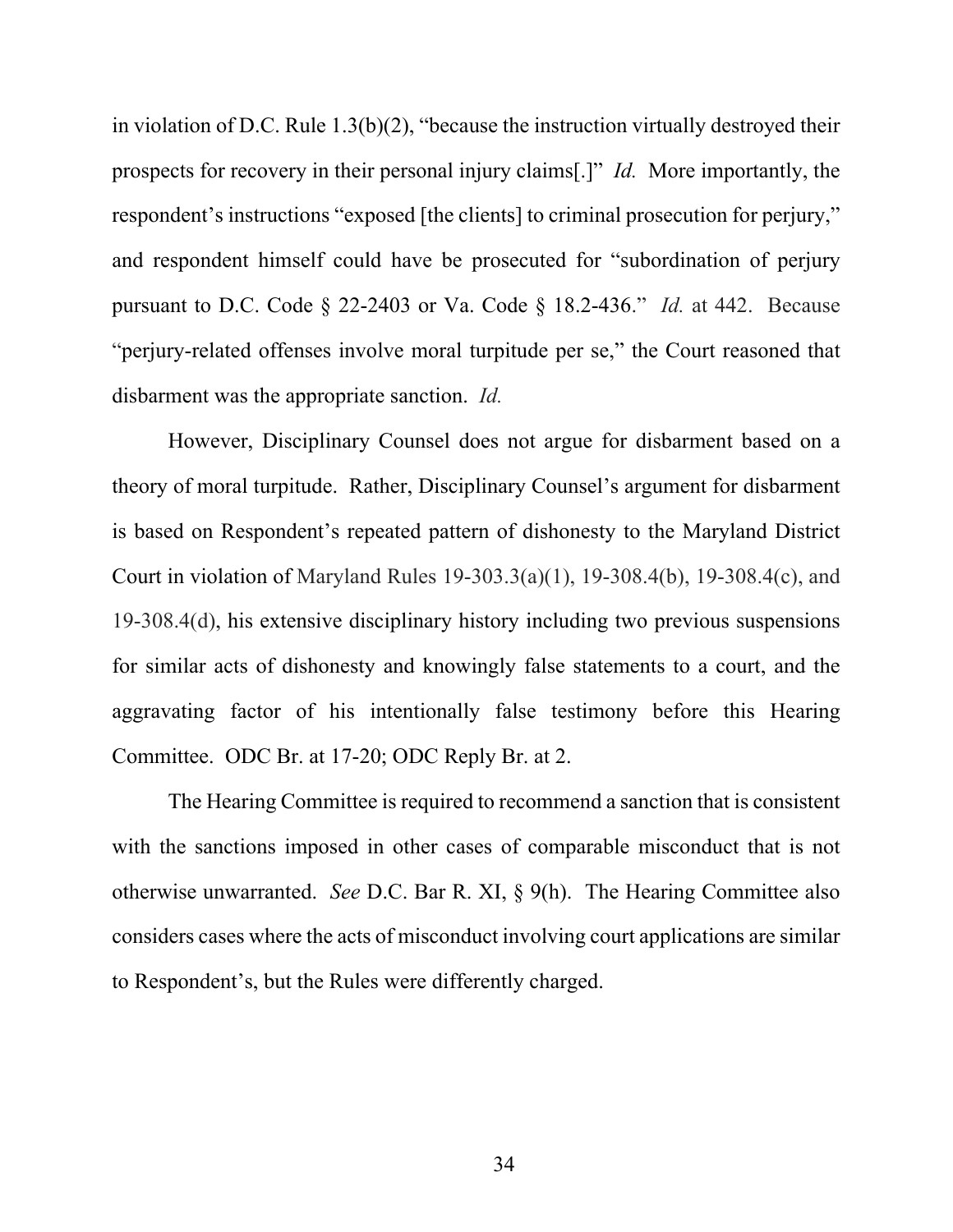in violation of D.C. Rule 1.3(b)(2), "because the instruction virtually destroyed their prospects for recovery in their personal injury claims[.]" *Id.* More importantly, the respondent's instructions "exposed [the clients] to criminal prosecution for perjury," and respondent himself could have be prosecuted for "subordination of perjury pursuant to D.C. Code § 22-2403 or Va. Code § 18.2-436." *Id.* at 442. Because "perjury-related offenses involve moral turpitude per se," the Court reasoned that disbarment was the appropriate sanction. *Id.*

However, Disciplinary Counsel does not argue for disbarment based on a theory of moral turpitude. Rather, Disciplinary Counsel's argument for disbarment is based on Respondent's repeated pattern of dishonesty to the Maryland District Court in violation of Maryland Rules 19-303.3(a)(1), 19-308.4(b), 19-308.4(c), and 19-308.4(d), his extensive disciplinary history including two previous suspensions for similar acts of dishonesty and knowingly false statements to a court, and the aggravating factor of his intentionally false testimony before this Hearing Committee. ODC Br. at 17-20; ODC Reply Br. at 2.

The Hearing Committee is required to recommend a sanction that is consistent with the sanctions imposed in other cases of comparable misconduct that is not otherwise unwarranted. *See* D.C. Bar R. XI, § 9(h). The Hearing Committee also considers cases where the acts of misconduct involving court applications are similar to Respondent's, but the Rules were differently charged.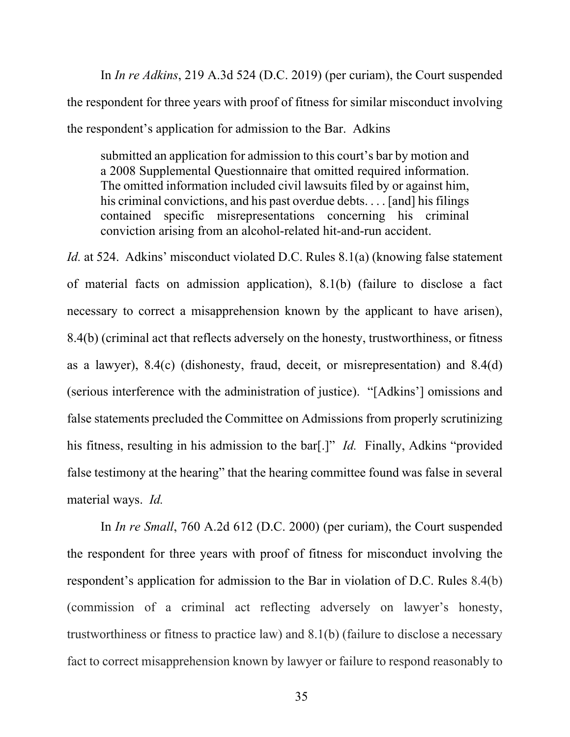In *In re Adkins*, 219 A.3d 524 (D.C. 2019) (per curiam), the Court suspended the respondent for three years with proof of fitness for similar misconduct involving the respondent's application for admission to the Bar. Adkins

> submitted an application for admission to this court's bar by motion and a 2008 Supplemental Questionnaire that omitted required information. The omitted information included civil lawsuits filed by or against him, his criminal convictions, and his past overdue debts. . . . [and] his filings contained specific misrepresentations concerning his criminal conviction arising from an alcohol-related hit-and-run accident.

*Id.* at 524. Adkins' misconduct violated D.C. Rules 8.1(a) (knowing false statement of material facts on admission application), 8.1(b) (failure to disclose a fact necessary to correct a misapprehension known by the applicant to have arisen), 8.4(b) (criminal act that reflects adversely on the honesty, trustworthiness, or fitness as a lawyer), 8.4(c) (dishonesty, fraud, deceit, or misrepresentation) and 8.4(d) (serious interference with the administration of justice). "[Adkins'] omissions and false statements precluded the Committee on Admissions from properly scrutinizing his fitness, resulting in his admission to the bar[.]" *Id.* Finally, Adkins "provided false testimony at the hearing" that the hearing committee found was false in several material ways. *Id.*

In *In re Small*, 760 A.2d 612 (D.C. 2000) (per curiam), the Court suspended the respondent for three years with proof of fitness for misconduct involving the respondent's application for admission to the Bar in violation of D.C. Rules 8.4(b) (commission of a criminal act reflecting adversely on lawyer's honesty, trustworthiness or fitness to practice law) and 8.1(b) (failure to disclose a necessary fact to correct misapprehension known by lawyer or failure to respond reasonably to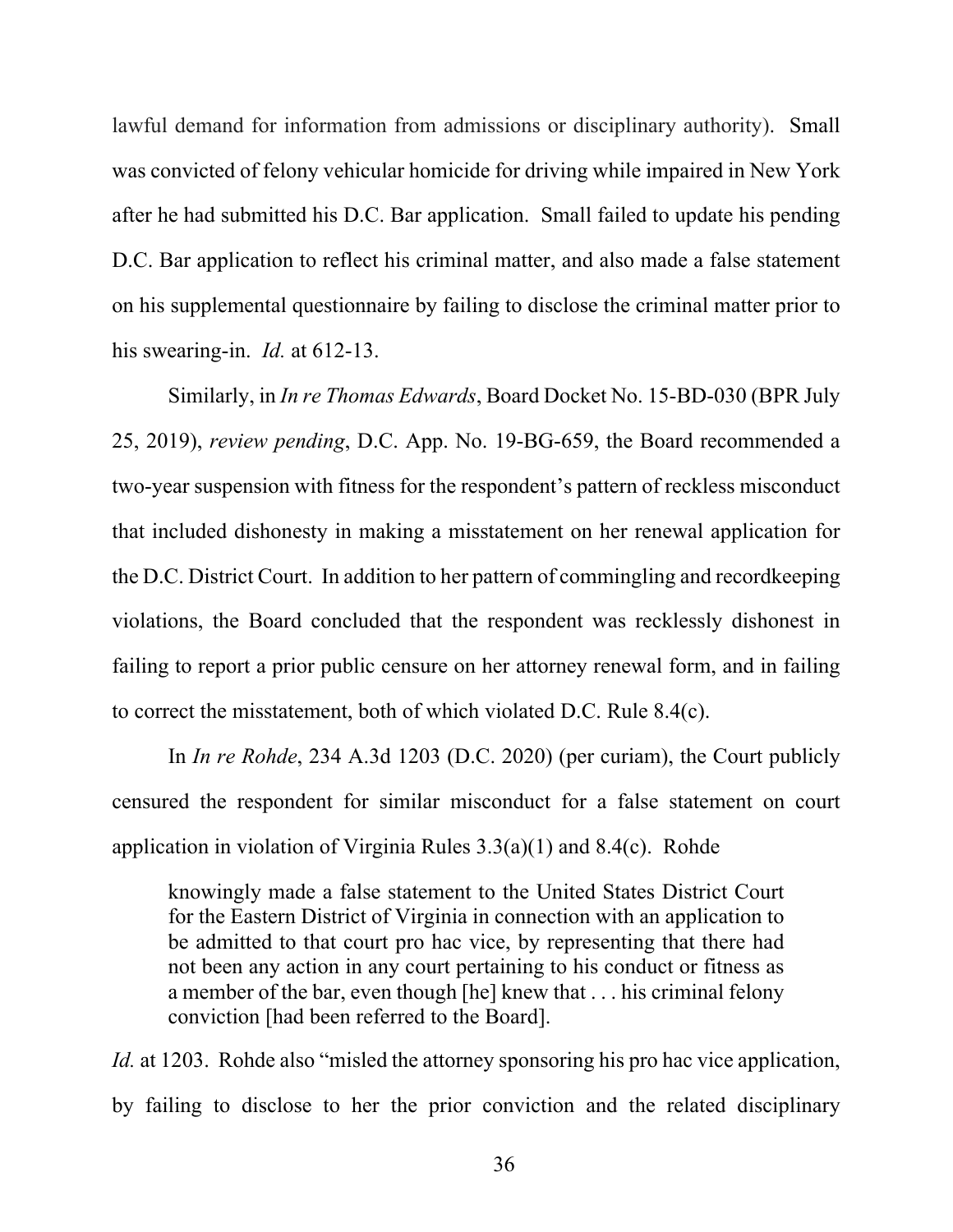lawful demand for information from admissions or disciplinary authority). Small was convicted of felony vehicular homicide for driving while impaired in New York after he had submitted his D.C. Bar application. Small failed to update his pending D.C. Bar application to reflect his criminal matter, and also made a false statement on his supplemental questionnaire by failing to disclose the criminal matter prior to his swearing-in. *Id.* at 612-13.

Similarly, in *In re Thomas Edwards*, Board Docket No. 15-BD-030 (BPR July 25, 2019), *review pending*, D.C. App. No. 19-BG-659, the Board recommended a two-year suspension with fitness for the respondent's pattern of reckless misconduct that included dishonesty in making a misstatement on her renewal application for the D.C. District Court. In addition to her pattern of commingling and recordkeeping violations, the Board concluded that the respondent was recklessly dishonest in failing to report a prior public censure on her attorney renewal form, and in failing to correct the misstatement, both of which violated D.C. Rule 8.4(c).

In *In re Rohde*, 234 A.3d 1203 (D.C. 2020) (per curiam), the Court publicly censured the respondent for similar misconduct for a false statement on court application in violation of Virginia Rules 3.3(a)(1) and 8.4(c). Rohde

> knowingly made a false statement to the United States District Court for the Eastern District of Virginia in connection with an application to be admitted to that court pro hac vice, by representing that there had not been any action in any court pertaining to his conduct or fitness as a member of the bar, even though [he] knew that . . . his criminal felony conviction [had been referred to the Board].

*Id.* at 1203. Rohde also "misled the attorney sponsoring his pro hac vice application, by failing to disclose to her the prior conviction and the related disciplinary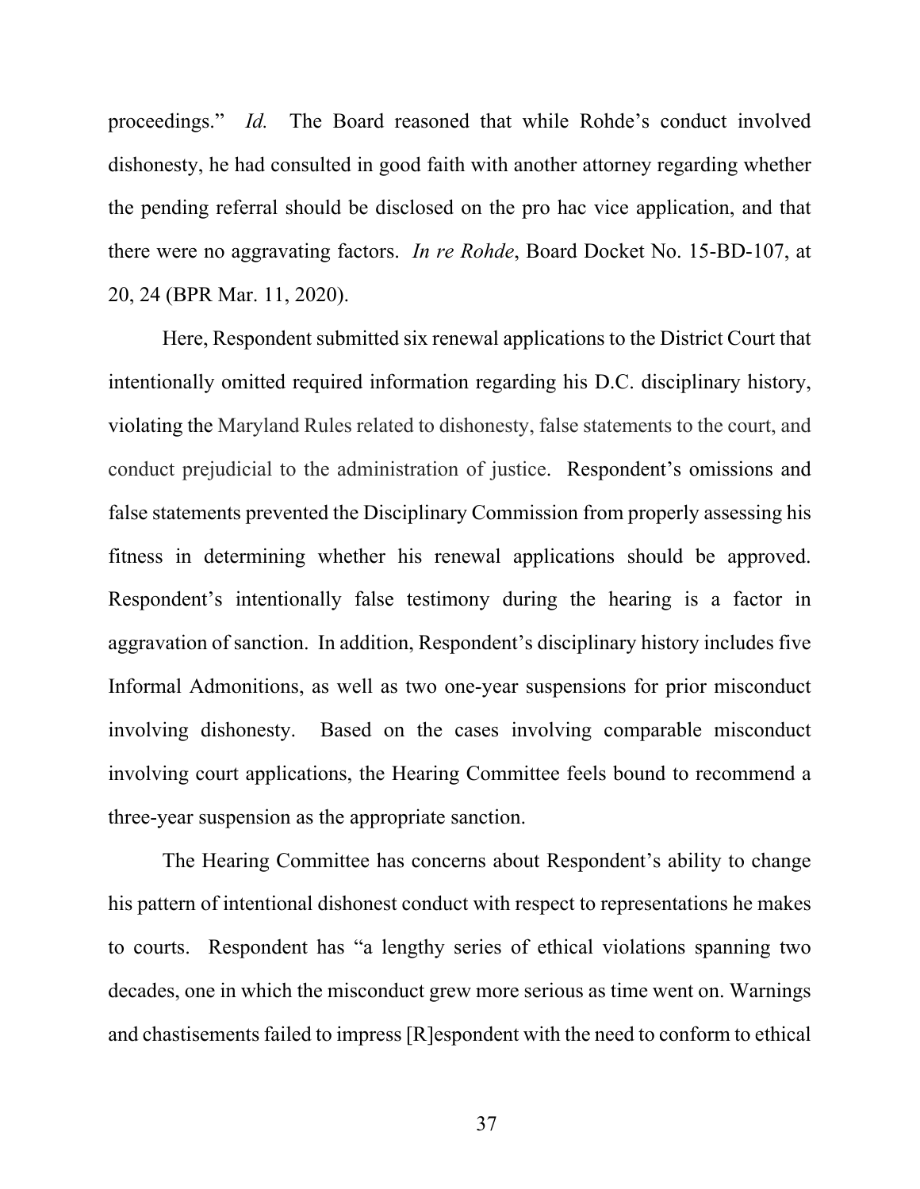proceedings." *Id.* The Board reasoned that while Rohde's conduct involved dishonesty, he had consulted in good faith with another attorney regarding whether the pending referral should be disclosed on the pro hac vice application, and that there were no aggravating factors. *In re Rohde*, Board Docket No. 15-BD-107, at 20, 24 (BPR Mar. 11, 2020).

Here, Respondent submitted six renewal applications to the District Court that intentionally omitted required information regarding his D.C. disciplinary history, violating the Maryland Rules related to dishonesty, false statements to the court, and conduct prejudicial to the administration of justice. Respondent's omissions and false statements prevented the Disciplinary Commission from properly assessing his fitness in determining whether his renewal applications should be approved. Respondent's intentionally false testimony during the hearing is a factor in aggravation of sanction. In addition, Respondent's disciplinary history includes five Informal Admonitions, as well as two one-year suspensions for prior misconduct involving dishonesty. Based on the cases involving comparable misconduct involving court applications, the Hearing Committee feels bound to recommend a three-year suspension as the appropriate sanction.

The Hearing Committee has concerns about Respondent's ability to change his pattern of intentional dishonest conduct with respect to representations he makes to courts. Respondent has "a lengthy series of ethical violations spanning two decades, one in which the misconduct grew more serious as time went on. Warnings and chastisements failed to impress [R]espondent with the need to conform to ethical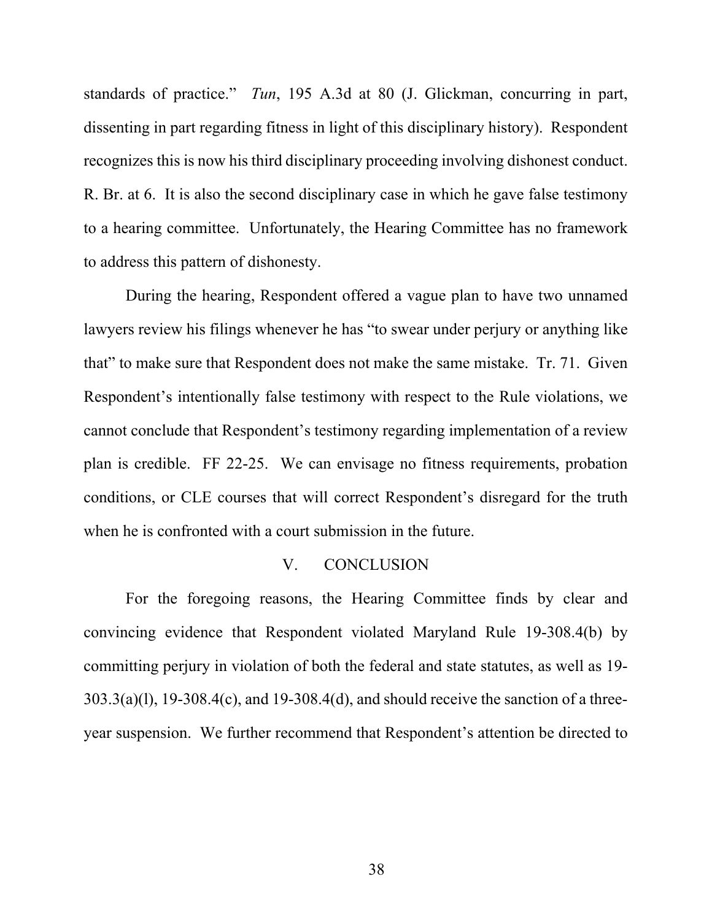standards of practice." *Tun*, 195 A.3d at 80 (J. Glickman, concurring in part, dissenting in part regarding fitness in light of this disciplinary history). Respondent recognizes this is now his third disciplinary proceeding involving dishonest conduct. R. Br. at 6. It is also the second disciplinary case in which he gave false testimony to a hearing committee. Unfortunately, the Hearing Committee has no framework to address this pattern of dishonesty.

During the hearing, Respondent offered a vague plan to have two unnamed lawyers review his filings whenever he has "to swear under perjury or anything like that" to make sure that Respondent does not make the same mistake. Tr. 71. Given Respondent's intentionally false testimony with respect to the Rule violations, we cannot conclude that Respondent's testimony regarding implementation of a review plan is credible. FF 22-25. We can envisage no fitness requirements, probation conditions, or CLE courses that will correct Respondent's disregard for the truth when he is confronted with a court submission in the future.

## V. CONCLUSION

For the foregoing reasons, the Hearing Committee finds by clear and convincing evidence that Respondent violated Maryland Rule 19-308.4(b) by committing perjury in violation of both the federal and state statutes, as well as 19-303.3(a)(l), 19-308.4(c), and 19-308.4(d), and should receive the sanction of a three-year suspension. We further recommend that Respondent's attention be directed to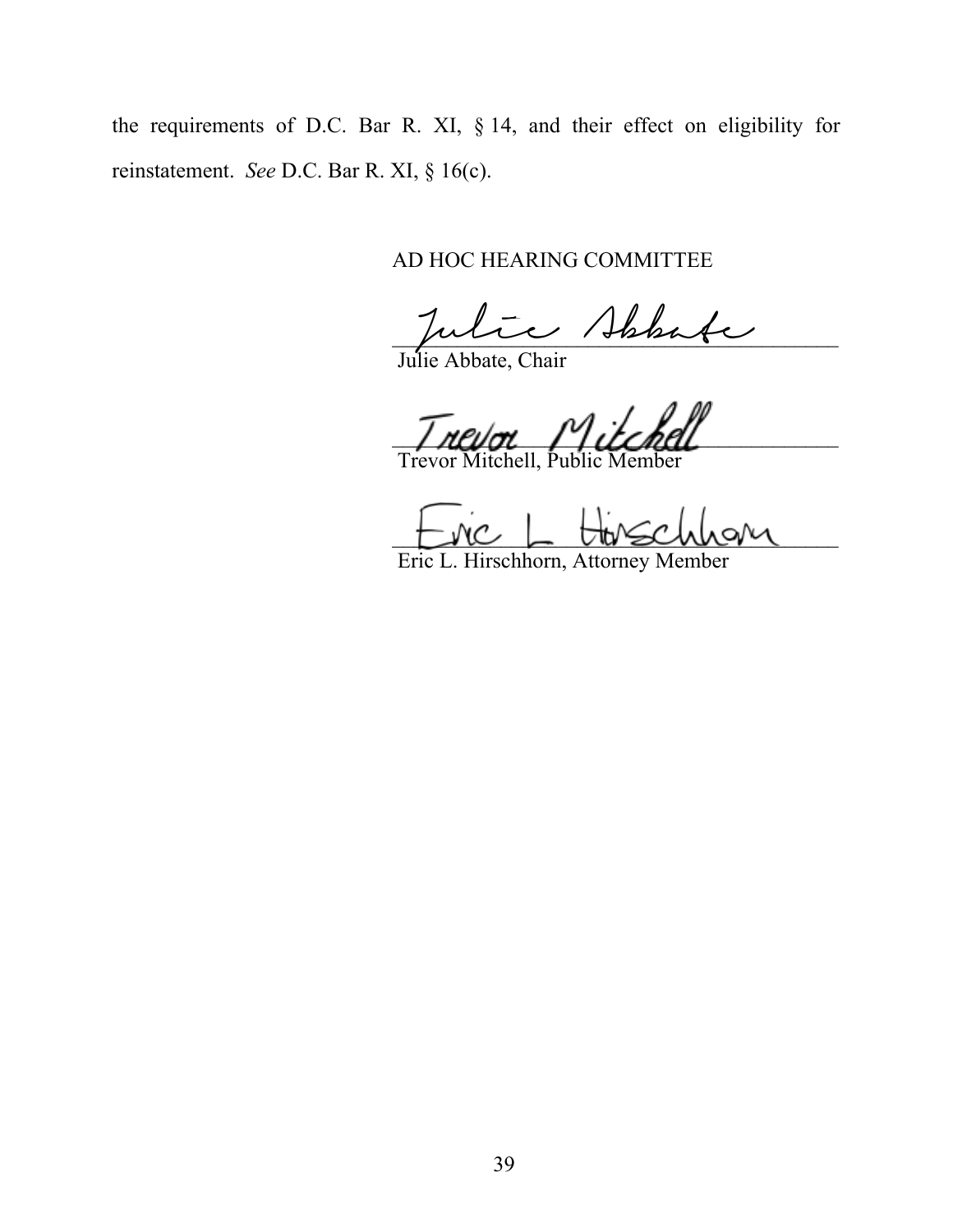the requirements of D.C. Bar R. XI, § 14, and their effect on eligibility for reinstatement. *See* D.C. Bar R. XI, § 16(c).

AD HOC HEARING COMMITTEE

Julie Abbate
Julie Abbate, Chair

Trevor Mitchell
Trevor Mitchell, Public Member

Eric L. Hirschhorn
Eric L. Hirschhorn, Attorney Member